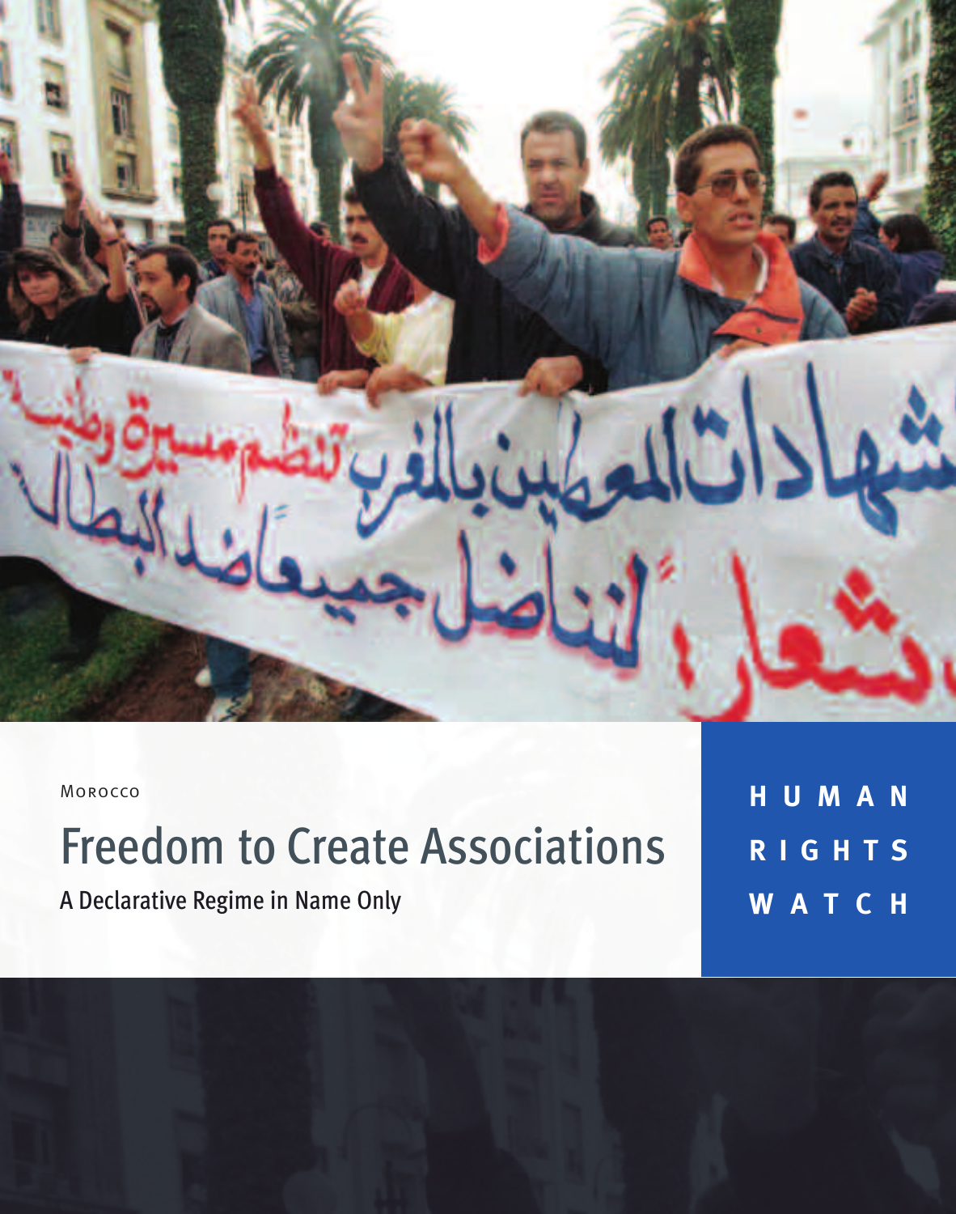Morocco

# Freedom to Create Associations

## A Declarative Regime in Name Only

HUMAN RIGHTS WATCH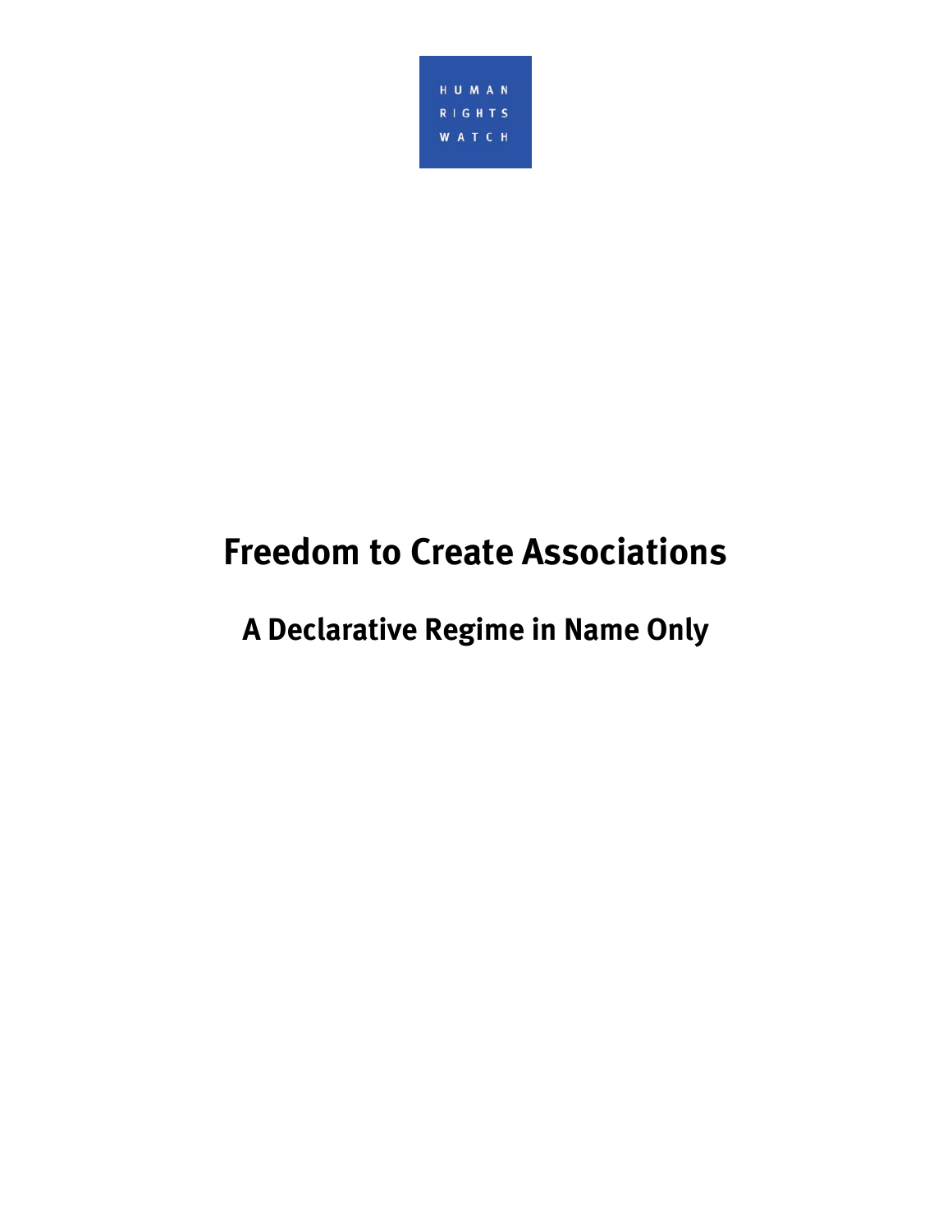HUMAN RIGHTS WATCH

# Freedom to Create Associations

## A Declarative Regime in Name Only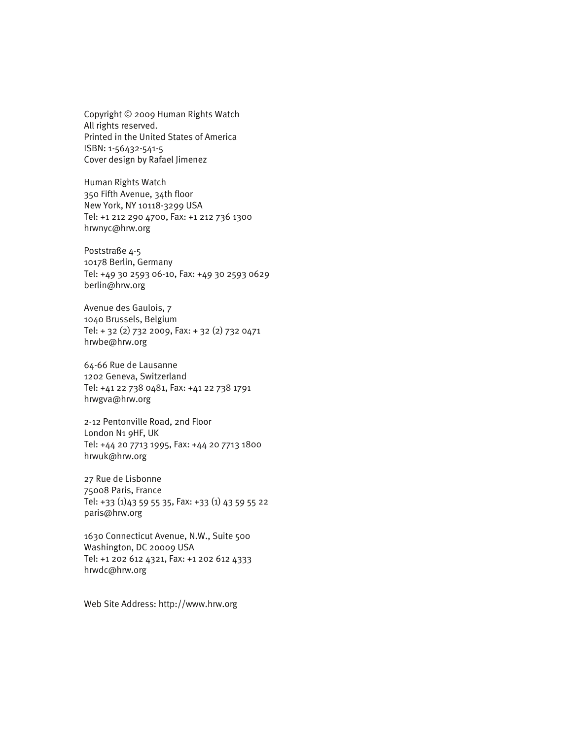Copyright © 2009 Human Rights Watch
All rights reserved.
Printed in the United States of America
ISBN: 1-56432-541-5
Cover design by Rafael Jimenez

Human Rights Watch
350 Fifth Avenue, 34th floor
New York, NY 10118-3299 USA
Tel: +1 212 290 4700, Fax: +1 212 736 1300
hrwnyc@hrw.org

Poststraße 4-5
10178 Berlin, Germany
Tel: +49 30 2593 06-10, Fax: +49 30 2593 0629
berlin@hrw.org

Avenue des Gaulois, 7
1040 Brussels, Belgium
Tel: + 32 (2) 732 2009, Fax: + 32 (2) 732 0471
hrwbe@hrw.org

64-66 Rue de Lausanne
1202 Geneva, Switzerland
Tel: +41 22 738 0481, Fax: +41 22 738 1791
hrwgva@hrw.org

2-12 Pentonville Road, 2nd Floor
London N1 9HF, UK
Tel: +44 20 7713 1995, Fax: +44 20 7713 1800
hrwuk@hrw.org

27 Rue de Lisbonne
75008 Paris, France
Tel: +33 (1)43 59 55 35, Fax: +33 (1) 43 59 55 22
paris@hrw.org

1630 Connecticut Avenue, N.W., Suite 500
Washington, DC 20009 USA
Tel: +1 202 612 4321, Fax: +1 202 612 4333
hrwdc@hrw.org

Web Site Address: http://www.hrw.org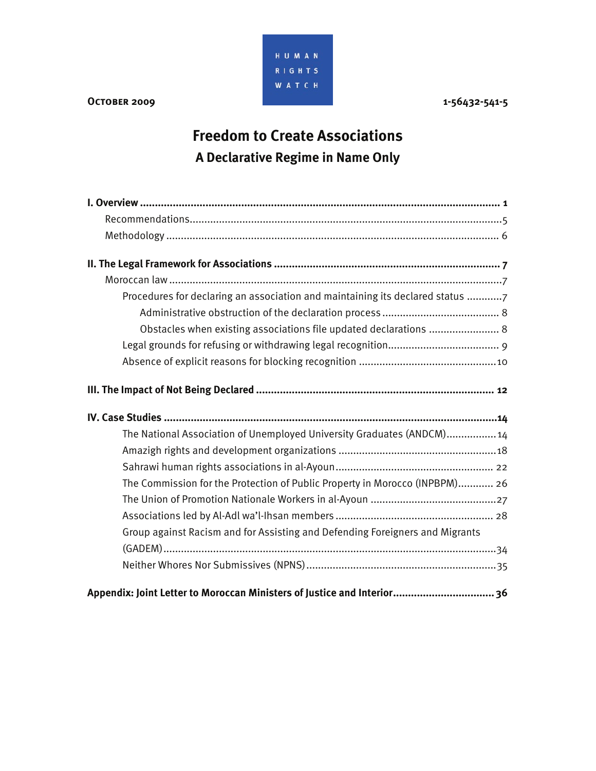HUMAN RIGHTS WATCH

**October 2009** **1-56432-541-5**

# Freedom to Create Associations

## A Declarative Regime in Name Only

**I. Overview** ..... **1**

- Recommendations ..... 5
- Methodology ..... 6

**II. The Legal Framework for Associations** ..... **7**

- Moroccan law ..... 7
  - Procedures for declaring an association and maintaining its declared status ..... 7
    - Administrative obstruction of the declaration process ..... 8
    - Obstacles when existing associations file updated declarations ..... 8
  - Legal grounds for refusing or withdrawing legal recognition ..... 9
  - Absence of explicit reasons for blocking recognition ..... 10

**III. The Impact of Not Being Declared** ..... **12**

**IV. Case Studies** ..... **14**

- The National Association of Unemployed University Graduates (ANDCM) ..... 14
- Amazigh rights and development organizations ..... 18
- Sahrawi human rights associations in al-Ayoun ..... 22
- The Commission for the Protection of Public Property in Morocco (INPBPM) ..... 26
- The Union of Promotion Nationale Workers in al-Ayoun ..... 27
- Associations led by Al-Adl wa'l-Ihsan members ..... 28
- Group against Racism and for Assisting and Defending Foreigners and Migrants (GADEM) ..... 34
- Neither Whores Nor Submissives (NPNS) ..... 35

**Appendix: Joint Letter to Moroccan Ministers of Justice and Interior** ..... **36**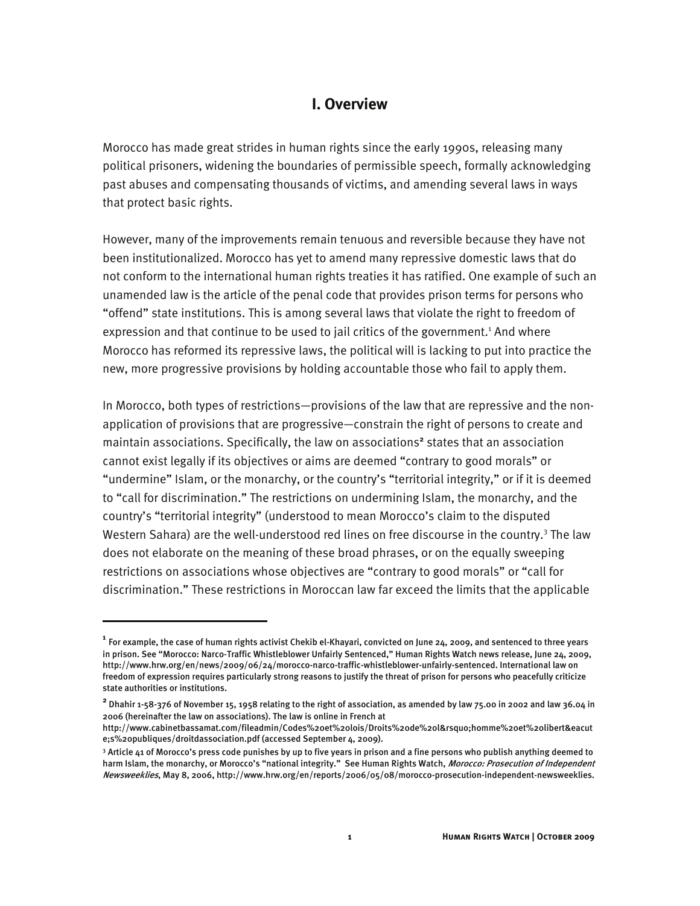## I. Overview

Morocco has made great strides in human rights since the early 1990s, releasing many political prisoners, widening the boundaries of permissible speech, formally acknowledging past abuses and compensating thousands of victims, and amending several laws in ways that protect basic rights.

However, many of the improvements remain tenuous and reversible because they have not been institutionalized. Morocco has yet to amend many repressive domestic laws that do not conform to the international human rights treaties it has ratified. One example of such an unamended law is the article of the penal code that provides prison terms for persons who "offend" state institutions. This is among several laws that violate the right to freedom of expression and that continue to be used to jail critics of the government.[1] And where Morocco has reformed its repressive laws, the political will is lacking to put into practice the new, more progressive provisions by holding accountable those who fail to apply them.

In Morocco, both types of restrictions—provisions of the law that are repressive and the non-application of provisions that are progressive—constrain the right of persons to create and maintain associations. Specifically, the law on associations[2] states that an association cannot exist legally if its objectives or aims are deemed "contrary to good morals" or "undermine" Islam, or the monarchy, or the country's "territorial integrity," or if it is deemed to "call for discrimination." The restrictions on undermining Islam, the monarchy, and the country's "territorial integrity" (understood to mean Morocco's claim to the disputed Western Sahara) are the well-understood red lines on free discourse in the country.[3] The law does not elaborate on the meaning of these broad phrases, or on the equally sweeping restrictions on associations whose objectives are "contrary to good morals" or "call for discrimination." These restrictions in Moroccan law far exceed the limits that the applicable

---

[1] For example, the case of human rights activist Chekib el-Khayari, convicted on June 24, 2009, and sentenced to three years in prison. See "Morocco: Narco-Traffic Whistleblower Unfairly Sentenced," Human Rights Watch news release, June 24, 2009, http://www.hrw.org/en/news/2009/06/24/morocco-narco-traffic-whistleblower-unfairly-sentenced. International law on freedom of expression requires particularly strong reasons to justify the threat of prison for persons who peacefully criticize state authorities or institutions.

[2] Dhahir 1-58-376 of November 15, 1958 relating to the right of association, as amended by law 75.00 in 2002 and law 36.04 in 2006 (hereinafter the law on associations). The law is online in French at http://www.cabinetbassamat.com/fileadmin/Codes%20et%20lois/Droits%20de%20l&rsquo;homme%20et%20libert&eacute;s%20publiques/droitdassociation.pdf (accessed September 4, 2009).

[3] Article 41 of Morocco's press code punishes by up to five years in prison and a fine persons who publish anything deemed to harm Islam, the monarchy, or Morocco's "national integrity." See Human Rights Watch, *Morocco: Prosecution of Independent Newsweeklies*, May 8, 2006, http://www.hrw.org/en/reports/2006/05/08/morocco-prosecution-independent-newsweeklies.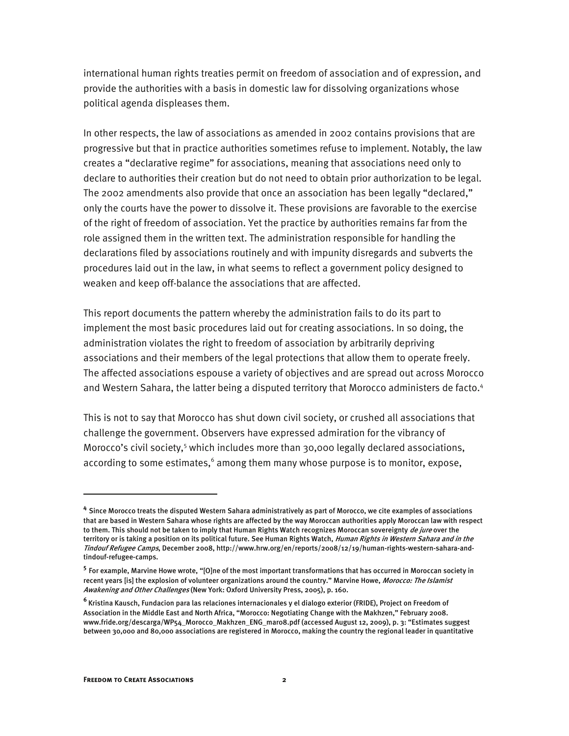international human rights treaties permit on freedom of association and of expression, and provide the authorities with a basis in domestic law for dissolving organizations whose political agenda displeases them.

In other respects, the law of associations as amended in 2002 contains provisions that are progressive but that in practice authorities sometimes refuse to implement. Notably, the law creates a "declarative regime" for associations, meaning that associations need only to declare to authorities their creation but do not need to obtain prior authorization to be legal. The 2002 amendments also provide that once an association has been legally "declared," only the courts have the power to dissolve it. These provisions are favorable to the exercise of the right of freedom of association. Yet the practice by authorities remains far from the role assigned them in the written text. The administration responsible for handling the declarations filed by associations routinely and with impunity disregards and subverts the procedures laid out in the law, in what seems to reflect a government policy designed to weaken and keep off-balance the associations that are affected.

This report documents the pattern whereby the administration fails to do its part to implement the most basic procedures laid out for creating associations. In so doing, the administration violates the right to freedom of association by arbitrarily depriving associations and their members of the legal protections that allow them to operate freely. The affected associations espouse a variety of objectives and are spread out across Morocco and Western Sahara, the latter being a disputed territory that Morocco administers de facto.[4]

This is not to say that Morocco has shut down civil society, or crushed all associations that challenge the government. Observers have expressed admiration for the vibrancy of Morocco's civil society,[5] which includes more than 30,000 legally declared associations, according to some estimates,[6] among them many whose purpose is to monitor, expose,

---

[4] Since Morocco treats the disputed Western Sahara administratively as part of Morocco, we cite examples of associations that are based in Western Sahara whose rights are affected by the way Moroccan authorities apply Moroccan law with respect to them. This should not be taken to imply that Human Rights Watch recognizes Moroccan sovereignty *de jure* over the territory or is taking a position on its political future. See Human Rights Watch, *Human Rights in Western Sahara and in the Tindouf Refugee Camps*, December 2008, http://www.hrw.org/en/reports/2008/12/19/human-rights-western-sahara-and-tindouf-refugee-camps.

[5] For example, Marvine Howe wrote, "[O]ne of the most important transformations that has occurred in Moroccan society in recent years [is] the explosion of volunteer organizations around the country." Marvine Howe, *Morocco: The Islamist Awakening and Other Challenges* (New York: Oxford University Press, 2005), p. 160.

[6] Kristina Kausch, Fundacion para las relaciones internacionales y el dialogo exterior (FRIDE), Project on Freedom of Association in the Middle East and North Africa, "Morocco: Negotiating Change with the Makhzen," February 2008. www.fride.org/descarga/WP54_Morocco_Makhzen_ENG_mar08.pdf (accessed August 12, 2009), p. 3: "Estimates suggest between 30,000 and 80,000 associations are registered in Morocco, making the country the regional leader in quantitative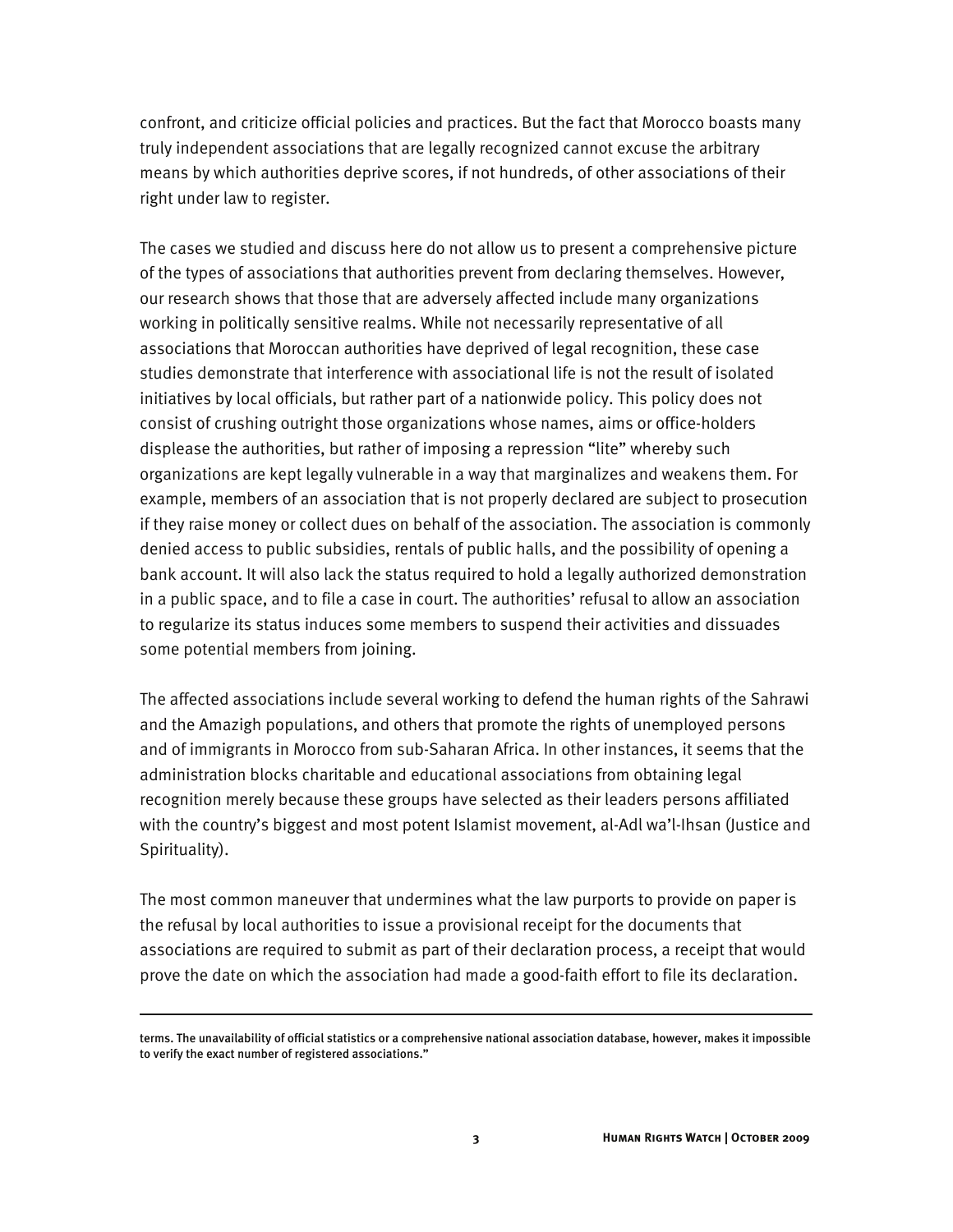confront, and criticize official policies and practices. But the fact that Morocco boasts many truly independent associations that are legally recognized cannot excuse the arbitrary means by which authorities deprive scores, if not hundreds, of other associations of their right under law to register.

The cases we studied and discuss here do not allow us to present a comprehensive picture of the types of associations that authorities prevent from declaring themselves. However, our research shows that those that are adversely affected include many organizations working in politically sensitive realms. While not necessarily representative of all associations that Moroccan authorities have deprived of legal recognition, these case studies demonstrate that interference with associational life is not the result of isolated initiatives by local officials, but rather part of a nationwide policy. This policy does not consist of crushing outright those organizations whose names, aims or office-holders displease the authorities, but rather of imposing a repression "lite" whereby such organizations are kept legally vulnerable in a way that marginalizes and weakens them. For example, members of an association that is not properly declared are subject to prosecution if they raise money or collect dues on behalf of the association. The association is commonly denied access to public subsidies, rentals of public halls, and the possibility of opening a bank account. It will also lack the status required to hold a legally authorized demonstration in a public space, and to file a case in court. The authorities' refusal to allow an association to regularize its status induces some members to suspend their activities and dissuades some potential members from joining.

The affected associations include several working to defend the human rights of the Sahrawi and the Amazigh populations, and others that promote the rights of unemployed persons and of immigrants in Morocco from sub-Saharan Africa. In other instances, it seems that the administration blocks charitable and educational associations from obtaining legal recognition merely because these groups have selected as their leaders persons affiliated with the country's biggest and most potent Islamist movement, al-Adl wa'l-Ihsan (Justice and Spirituality).

The most common maneuver that undermines what the law purports to provide on paper is the refusal by local authorities to issue a provisional receipt for the documents that associations are required to submit as part of their declaration process, a receipt that would prove the date on which the association had made a good-faith effort to file its declaration.

---

terms. The unavailability of official statistics or a comprehensive national association database, however, makes it impossible to verify the exact number of registered associations."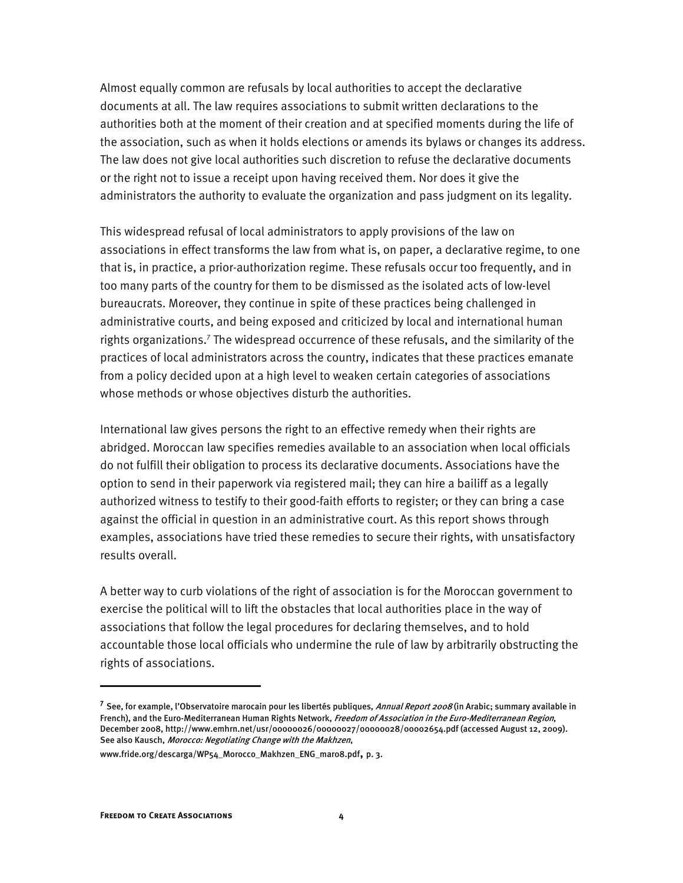Almost equally common are refusals by local authorities to accept the declarative documents at all. The law requires associations to submit written declarations to the authorities both at the moment of their creation and at specified moments during the life of the association, such as when it holds elections or amends its bylaws or changes its address. The law does not give local authorities such discretion to refuse the declarative documents or the right not to issue a receipt upon having received them. Nor does it give the administrators the authority to evaluate the organization and pass judgment on its legality.

This widespread refusal of local administrators to apply provisions of the law on associations in effect transforms the law from what is, on paper, a declarative regime, to one that is, in practice, a prior-authorization regime. These refusals occur too frequently, and in too many parts of the country for them to be dismissed as the isolated acts of low-level bureaucrats. Moreover, they continue in spite of these practices being challenged in administrative courts, and being exposed and criticized by local and international human rights organizations.[7] The widespread occurrence of these refusals, and the similarity of the practices of local administrators across the country, indicates that these practices emanate from a policy decided upon at a high level to weaken certain categories of associations whose methods or whose objectives disturb the authorities.

International law gives persons the right to an effective remedy when their rights are abridged. Moroccan law specifies remedies available to an association when local officials do not fulfill their obligation to process its declarative documents. Associations have the option to send in their paperwork via registered mail; they can hire a bailiff as a legally authorized witness to testify to their good-faith efforts to register; or they can bring a case against the official in question in an administrative court. As this report shows through examples, associations have tried these remedies to secure their rights, with unsatisfactory results overall.

A better way to curb violations of the right of association is for the Moroccan government to exercise the political will to lift the obstacles that local authorities place in the way of associations that follow the legal procedures for declaring themselves, and to hold accountable those local officials who undermine the rule of law by arbitrarily obstructing the rights of associations.

---

[7] See, for example, l'Observatoire marocain pour les libertés publiques, *Annual Report 2008* (in Arabic; summary available in French), and the Euro-Mediterranean Human Rights Network, *Freedom of Association in the Euro-Mediterranean Region*, December 2008, http://www.emhrn.net/usr/00000026/00000027/00000028/00002654.pdf (accessed August 12, 2009). See also Kausch, *Morocco: Negotiating Change with the Makhzen*, www.fride.org/descarga/WP54_Morocco_Makhzen_ENG_mar08.pdf, p. 3.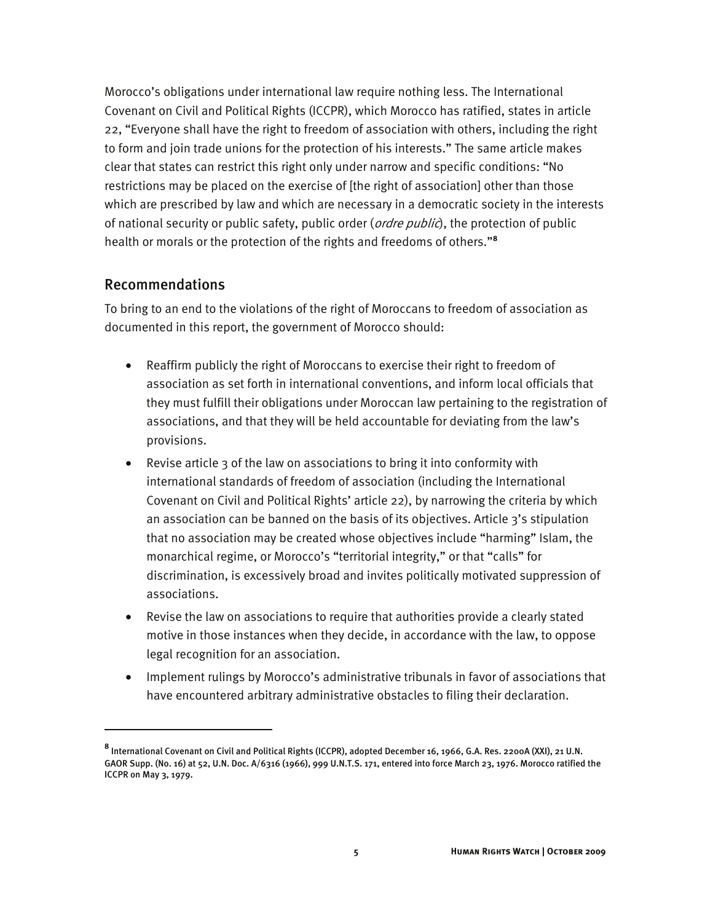Morocco's obligations under international law require nothing less. The International Covenant on Civil and Political Rights (ICCPR), which Morocco has ratified, states in article 22, "Everyone shall have the right to freedom of association with others, including the right to form and join trade unions for the protection of his interests." The same article makes clear that states can restrict this right only under narrow and specific conditions: "No restrictions may be placed on the exercise of [the right of association] other than those which are prescribed by law and which are necessary in a democratic society in the interests of national security or public safety, public order (*ordre public*), the protection of public health or morals or the protection of the rights and freedoms of others."[8]

## Recommendations

To bring to an end to the violations of the right of Moroccans to freedom of association as documented in this report, the government of Morocco should:

- Reaffirm publicly the right of Moroccans to exercise their right to freedom of association as set forth in international conventions, and inform local officials that they must fulfill their obligations under Moroccan law pertaining to the registration of associations, and that they will be held accountable for deviating from the law's provisions.
- Revise article 3 of the law on associations to bring it into conformity with international standards of freedom of association (including the International Covenant on Civil and Political Rights' article 22), by narrowing the criteria by which an association can be banned on the basis of its objectives. Article 3's stipulation that no association may be created whose objectives include "harming" Islam, the monarchical regime, or Morocco's "territorial integrity," or that "calls" for discrimination, is excessively broad and invites politically motivated suppression of associations.
- Revise the law on associations to require that authorities provide a clearly stated motive in those instances when they decide, in accordance with the law, to oppose legal recognition for an association.
- Implement rulings by Morocco's administrative tribunals in favor of associations that have encountered arbitrary administrative obstacles to filing their declaration.

---

[8] International Covenant on Civil and Political Rights (ICCPR), adopted December 16, 1966, G.A. Res. 2200A (XXI), 21 U.N. GAOR Supp. (No. 16) at 52, U.N. Doc. A/6316 (1966), 999 U.N.T.S. 171, entered into force March 23, 1976. Morocco ratified the ICCPR on May 3, 1979.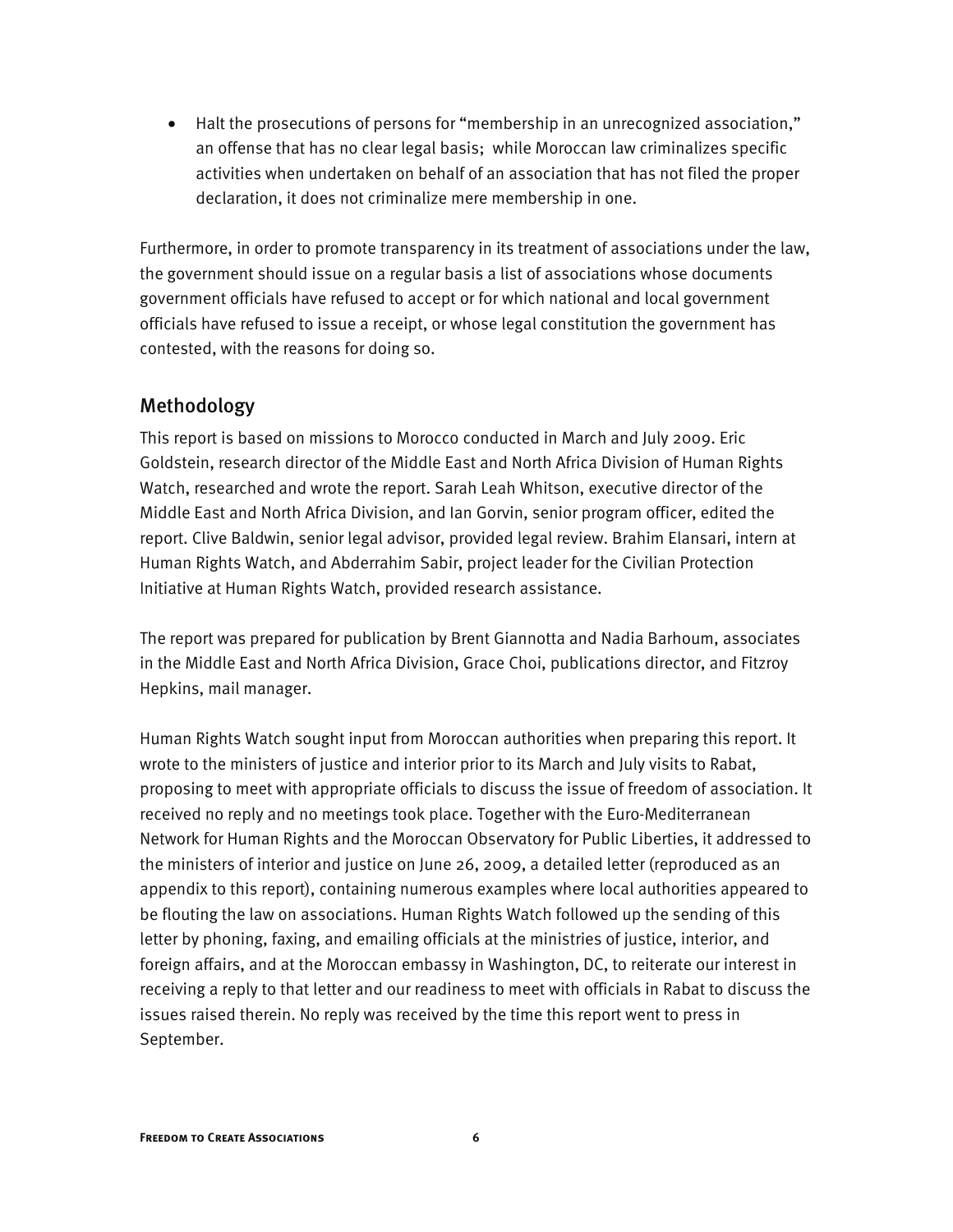- Halt the prosecutions of persons for "membership in an unrecognized association," an offense that has no clear legal basis; while Moroccan law criminalizes specific activities when undertaken on behalf of an association that has not filed the proper declaration, it does not criminalize mere membership in one.

Furthermore, in order to promote transparency in its treatment of associations under the law, the government should issue on a regular basis a list of associations whose documents government officials have refused to accept or for which national and local government officials have refused to issue a receipt, or whose legal constitution the government has contested, with the reasons for doing so.

## Methodology

This report is based on missions to Morocco conducted in March and July 2009. Eric Goldstein, research director of the Middle East and North Africa Division of Human Rights Watch, researched and wrote the report. Sarah Leah Whitson, executive director of the Middle East and North Africa Division, and Ian Gorvin, senior program officer, edited the report. Clive Baldwin, senior legal advisor, provided legal review. Brahim Elansari, intern at Human Rights Watch, and Abderrahim Sabir, project leader for the Civilian Protection Initiative at Human Rights Watch, provided research assistance.

The report was prepared for publication by Brent Giannotta and Nadia Barhoum, associates in the Middle East and North Africa Division, Grace Choi, publications director, and Fitzroy Hepkins, mail manager.

Human Rights Watch sought input from Moroccan authorities when preparing this report. It wrote to the ministers of justice and interior prior to its March and July visits to Rabat, proposing to meet with appropriate officials to discuss the issue of freedom of association. It received no reply and no meetings took place. Together with the Euro-Mediterranean Network for Human Rights and the Moroccan Observatory for Public Liberties, it addressed to the ministers of interior and justice on June 26, 2009, a detailed letter (reproduced as an appendix to this report), containing numerous examples where local authorities appeared to be flouting the law on associations. Human Rights Watch followed up the sending of this letter by phoning, faxing, and emailing officials at the ministries of justice, interior, and foreign affairs, and at the Moroccan embassy in Washington, DC, to reiterate our interest in receiving a reply to that letter and our readiness to meet with officials in Rabat to discuss the issues raised therein. No reply was received by the time this report went to press in September.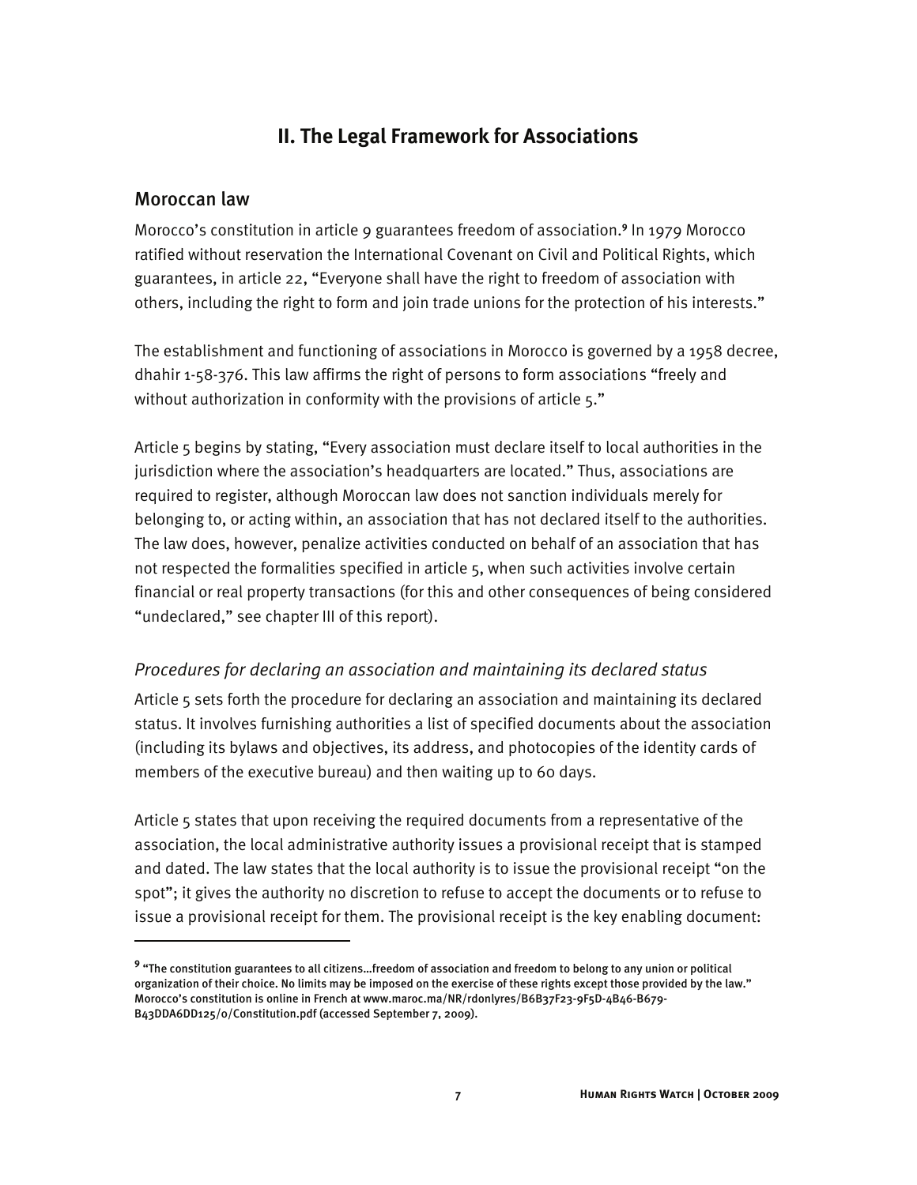## II. The Legal Framework for Associations

### Moroccan law

Morocco's constitution in article 9 guarantees freedom of association.[9] In 1979 Morocco ratified without reservation the International Covenant on Civil and Political Rights, which guarantees, in article 22, "Everyone shall have the right to freedom of association with others, including the right to form and join trade unions for the protection of his interests."

The establishment and functioning of associations in Morocco is governed by a 1958 decree, dhahir 1-58-376. This law affirms the right of persons to form associations "freely and without authorization in conformity with the provisions of article 5."

Article 5 begins by stating, "Every association must declare itself to local authorities in the jurisdiction where the association's headquarters are located." Thus, associations are required to register, although Moroccan law does not sanction individuals merely for belonging to, or acting within, an association that has not declared itself to the authorities. The law does, however, penalize activities conducted on behalf of an association that has not respected the formalities specified in article 5, when such activities involve certain financial or real property transactions (for this and other consequences of being considered "undeclared," see chapter III of this report).

#### *Procedures for declaring an association and maintaining its declared status*

Article 5 sets forth the procedure for declaring an association and maintaining its declared status. It involves furnishing authorities a list of specified documents about the association (including its bylaws and objectives, its address, and photocopies of the identity cards of members of the executive bureau) and then waiting up to 60 days.

Article 5 states that upon receiving the required documents from a representative of the association, the local administrative authority issues a provisional receipt that is stamped and dated. The law states that the local authority is to issue the provisional receipt "on the spot"; it gives the authority no discretion to refuse to accept the documents or to refuse to issue a provisional receipt for them. The provisional receipt is the key enabling document:

---

[9] "The constitution guarantees to all citizens…freedom of association and freedom to belong to any union or political organization of their choice. No limits may be imposed on the exercise of these rights except those provided by the law." Morocco's constitution is online in French at www.maroc.ma/NR/rdonlyres/B6B37F23-9F5D-4B46-B679-B43DDA6DD125/0/Constitution.pdf (accessed September 7, 2009).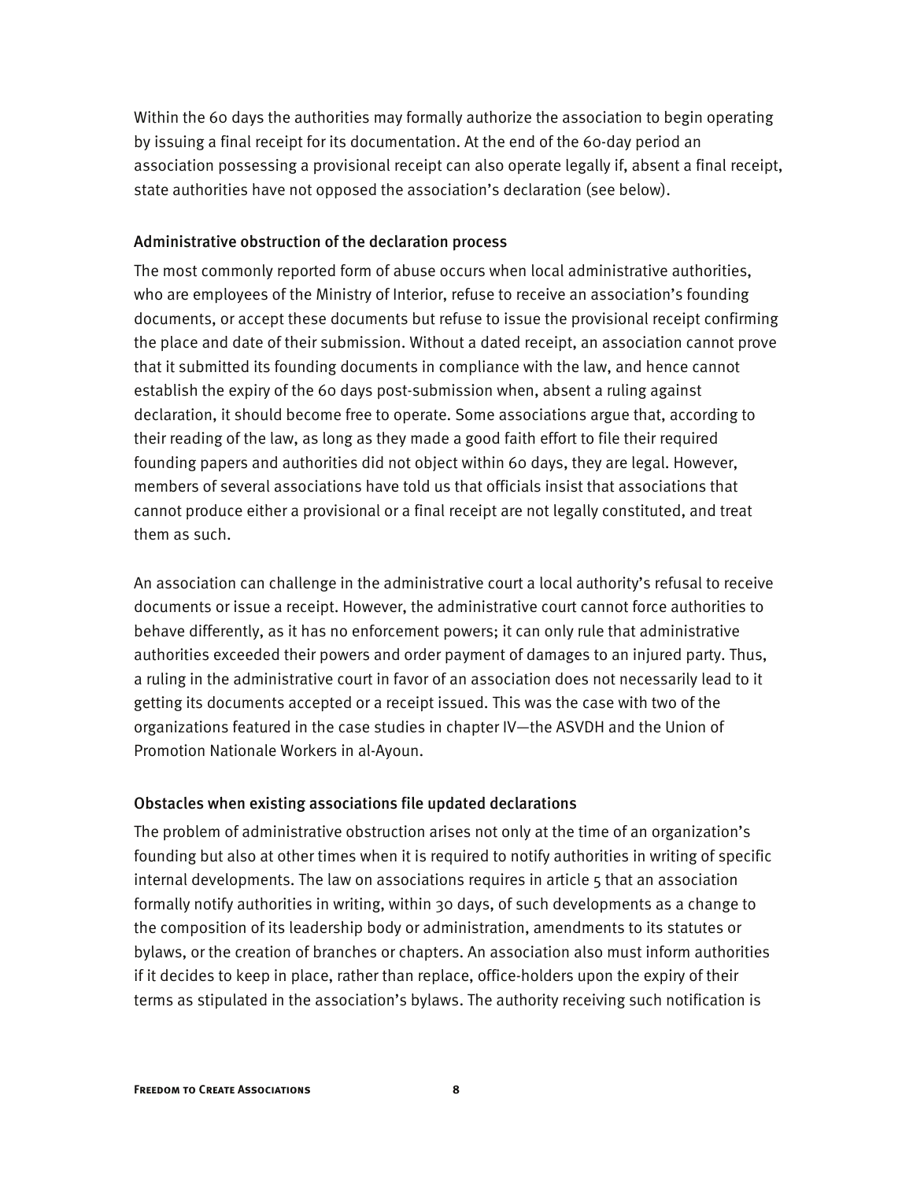Within the 60 days the authorities may formally authorize the association to begin operating by issuing a final receipt for its documentation. At the end of the 60-day period an association possessing a provisional receipt can also operate legally if, absent a final receipt, state authorities have not opposed the association's declaration (see below).

### Administrative obstruction of the declaration process

The most commonly reported form of abuse occurs when local administrative authorities, who are employees of the Ministry of Interior, refuse to receive an association's founding documents, or accept these documents but refuse to issue the provisional receipt confirming the place and date of their submission. Without a dated receipt, an association cannot prove that it submitted its founding documents in compliance with the law, and hence cannot establish the expiry of the 60 days post-submission when, absent a ruling against declaration, it should become free to operate. Some associations argue that, according to their reading of the law, as long as they made a good faith effort to file their required founding papers and authorities did not object within 60 days, they are legal. However, members of several associations have told us that officials insist that associations that cannot produce either a provisional or a final receipt are not legally constituted, and treat them as such.

An association can challenge in the administrative court a local authority's refusal to receive documents or issue a receipt. However, the administrative court cannot force authorities to behave differently, as it has no enforcement powers; it can only rule that administrative authorities exceeded their powers and order payment of damages to an injured party. Thus, a ruling in the administrative court in favor of an association does not necessarily lead to it getting its documents accepted or a receipt issued. This was the case with two of the organizations featured in the case studies in chapter IV—the ASVDH and the Union of Promotion Nationale Workers in al-Ayoun.

### Obstacles when existing associations file updated declarations

The problem of administrative obstruction arises not only at the time of an organization's founding but also at other times when it is required to notify authorities in writing of specific internal developments. The law on associations requires in article 5 that an association formally notify authorities in writing, within 30 days, of such developments as a change to the composition of its leadership body or administration, amendments to its statutes or bylaws, or the creation of branches or chapters. An association also must inform authorities if it decides to keep in place, rather than replace, office-holders upon the expiry of their terms as stipulated in the association's bylaws. The authority receiving such notification is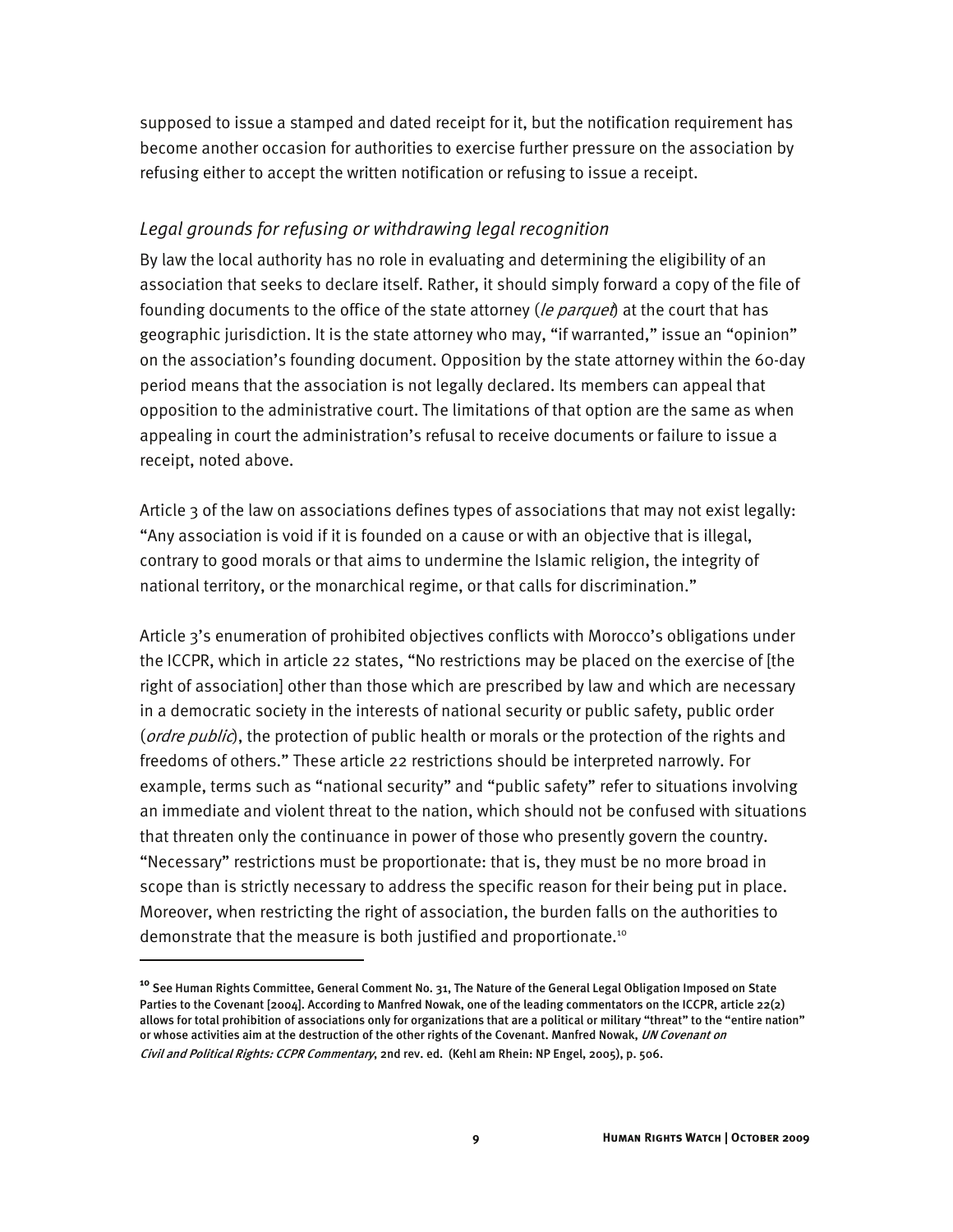supposed to issue a stamped and dated receipt for it, but the notification requirement has become another occasion for authorities to exercise further pressure on the association by refusing either to accept the written notification or refusing to issue a receipt.

### *Legal grounds for refusing or withdrawing legal recognition*

By law the local authority has no role in evaluating and determining the eligibility of an association that seeks to declare itself. Rather, it should simply forward a copy of the file of founding documents to the office of the state attorney (*le parquet*) at the court that has geographic jurisdiction. It is the state attorney who may, "if warranted," issue an "opinion" on the association's founding document. Opposition by the state attorney within the 60-day period means that the association is not legally declared. Its members can appeal that opposition to the administrative court. The limitations of that option are the same as when appealing in court the administration's refusal to receive documents or failure to issue a receipt, noted above.

Article 3 of the law on associations defines types of associations that may not exist legally: "Any association is void if it is founded on a cause or with an objective that is illegal, contrary to good morals or that aims to undermine the Islamic religion, the integrity of national territory, or the monarchical regime, or that calls for discrimination."

Article 3's enumeration of prohibited objectives conflicts with Morocco's obligations under the ICCPR, which in article 22 states, "No restrictions may be placed on the exercise of [the right of association] other than those which are prescribed by law and which are necessary in a democratic society in the interests of national security or public safety, public order (*ordre public*), the protection of public health or morals or the protection of the rights and freedoms of others." These article 22 restrictions should be interpreted narrowly. For example, terms such as "national security" and "public safety" refer to situations involving an immediate and violent threat to the nation, which should not be confused with situations that threaten only the continuance in power of those who presently govern the country. "Necessary" restrictions must be proportionate: that is, they must be no more broad in scope than is strictly necessary to address the specific reason for their being put in place. Moreover, when restricting the right of association, the burden falls on the authorities to demonstrate that the measure is both justified and proportionate.[10]

---

[10] See Human Rights Committee, General Comment No. 31, The Nature of the General Legal Obligation Imposed on State Parties to the Covenant [2004]. According to Manfred Nowak, one of the leading commentators on the ICCPR, article 22(2) allows for total prohibition of associations only for organizations that are a political or military "threat" to the "entire nation" or whose activities aim at the destruction of the other rights of the Covenant. Manfred Nowak, *UN Covenant on Civil and Political Rights: CCPR Commentary*, 2nd rev. ed. (Kehl am Rhein: NP Engel, 2005), p. 506.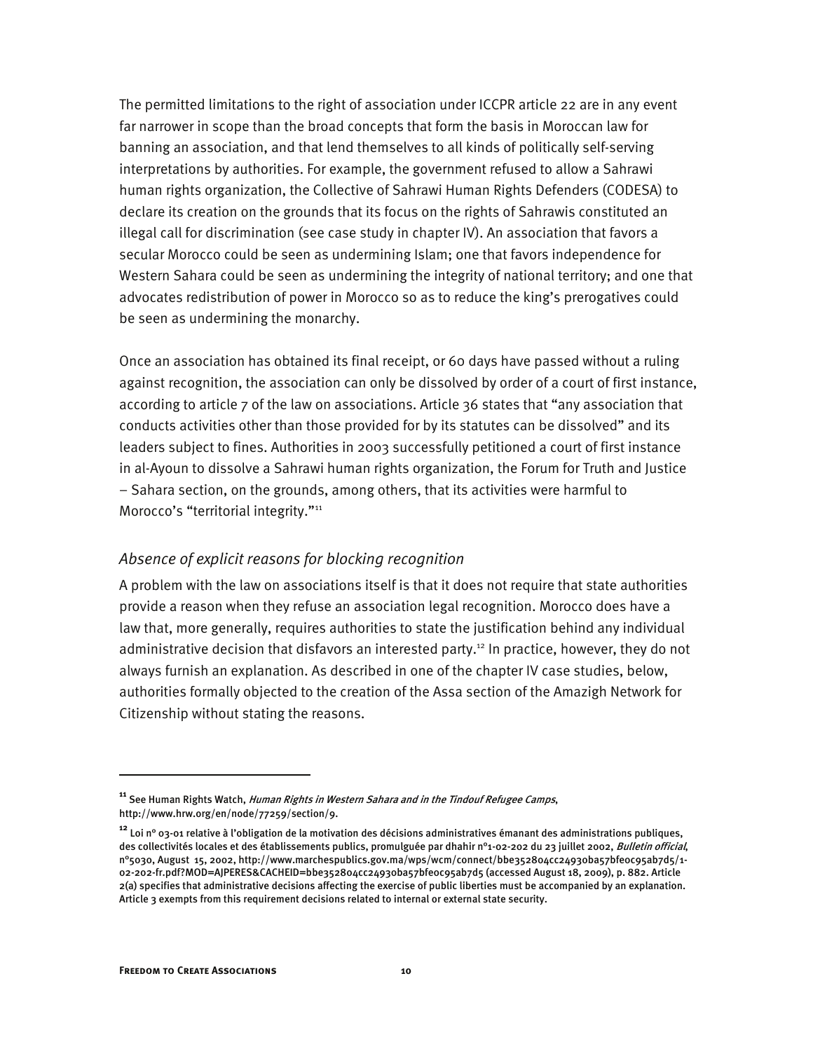The permitted limitations to the right of association under ICCPR article 22 are in any event far narrower in scope than the broad concepts that form the basis in Moroccan law for banning an association, and that lend themselves to all kinds of politically self-serving interpretations by authorities. For example, the government refused to allow a Sahrawi human rights organization, the Collective of Sahrawi Human Rights Defenders (CODESA) to declare its creation on the grounds that its focus on the rights of Sahrawis constituted an illegal call for discrimination (see case study in chapter IV). An association that favors a secular Morocco could be seen as undermining Islam; one that favors independence for Western Sahara could be seen as undermining the integrity of national territory; and one that advocates redistribution of power in Morocco so as to reduce the king's prerogatives could be seen as undermining the monarchy.

Once an association has obtained its final receipt, or 60 days have passed without a ruling against recognition, the association can only be dissolved by order of a court of first instance, according to article 7 of the law on associations. Article 36 states that "any association that conducts activities other than those provided for by its statutes can be dissolved" and its leaders subject to fines. Authorities in 2003 successfully petitioned a court of first instance in al-Ayoun to dissolve a Sahrawi human rights organization, the Forum for Truth and Justice – Sahara section, on the grounds, among others, that its activities were harmful to Morocco's "territorial integrity."[11]

### *Absence of explicit reasons for blocking recognition*

A problem with the law on associations itself is that it does not require that state authorities provide a reason when they refuse an association legal recognition. Morocco does have a law that, more generally, requires authorities to state the justification behind any individual administrative decision that disfavors an interested party.[12] In practice, however, they do not always furnish an explanation. As described in one of the chapter IV case studies, below, authorities formally objected to the creation of the Assa section of the Amazigh Network for Citizenship without stating the reasons.

---

[11] See Human Rights Watch, *Human Rights in Western Sahara and in the Tindouf Refugee Camps*, http://www.hrw.org/en/node/77259/section/9.

[12] Loi nº 03-01 relative à l'obligation de la motivation des décisions administratives émanant des administrations publiques, des collectivités locales et des établissements publics, promulguée par dhahir nº1-02-202 du 23 juillet 2002, *Bulletin official*, nº5030, August 15, 2002, http://www.marchespublics.gov.ma/wps/wcm/connect/bbe352804cc24930ba57bfe0c95ab7d5/1-02-202-fr.pdf?MOD=AJPERES&CACHEID=bbe352804cc24930ba57bfe0c95ab7d5 (accessed August 18, 2009), p. 882. Article 2(a) specifies that administrative decisions affecting the exercise of public liberties must be accompanied by an explanation. Article 3 exempts from this requirement decisions related to internal or external state security.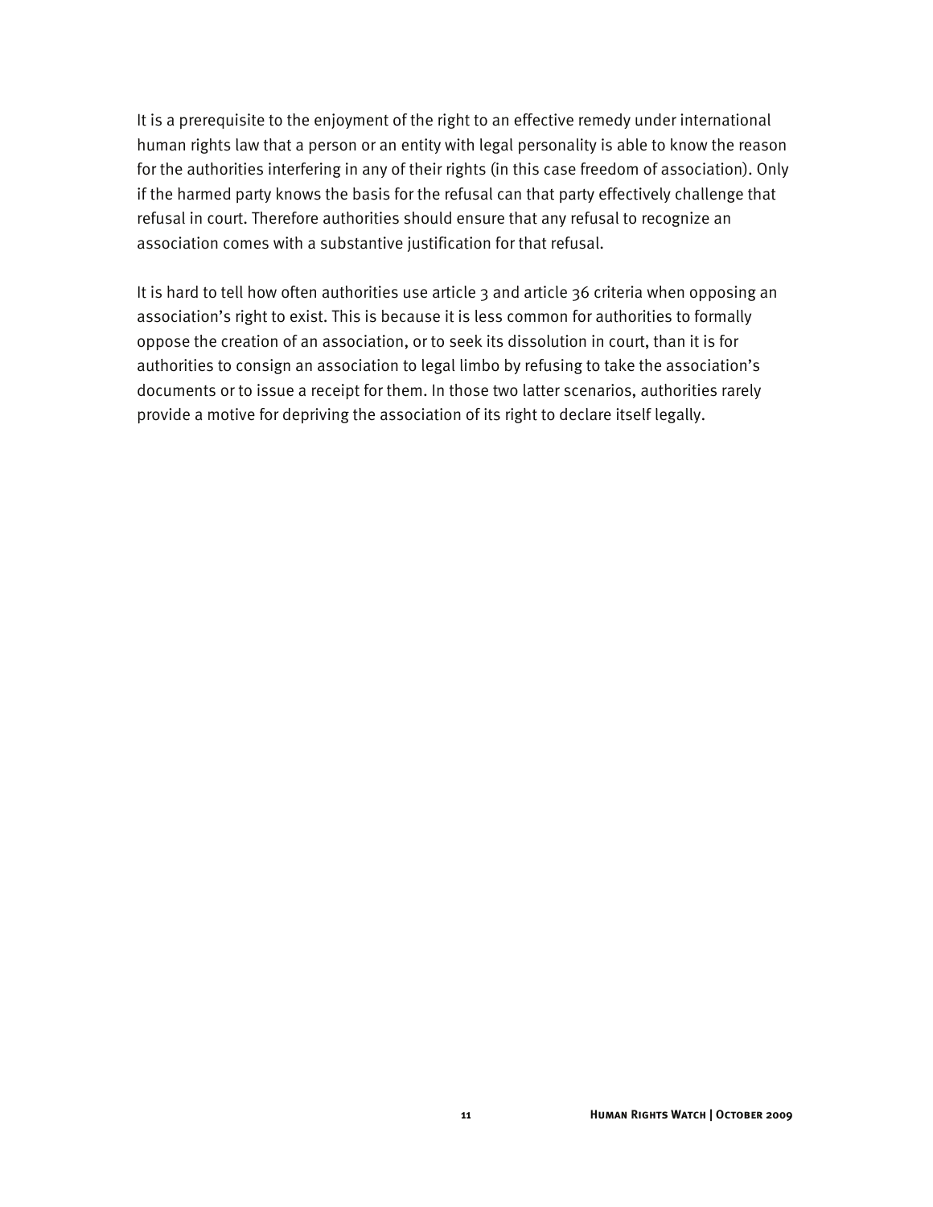It is a prerequisite to the enjoyment of the right to an effective remedy under international human rights law that a person or an entity with legal personality is able to know the reason for the authorities interfering in any of their rights (in this case freedom of association). Only if the harmed party knows the basis for the refusal can that party effectively challenge that refusal in court. Therefore authorities should ensure that any refusal to recognize an association comes with a substantive justification for that refusal.

It is hard to tell how often authorities use article 3 and article 36 criteria when opposing an association's right to exist. This is because it is less common for authorities to formally oppose the creation of an association, or to seek its dissolution in court, than it is for authorities to consign an association to legal limbo by refusing to take the association's documents or to issue a receipt for them. In those two latter scenarios, authorities rarely provide a motive for depriving the association of its right to declare itself legally.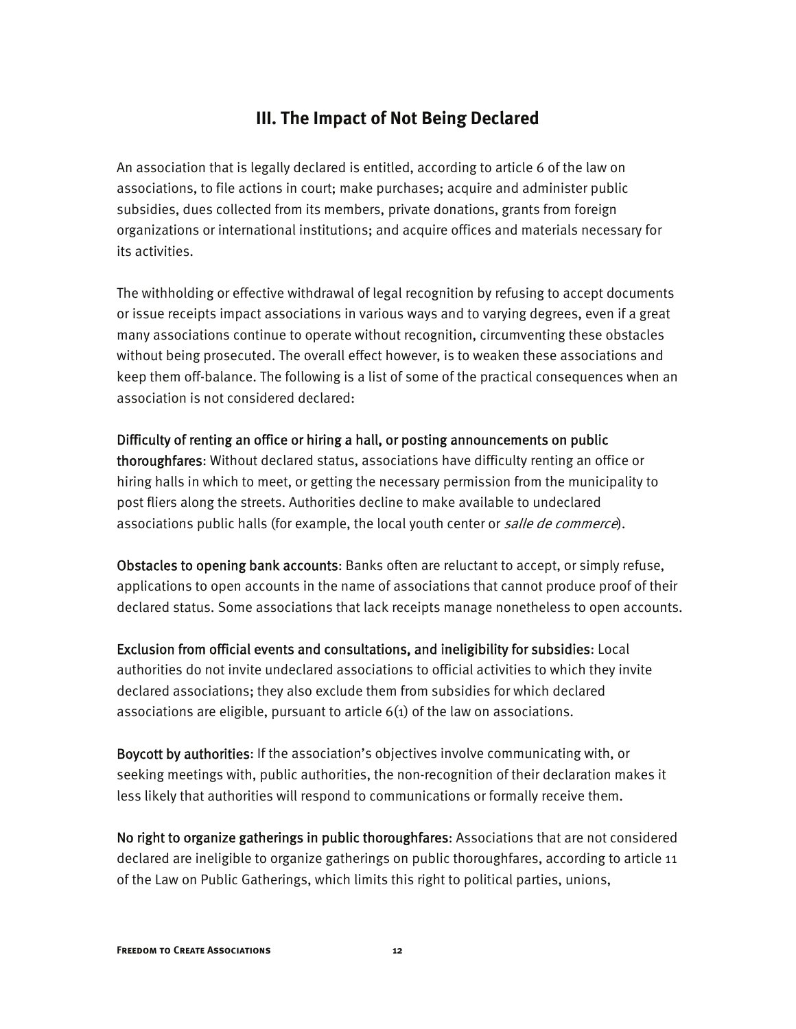## III. The Impact of Not Being Declared

An association that is legally declared is entitled, according to article 6 of the law on associations, to file actions in court; make purchases; acquire and administer public subsidies, dues collected from its members, private donations, grants from foreign organizations or international institutions; and acquire offices and materials necessary for its activities.

The withholding or effective withdrawal of legal recognition by refusing to accept documents or issue receipts impact associations in various ways and to varying degrees, even if a great many associations continue to operate without recognition, circumventing these obstacles without being prosecuted. The overall effect however, is to weaken these associations and keep them off-balance. The following is a list of some of the practical consequences when an association is not considered declared:

**Difficulty of renting an office or hiring a hall, or posting announcements on public thoroughfares**: Without declared status, associations have difficulty renting an office or hiring halls in which to meet, or getting the necessary permission from the municipality to post fliers along the streets. Authorities decline to make available to undeclared associations public halls (for example, the local youth center or *salle de commerce*).

**Obstacles to opening bank accounts**: Banks often are reluctant to accept, or simply refuse, applications to open accounts in the name of associations that cannot produce proof of their declared status. Some associations that lack receipts manage nonetheless to open accounts.

**Exclusion from official events and consultations, and ineligibility for subsidies**: Local authorities do not invite undeclared associations to official activities to which they invite declared associations; they also exclude them from subsidies for which declared associations are eligible, pursuant to article 6(1) of the law on associations.

**Boycott by authorities**: If the association's objectives involve communicating with, or seeking meetings with, public authorities, the non-recognition of their declaration makes it less likely that authorities will respond to communications or formally receive them.

**No right to organize gatherings in public thoroughfares**: Associations that are not considered declared are ineligible to organize gatherings on public thoroughfares, according to article 11 of the Law on Public Gatherings, which limits this right to political parties, unions,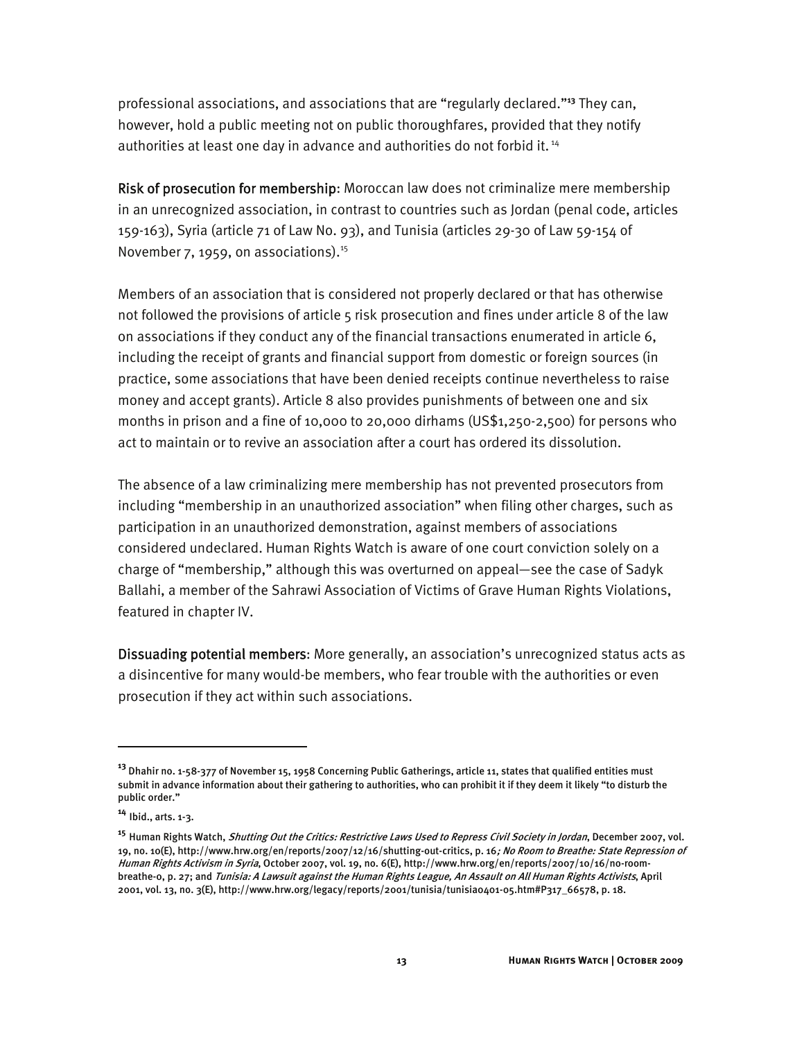professional associations, and associations that are "regularly declared."[13] They can, however, hold a public meeting not on public thoroughfares, provided that they notify authorities at least one day in advance and authorities do not forbid it.[14]

**Risk of prosecution for membership**: Moroccan law does not criminalize mere membership in an unrecognized association, in contrast to countries such as Jordan (penal code, articles 159-163), Syria (article 71 of Law No. 93), and Tunisia (articles 29-30 of Law 59-154 of November 7, 1959, on associations).[15]

Members of an association that is considered not properly declared or that has otherwise not followed the provisions of article 5 risk prosecution and fines under article 8 of the law on associations if they conduct any of the financial transactions enumerated in article 6, including the receipt of grants and financial support from domestic or foreign sources (in practice, some associations that have been denied receipts continue nevertheless to raise money and accept grants). Article 8 also provides punishments of between one and six months in prison and a fine of 10,000 to 20,000 dirhams (US$1,250-2,500) for persons who act to maintain or to revive an association after a court has ordered its dissolution.

The absence of a law criminalizing mere membership has not prevented prosecutors from including "membership in an unauthorized association" when filing other charges, such as participation in an unauthorized demonstration, against members of associations considered undeclared. Human Rights Watch is aware of one court conviction solely on a charge of "membership," although this was overturned on appeal—see the case of Sadyk Ballahi, a member of the Sahrawi Association of Victims of Grave Human Rights Violations, featured in chapter IV.

**Dissuading potential members**: More generally, an association's unrecognized status acts as a disincentive for many would-be members, who fear trouble with the authorities or even prosecution if they act within such associations.

---

[13] Dhahir no. 1-58-377 of November 15, 1958 Concerning Public Gatherings, article 11, states that qualified entities must submit in advance information about their gathering to authorities, who can prohibit it if they deem it likely "to disturb the public order."

[14] Ibid., arts. 1-3.

[15] Human Rights Watch, *Shutting Out the Critics: Restrictive Laws Used to Repress Civil Society in Jordan*, December 2007, vol. 19, no. 10(E), http://www.hrw.org/en/reports/2007/12/16/shutting-out-critics, p. 16; *No Room to Breathe: State Repression of Human Rights Activism in Syria*, October 2007, vol. 19, no. 6(E), http://www.hrw.org/en/reports/2007/10/16/no-room-breathe-0, p. 27; and *Tunisia: A Lawsuit against the Human Rights League, An Assault on All Human Rights Activists*, April 2001, vol. 13, no. 3(E), http://www.hrw.org/legacy/reports/2001/tunisia/tunisia0401-05.htm#P317_66578, p. 18.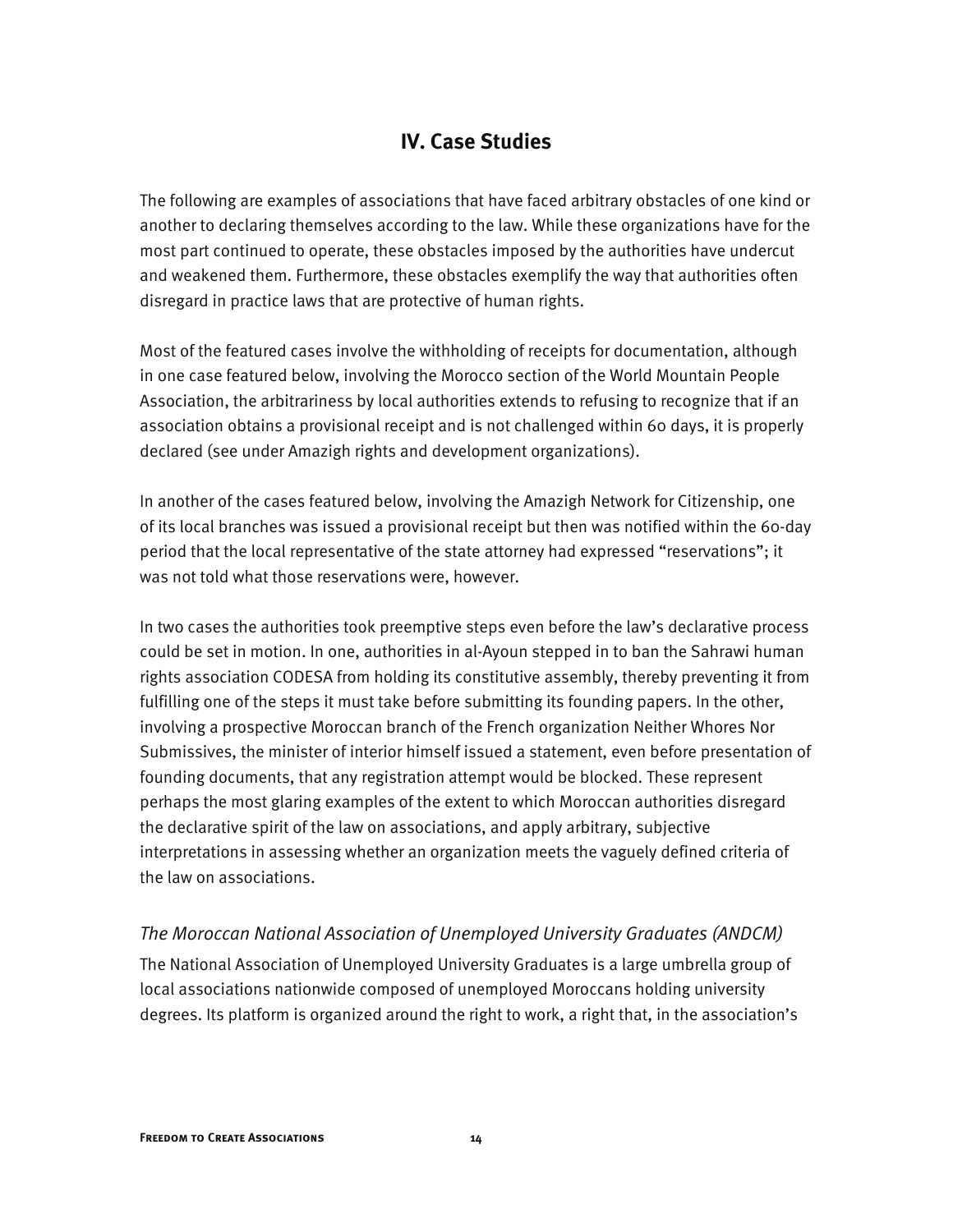## IV. Case Studies

The following are examples of associations that have faced arbitrary obstacles of one kind or another to declaring themselves according to the law. While these organizations have for the most part continued to operate, these obstacles imposed by the authorities have undercut and weakened them. Furthermore, these obstacles exemplify the way that authorities often disregard in practice laws that are protective of human rights.

Most of the featured cases involve the withholding of receipts for documentation, although in one case featured below, involving the Morocco section of the World Mountain People Association, the arbitrariness by local authorities extends to refusing to recognize that if an association obtains a provisional receipt and is not challenged within 60 days, it is properly declared (see under Amazigh rights and development organizations).

In another of the cases featured below, involving the Amazigh Network for Citizenship, one of its local branches was issued a provisional receipt but then was notified within the 60-day period that the local representative of the state attorney had expressed "reservations"; it was not told what those reservations were, however.

In two cases the authorities took preemptive steps even before the law's declarative process could be set in motion. In one, authorities in al-Ayoun stepped in to ban the Sahrawi human rights association CODESA from holding its constitutive assembly, thereby preventing it from fulfilling one of the steps it must take before submitting its founding papers. In the other, involving a prospective Moroccan branch of the French organization Neither Whores Nor Submissives, the minister of interior himself issued a statement, even before presentation of founding documents, that any registration attempt would be blocked. These represent perhaps the most glaring examples of the extent to which Moroccan authorities disregard the declarative spirit of the law on associations, and apply arbitrary, subjective interpretations in assessing whether an organization meets the vaguely defined criteria of the law on associations.

### *The Moroccan National Association of Unemployed University Graduates (ANDCM)*

The National Association of Unemployed University Graduates is a large umbrella group of local associations nationwide composed of unemployed Moroccans holding university degrees. Its platform is organized around the right to work, a right that, in the association's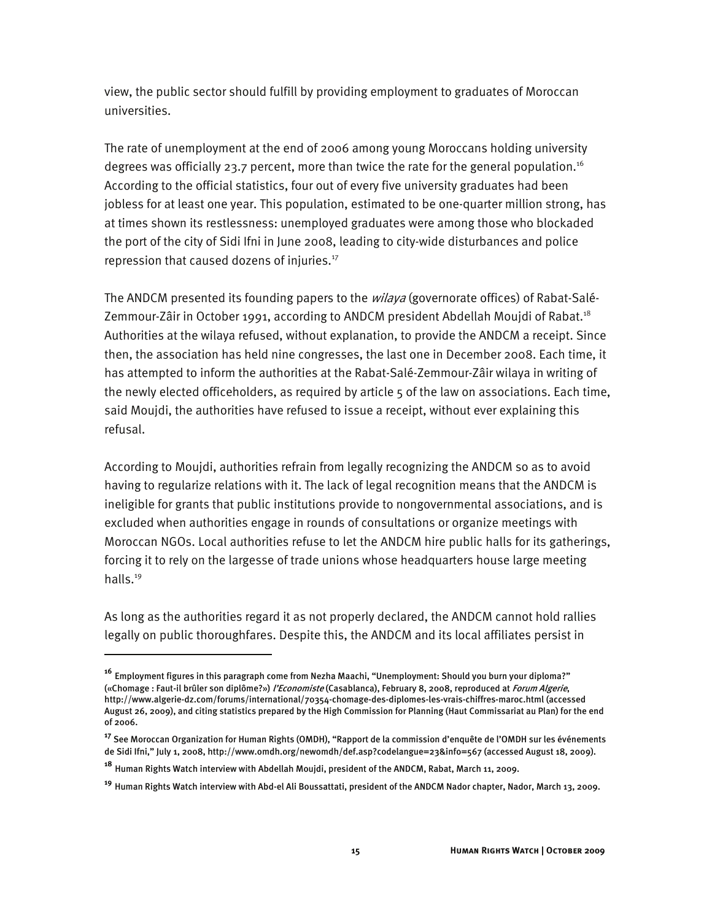view, the public sector should fulfill by providing employment to graduates of Moroccan universities.

The rate of unemployment at the end of 2006 among young Moroccans holding university degrees was officially 23.7 percent, more than twice the rate for the general population.[16] According to the official statistics, four out of every five university graduates had been jobless for at least one year. This population, estimated to be one-quarter million strong, has at times shown its restlessness: unemployed graduates were among those who blockaded the port of the city of Sidi Ifni in June 2008, leading to city-wide disturbances and police repression that caused dozens of injuries.[17]

The ANDCM presented its founding papers to the *wilaya* (governorate offices) of Rabat-Salé-Zemmour-Zâir in October 1991, according to ANDCM president Abdellah Moujdi of Rabat.[18] Authorities at the wilaya refused, without explanation, to provide the ANDCM a receipt. Since then, the association has held nine congresses, the last one in December 2008. Each time, it has attempted to inform the authorities at the Rabat-Salé-Zemmour-Zâir wilaya in writing of the newly elected officeholders, as required by article 5 of the law on associations. Each time, said Moujdi, the authorities have refused to issue a receipt, without ever explaining this refusal.

According to Moujdi, authorities refrain from legally recognizing the ANDCM so as to avoid having to regularize relations with it. The lack of legal recognition means that the ANDCM is ineligible for grants that public institutions provide to nongovernmental associations, and is excluded when authorities engage in rounds of consultations or organize meetings with Moroccan NGOs. Local authorities refuse to let the ANDCM hire public halls for its gatherings, forcing it to rely on the largesse of trade unions whose headquarters house large meeting halls.[19]

As long as the authorities regard it as not properly declared, the ANDCM cannot hold rallies legally on public thoroughfares. Despite this, the ANDCM and its local affiliates persist in

---

[16] Employment figures in this paragraph come from Nezha Maachi, "Unemployment: Should you burn your diploma?" («Chomage : Faut-il brûler son diplôme?») *l'Economiste* (Casablanca), February 8, 2008, reproduced at *Forum Algerie*, http://www.algerie-dz.com/forums/international/70354-chomage-des-diplomes-les-vrais-chiffres-maroc.html (accessed August 26, 2009), and citing statistics prepared by the High Commission for Planning (Haut Commissariat au Plan) for the end of 2006.

[17] See Moroccan Organization for Human Rights (OMDH), "Rapport de la commission d'enquête de l'OMDH sur les événements de Sidi Ifni," July 1, 2008, http://www.omdh.org/newomdh/def.asp?codelangue=23&info=567 (accessed August 18, 2009).

[18] Human Rights Watch interview with Abdellah Moujdi, president of the ANDCM, Rabat, March 11, 2009.

[19] Human Rights Watch interview with Abd-el Ali Boussattati, president of the ANDCM Nador chapter, Nador, March 13, 2009.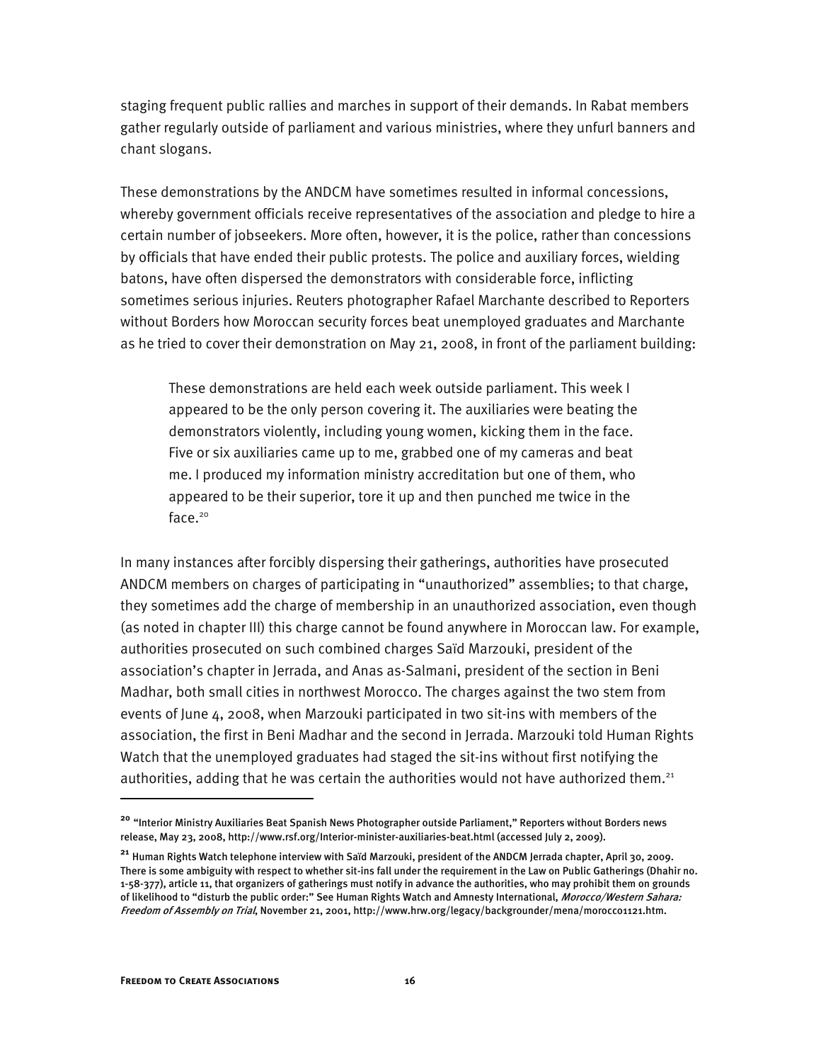staging frequent public rallies and marches in support of their demands. In Rabat members gather regularly outside of parliament and various ministries, where they unfurl banners and chant slogans.

These demonstrations by the ANDCM have sometimes resulted in informal concessions, whereby government officials receive representatives of the association and pledge to hire a certain number of jobseekers. More often, however, it is the police, rather than concessions by officials that have ended their public protests. The police and auxiliary forces, wielding batons, have often dispersed the demonstrators with considerable force, inflicting sometimes serious injuries. Reuters photographer Rafael Marchante described to Reporters without Borders how Moroccan security forces beat unemployed graduates and Marchante as he tried to cover their demonstration on May 21, 2008, in front of the parliament building:

> These demonstrations are held each week outside parliament. This week I appeared to be the only person covering it. The auxiliaries were beating the demonstrators violently, including young women, kicking them in the face. Five or six auxiliaries came up to me, grabbed one of my cameras and beat me. I produced my information ministry accreditation but one of them, who appeared to be their superior, tore it up and then punched me twice in the face.[20]

In many instances after forcibly dispersing their gatherings, authorities have prosecuted ANDCM members on charges of participating in "unauthorized" assemblies; to that charge, they sometimes add the charge of membership in an unauthorized association, even though (as noted in chapter III) this charge cannot be found anywhere in Moroccan law. For example, authorities prosecuted on such combined charges Saïd Marzouki, president of the association's chapter in Jerrada, and Anas as-Salmani, president of the section in Beni Madhar, both small cities in northwest Morocco. The charges against the two stem from events of June 4, 2008, when Marzouki participated in two sit-ins with members of the association, the first in Beni Madhar and the second in Jerrada. Marzouki told Human Rights Watch that the unemployed graduates had staged the sit-ins without first notifying the authorities, adding that he was certain the authorities would not have authorized them.[21]

---

[20] "Interior Ministry Auxiliaries Beat Spanish News Photographer outside Parliament," Reporters without Borders news release, May 23, 2008, http://www.rsf.org/Interior-minister-auxiliaries-beat.html (accessed July 2, 2009).

[21] Human Rights Watch telephone interview with Saïd Marzouki, president of the ANDCM Jerrada chapter, April 30, 2009. There is some ambiguity with respect to whether sit-ins fall under the requirement in the Law on Public Gatherings (Dhahir no. 1-58-377), article 11, that organizers of gatherings must notify in advance the authorities, who may prohibit them on grounds of likelihood to "disturb the public order:" See Human Rights Watch and Amnesty International, *Morocco/Western Sahara: Freedom of Assembly on Trial*, November 21, 2001, http://www.hrw.org/legacy/backgrounder/mena/morocco1121.htm.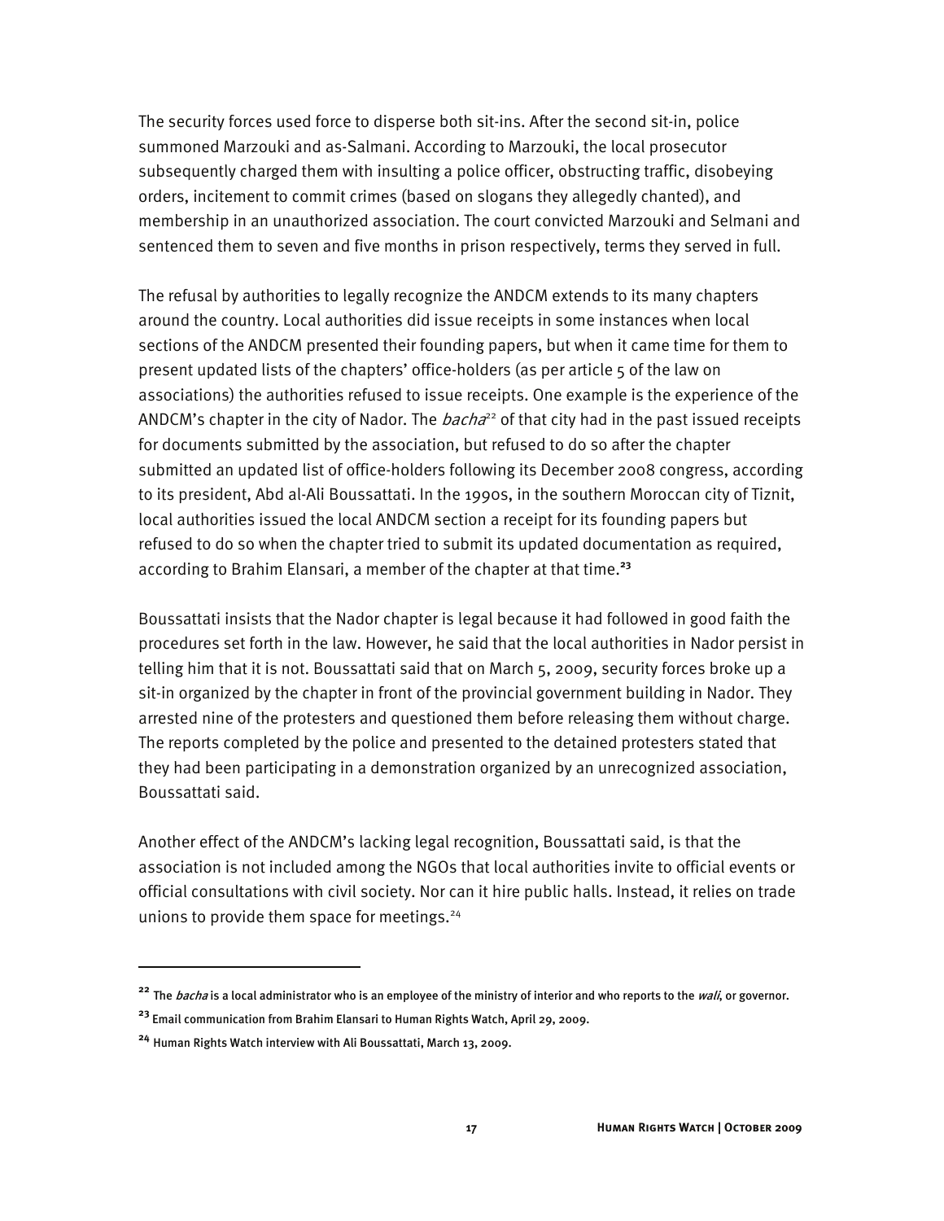The security forces used force to disperse both sit-ins. After the second sit-in, police summoned Marzouki and as-Salmani. According to Marzouki, the local prosecutor subsequently charged them with insulting a police officer, obstructing traffic, disobeying orders, incitement to commit crimes (based on slogans they allegedly chanted), and membership in an unauthorized association. The court convicted Marzouki and Selmani and sentenced them to seven and five months in prison respectively, terms they served in full.

The refusal by authorities to legally recognize the ANDCM extends to its many chapters around the country. Local authorities did issue receipts in some instances when local sections of the ANDCM presented their founding papers, but when it came time for them to present updated lists of the chapters' office-holders (as per article 5 of the law on associations) the authorities refused to issue receipts. One example is the experience of the ANDCM's chapter in the city of Nador. The *bacha*[22] of that city had in the past issued receipts for documents submitted by the association, but refused to do so after the chapter submitted an updated list of office-holders following its December 2008 congress, according to its president, Abd al-Ali Boussattati. In the 1990s, in the southern Moroccan city of Tiznit, local authorities issued the local ANDCM section a receipt for its founding papers but refused to do so when the chapter tried to submit its updated documentation as required, according to Brahim Elansari, a member of the chapter at that time.[23]

Boussattati insists that the Nador chapter is legal because it had followed in good faith the procedures set forth in the law. However, he said that the local authorities in Nador persist in telling him that it is not. Boussattati said that on March 5, 2009, security forces broke up a sit-in organized by the chapter in front of the provincial government building in Nador. They arrested nine of the protesters and questioned them before releasing them without charge. The reports completed by the police and presented to the detained protesters stated that they had been participating in a demonstration organized by an unrecognized association, Boussattati said.

Another effect of the ANDCM's lacking legal recognition, Boussattati said, is that the association is not included among the NGOs that local authorities invite to official events or official consultations with civil society. Nor can it hire public halls. Instead, it relies on trade unions to provide them space for meetings.[24]

---

[22] The *bacha* is a local administrator who is an employee of the ministry of interior and who reports to the *wali*, or governor.

[23] Email communication from Brahim Elansari to Human Rights Watch, April 29, 2009.

[24] Human Rights Watch interview with Ali Boussattati, March 13, 2009.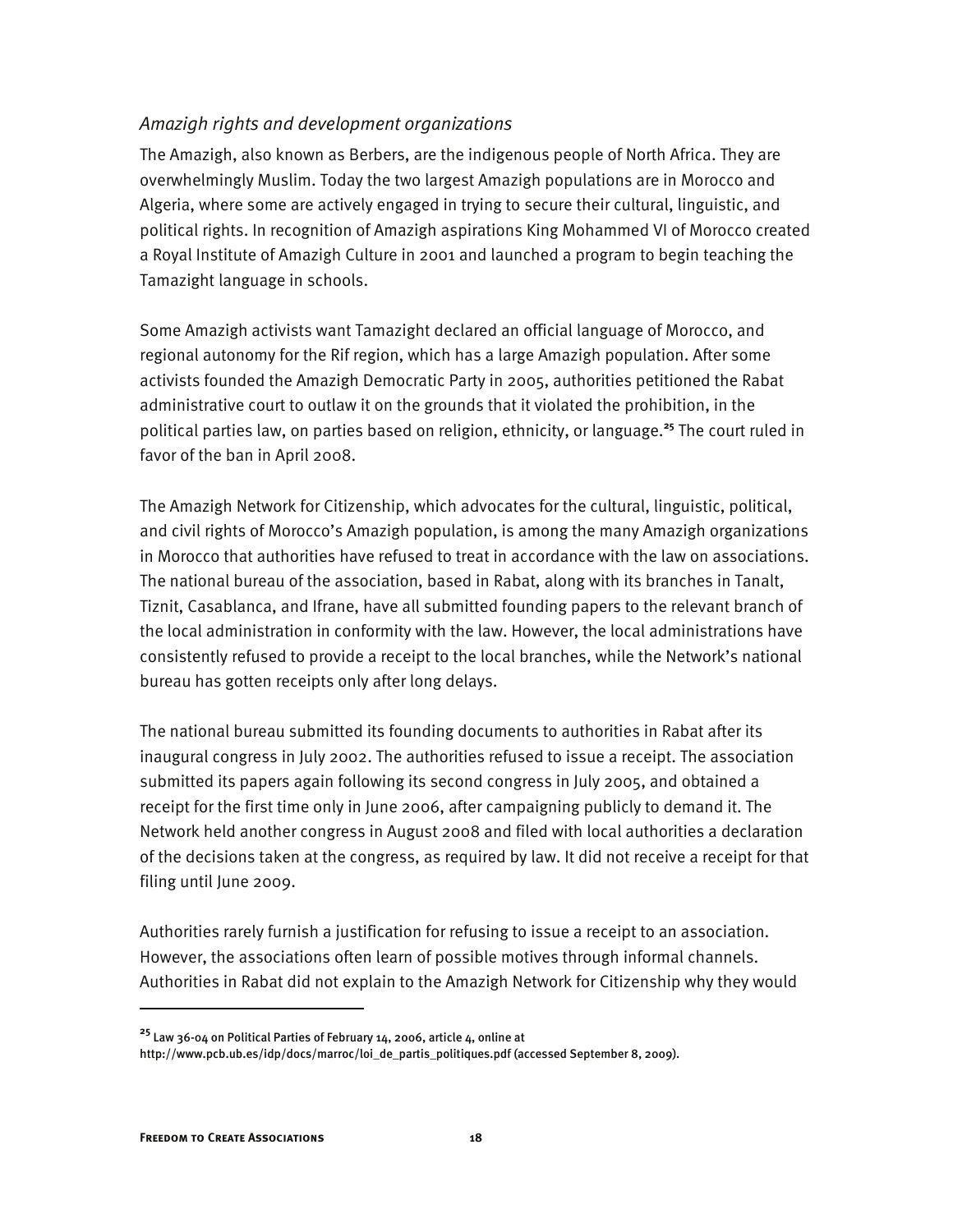### *Amazigh rights and development organizations*

The Amazigh, also known as Berbers, are the indigenous people of North Africa. They are overwhelmingly Muslim. Today the two largest Amazigh populations are in Morocco and Algeria, where some are actively engaged in trying to secure their cultural, linguistic, and political rights. In recognition of Amazigh aspirations King Mohammed VI of Morocco created a Royal Institute of Amazigh Culture in 2001 and launched a program to begin teaching the Tamazight language in schools.

Some Amazigh activists want Tamazight declared an official language of Morocco, and regional autonomy for the Rif region, which has a large Amazigh population. After some activists founded the Amazigh Democratic Party in 2005, authorities petitioned the Rabat administrative court to outlaw it on the grounds that it violated the prohibition, in the political parties law, on parties based on religion, ethnicity, or language.[25] The court ruled in favor of the ban in April 2008.

The Amazigh Network for Citizenship, which advocates for the cultural, linguistic, political, and civil rights of Morocco's Amazigh population, is among the many Amazigh organizations in Morocco that authorities have refused to treat in accordance with the law on associations. The national bureau of the association, based in Rabat, along with its branches in Tanalt, Tiznit, Casablanca, and Ifrane, have all submitted founding papers to the relevant branch of the local administration in conformity with the law. However, the local administrations have consistently refused to provide a receipt to the local branches, while the Network's national bureau has gotten receipts only after long delays.

The national bureau submitted its founding documents to authorities in Rabat after its inaugural congress in July 2002. The authorities refused to issue a receipt. The association submitted its papers again following its second congress in July 2005, and obtained a receipt for the first time only in June 2006, after campaigning publicly to demand it. The Network held another congress in August 2008 and filed with local authorities a declaration of the decisions taken at the congress, as required by law. It did not receive a receipt for that filing until June 2009.

Authorities rarely furnish a justification for refusing to issue a receipt to an association. However, the associations often learn of possible motives through informal channels. Authorities in Rabat did not explain to the Amazigh Network for Citizenship why they would

---

[25] Law 36-04 on Political Parties of February 14, 2006, article 4, online at http://www.pcb.ub.es/idp/docs/marroc/loi_de_partis_politiques.pdf (accessed September 8, 2009).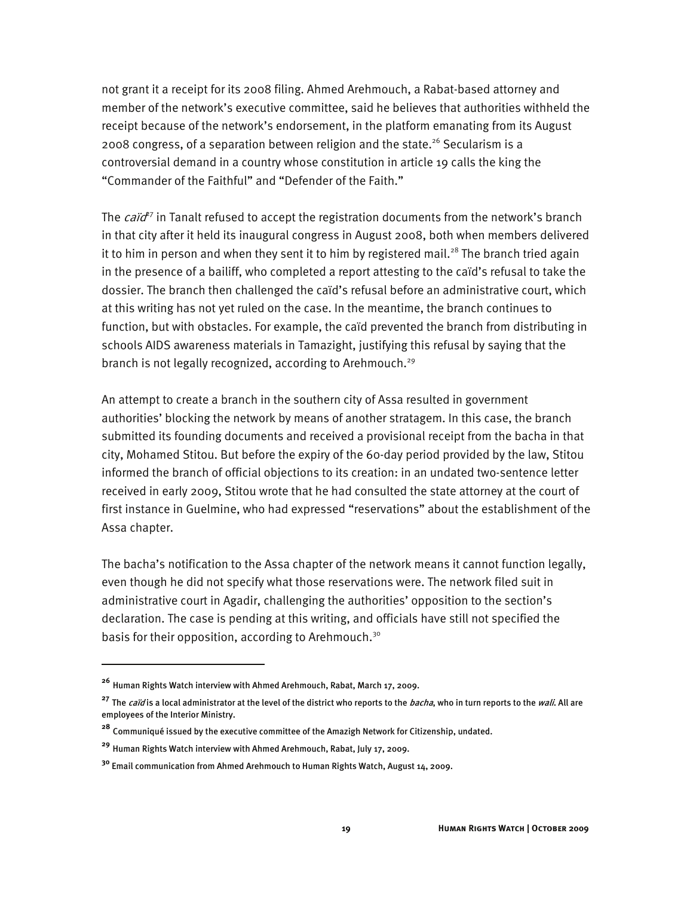not grant it a receipt for its 2008 filing. Ahmed Arehmouch, a Rabat-based attorney and member of the network's executive committee, said he believes that authorities withheld the receipt because of the network's endorsement, in the platform emanating from its August 2008 congress, of a separation between religion and the state.[26] Secularism is a controversial demand in a country whose constitution in article 19 calls the king the "Commander of the Faithful" and "Defender of the Faith."

The *caïd*[27] in Tanalt refused to accept the registration documents from the network's branch in that city after it held its inaugural congress in August 2008, both when members delivered it to him in person and when they sent it to him by registered mail.[28] The branch tried again in the presence of a bailiff, who completed a report attesting to the caïd's refusal to take the dossier. The branch then challenged the caïd's refusal before an administrative court, which at this writing has not yet ruled on the case. In the meantime, the branch continues to function, but with obstacles. For example, the caïd prevented the branch from distributing in schools AIDS awareness materials in Tamazight, justifying this refusal by saying that the branch is not legally recognized, according to Arehmouch.[29]

An attempt to create a branch in the southern city of Assa resulted in government authorities' blocking the network by means of another stratagem. In this case, the branch submitted its founding documents and received a provisional receipt from the bacha in that city, Mohamed Stitou. But before the expiry of the 60-day period provided by the law, Stitou informed the branch of official objections to its creation: in an undated two-sentence letter received in early 2009, Stitou wrote that he had consulted the state attorney at the court of first instance in Guelmine, who had expressed "reservations" about the establishment of the Assa chapter.

The bacha's notification to the Assa chapter of the network means it cannot function legally, even though he did not specify what those reservations were. The network filed suit in administrative court in Agadir, challenging the authorities' opposition to the section's declaration. The case is pending at this writing, and officials have still not specified the basis for their opposition, according to Arehmouch.[30]

---

[26] Human Rights Watch interview with Ahmed Arehmouch, Rabat, March 17, 2009.

[27] The *caïd* is a local administrator at the level of the district who reports to the *bacha*, who in turn reports to the *wali*. All are employees of the Interior Ministry.

[28] Communiqué issued by the executive committee of the Amazigh Network for Citizenship, undated.

[29] Human Rights Watch interview with Ahmed Arehmouch, Rabat, July 17, 2009.

[30] Email communication from Ahmed Arehmouch to Human Rights Watch, August 14, 2009.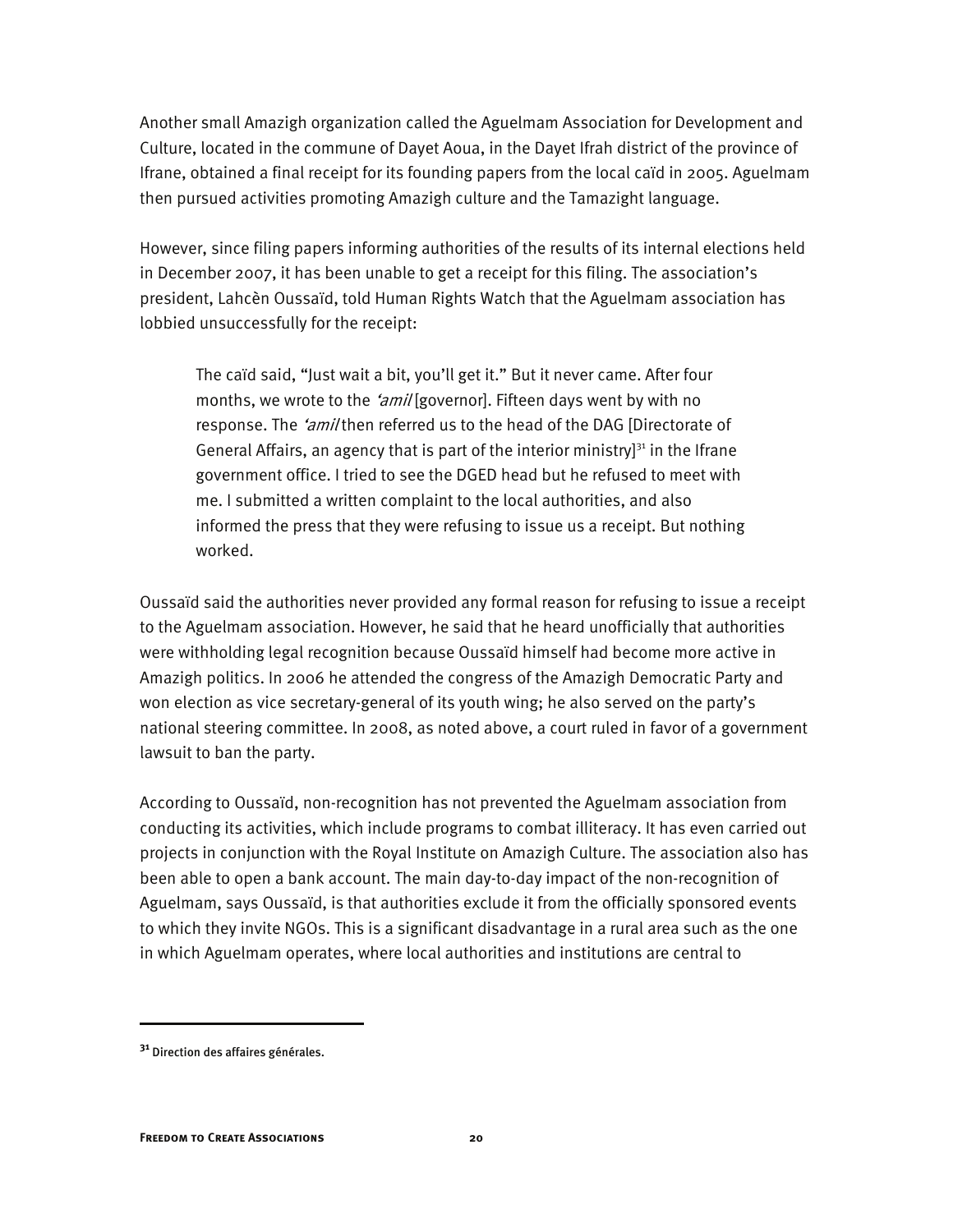Another small Amazigh organization called the Aguelmam Association for Development and Culture, located in the commune of Dayet Aoua, in the Dayet Ifrah district of the province of Ifrane, obtained a final receipt for its founding papers from the local caïd in 2005. Aguelmam then pursued activities promoting Amazigh culture and the Tamazight language.

However, since filing papers informing authorities of the results of its internal elections held in December 2007, it has been unable to get a receipt for this filing. The association's president, Lahcèn Oussaïd, told Human Rights Watch that the Aguelmam association has lobbied unsuccessfully for the receipt:

> The caïd said, "Just wait a bit, you'll get it." But it never came. After four months, we wrote to the *'amil* [governor]. Fifteen days went by with no response. The *'amil* then referred us to the head of the DAG [Directorate of General Affairs, an agency that is part of the interior ministry][31] in the Ifrane government office. I tried to see the DGED head but he refused to meet with me. I submitted a written complaint to the local authorities, and also informed the press that they were refusing to issue us a receipt. But nothing worked.

Oussaïd said the authorities never provided any formal reason for refusing to issue a receipt to the Aguelmam association. However, he said that he heard unofficially that authorities were withholding legal recognition because Oussaïd himself had become more active in Amazigh politics. In 2006 he attended the congress of the Amazigh Democratic Party and won election as vice secretary-general of its youth wing; he also served on the party's national steering committee. In 2008, as noted above, a court ruled in favor of a government lawsuit to ban the party.

According to Oussaïd, non-recognition has not prevented the Aguelmam association from conducting its activities, which include programs to combat illiteracy. It has even carried out projects in conjunction with the Royal Institute on Amazigh Culture. The association also has been able to open a bank account. The main day-to-day impact of the non-recognition of Aguelmam, says Oussaïd, is that authorities exclude it from the officially sponsored events to which they invite NGOs. This is a significant disadvantage in a rural area such as the one in which Aguelmam operates, where local authorities and institutions are central to

---

[31] Direction des affaires générales.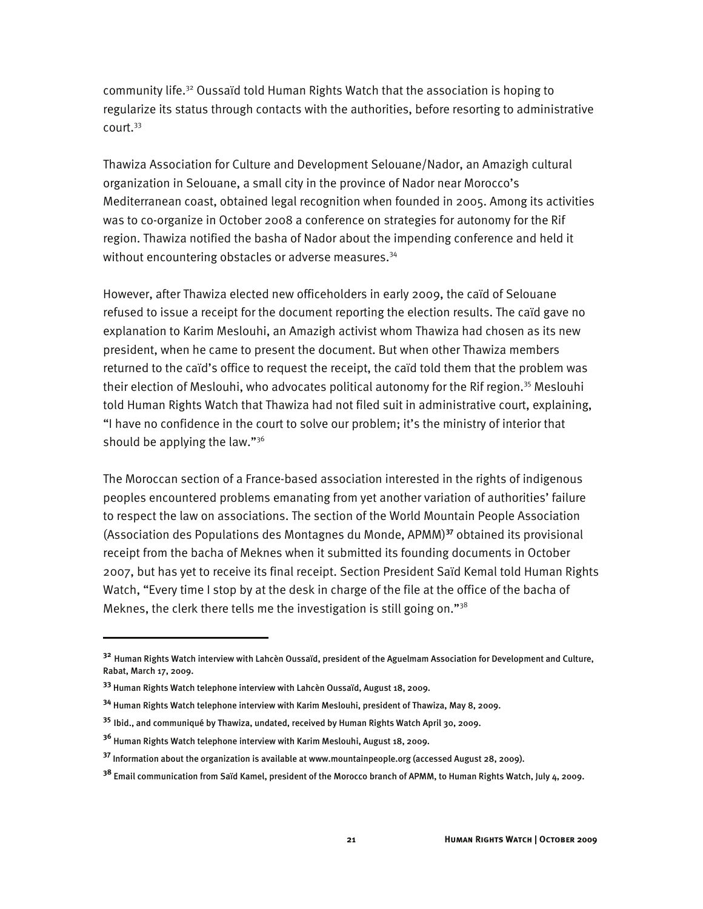community life.[32] Oussaïd told Human Rights Watch that the association is hoping to regularize its status through contacts with the authorities, before resorting to administrative court.[33]

Thawiza Association for Culture and Development Selouane/Nador, an Amazigh cultural organization in Selouane, a small city in the province of Nador near Morocco's Mediterranean coast, obtained legal recognition when founded in 2005. Among its activities was to co-organize in October 2008 a conference on strategies for autonomy for the Rif region. Thawiza notified the basha of Nador about the impending conference and held it without encountering obstacles or adverse measures.[34]

However, after Thawiza elected new officeholders in early 2009, the caïd of Selouane refused to issue a receipt for the document reporting the election results. The caïd gave no explanation to Karim Meslouhi, an Amazigh activist whom Thawiza had chosen as its new president, when he came to present the document. But when other Thawiza members returned to the caïd's office to request the receipt, the caïd told them that the problem was their election of Meslouhi, who advocates political autonomy for the Rif region.[35] Meslouhi told Human Rights Watch that Thawiza had not filed suit in administrative court, explaining, "I have no confidence in the court to solve our problem; it's the ministry of interior that should be applying the law."[36]

The Moroccan section of a France-based association interested in the rights of indigenous peoples encountered problems emanating from yet another variation of authorities' failure to respect the law on associations. The section of the World Mountain People Association (Association des Populations des Montagnes du Monde, APMM)[37] obtained its provisional receipt from the bacha of Meknes when it submitted its founding documents in October 2007, but has yet to receive its final receipt. Section President Saïd Kemal told Human Rights Watch, "Every time I stop by at the desk in charge of the file at the office of the bacha of Meknes, the clerk there tells me the investigation is still going on."[38]

---

[32] Human Rights Watch interview with Lahcèn Oussaïd, president of the Aguelmam Association for Development and Culture, Rabat, March 17, 2009.

[33] Human Rights Watch telephone interview with Lahcèn Oussaïd, August 18, 2009.

[34] Human Rights Watch telephone interview with Karim Meslouhi, president of Thawiza, May 8, 2009.

[35] Ibid., and communiqué by Thawiza, undated, received by Human Rights Watch April 30, 2009.

[36] Human Rights Watch telephone interview with Karim Meslouhi, August 18, 2009.

[37] Information about the organization is available at www.mountainpeople.org (accessed August 28, 2009).

[38] Email communication from Saïd Kamel, president of the Morocco branch of APMM, to Human Rights Watch, July 4, 2009.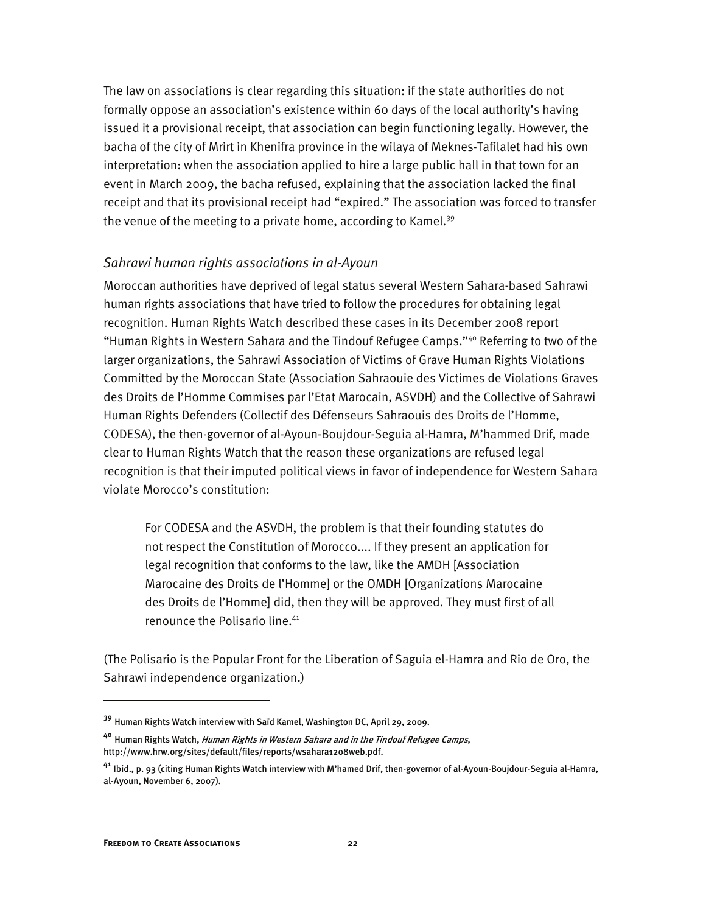The law on associations is clear regarding this situation: if the state authorities do not formally oppose an association's existence within 60 days of the local authority's having issued it a provisional receipt, that association can begin functioning legally. However, the bacha of the city of Mrirt in Khenifra province in the wilaya of Meknes-Tafilalet had his own interpretation: when the association applied to hire a large public hall in that town for an event in March 2009, the bacha refused, explaining that the association lacked the final receipt and that its provisional receipt had "expired." The association was forced to transfer the venue of the meeting to a private home, according to Kamel.[39]

### *Sahrawi human rights associations in al-Ayoun*

Moroccan authorities have deprived of legal status several Western Sahara-based Sahrawi human rights associations that have tried to follow the procedures for obtaining legal recognition. Human Rights Watch described these cases in its December 2008 report "Human Rights in Western Sahara and the Tindouf Refugee Camps."[40] Referring to two of the larger organizations, the Sahrawi Association of Victims of Grave Human Rights Violations Committed by the Moroccan State (Association Sahraouie des Victimes de Violations Graves des Droits de l'Homme Commises par l'Etat Marocain, ASVDH) and the Collective of Sahrawi Human Rights Defenders (Collectif des Défenseurs Sahraouis des Droits de l'Homme, CODESA), the then-governor of al-Ayoun-Boujdour-Seguia al-Hamra, M'hammed Drif, made clear to Human Rights Watch that the reason these organizations are refused legal recognition is that their imputed political views in favor of independence for Western Sahara violate Morocco's constitution:

> For CODESA and the ASVDH, the problem is that their founding statutes do not respect the Constitution of Morocco.... If they present an application for legal recognition that conforms to the law, like the AMDH [Association Marocaine des Droits de l'Homme] or the OMDH [Organizations Marocaine des Droits de l'Homme] did, then they will be approved. They must first of all renounce the Polisario line.[41]

(The Polisario is the Popular Front for the Liberation of Saguia el-Hamra and Rio de Oro, the Sahrawi independence organization.)

---

[39] Human Rights Watch interview with Saïd Kamel, Washington DC, April 29, 2009.

[40] Human Rights Watch, *Human Rights in Western Sahara and in the Tindouf Refugee Camps*, http://www.hrw.org/sites/default/files/reports/wsahara1208web.pdf.

[41] Ibid., p. 93 (citing Human Rights Watch interview with M'hamed Drif, then-governor of al-Ayoun-Boujdour-Seguia al-Hamra, al-Ayoun, November 6, 2007).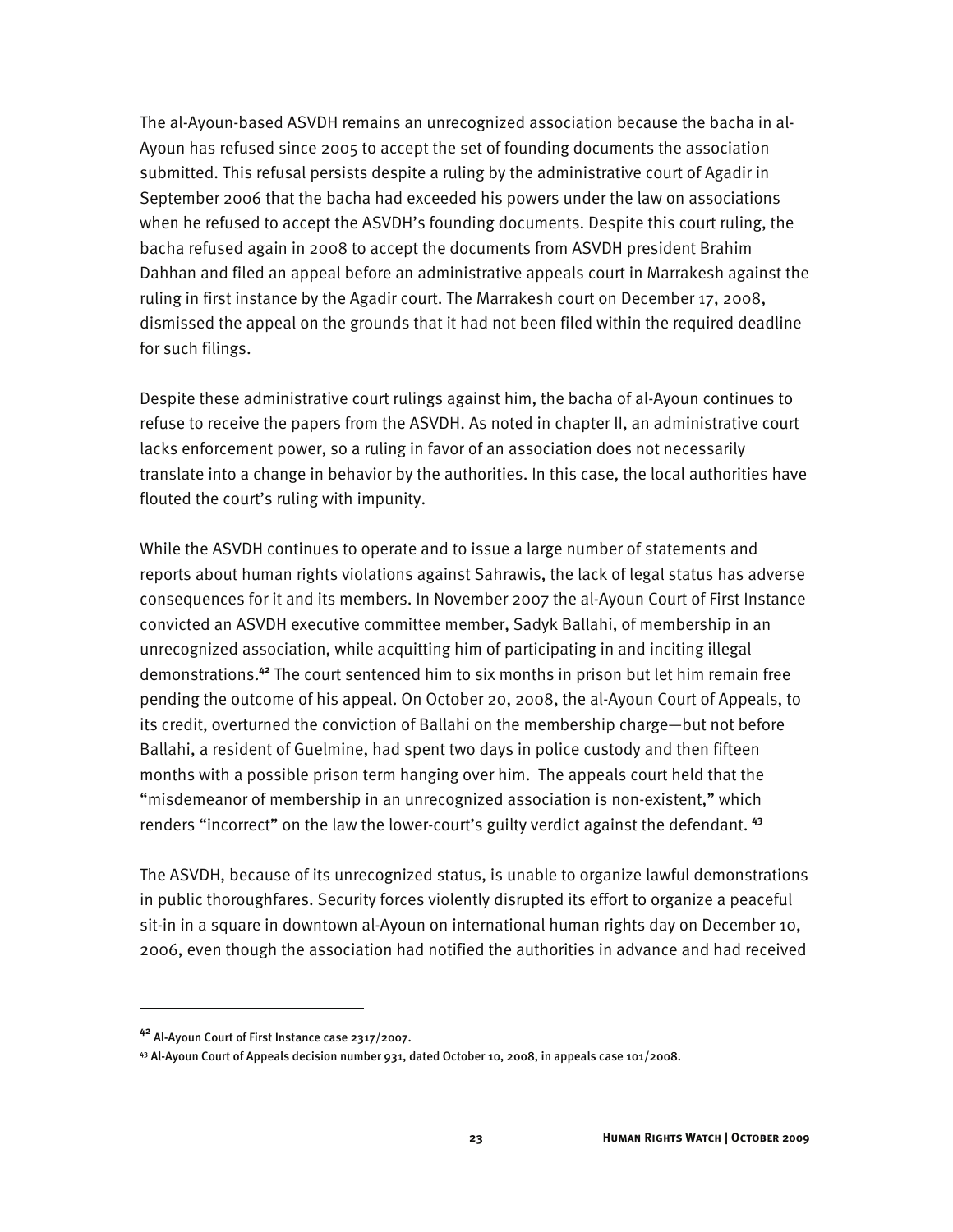The al-Ayoun-based ASVDH remains an unrecognized association because the bacha in al-Ayoun has refused since 2005 to accept the set of founding documents the association submitted. This refusal persists despite a ruling by the administrative court of Agadir in September 2006 that the bacha had exceeded his powers under the law on associations when he refused to accept the ASVDH's founding documents. Despite this court ruling, the bacha refused again in 2008 to accept the documents from ASVDH president Brahim Dahhan and filed an appeal before an administrative appeals court in Marrakesh against the ruling in first instance by the Agadir court. The Marrakesh court on December 17, 2008, dismissed the appeal on the grounds that it had not been filed within the required deadline for such filings.

Despite these administrative court rulings against him, the bacha of al-Ayoun continues to refuse to receive the papers from the ASVDH. As noted in chapter II, an administrative court lacks enforcement power, so a ruling in favor of an association does not necessarily translate into a change in behavior by the authorities. In this case, the local authorities have flouted the court's ruling with impunity.

While the ASVDH continues to operate and to issue a large number of statements and reports about human rights violations against Sahrawis, the lack of legal status has adverse consequences for it and its members. In November 2007 the al-Ayoun Court of First Instance convicted an ASVDH executive committee member, Sadyk Ballahi, of membership in an unrecognized association, while acquitting him of participating in and inciting illegal demonstrations.[42] The court sentenced him to six months in prison but let him remain free pending the outcome of his appeal. On October 20, 2008, the al-Ayoun Court of Appeals, to its credit, overturned the conviction of Ballahi on the membership charge—but not before Ballahi, a resident of Guelmine, had spent two days in police custody and then fifteen months with a possible prison term hanging over him. The appeals court held that the "misdemeanor of membership in an unrecognized association is non-existent," which renders "incorrect" on the law the lower-court's guilty verdict against the defendant.[43]

The ASVDH, because of its unrecognized status, is unable to organize lawful demonstrations in public thoroughfares. Security forces violently disrupted its effort to organize a peaceful sit-in in a square in downtown al-Ayoun on international human rights day on December 10, 2006, even though the association had notified the authorities in advance and had received

---

[42] Al-Ayoun Court of First Instance case 2317/2007.

[43] Al-Ayoun Court of Appeals decision number 931, dated October 10, 2008, in appeals case 101/2008.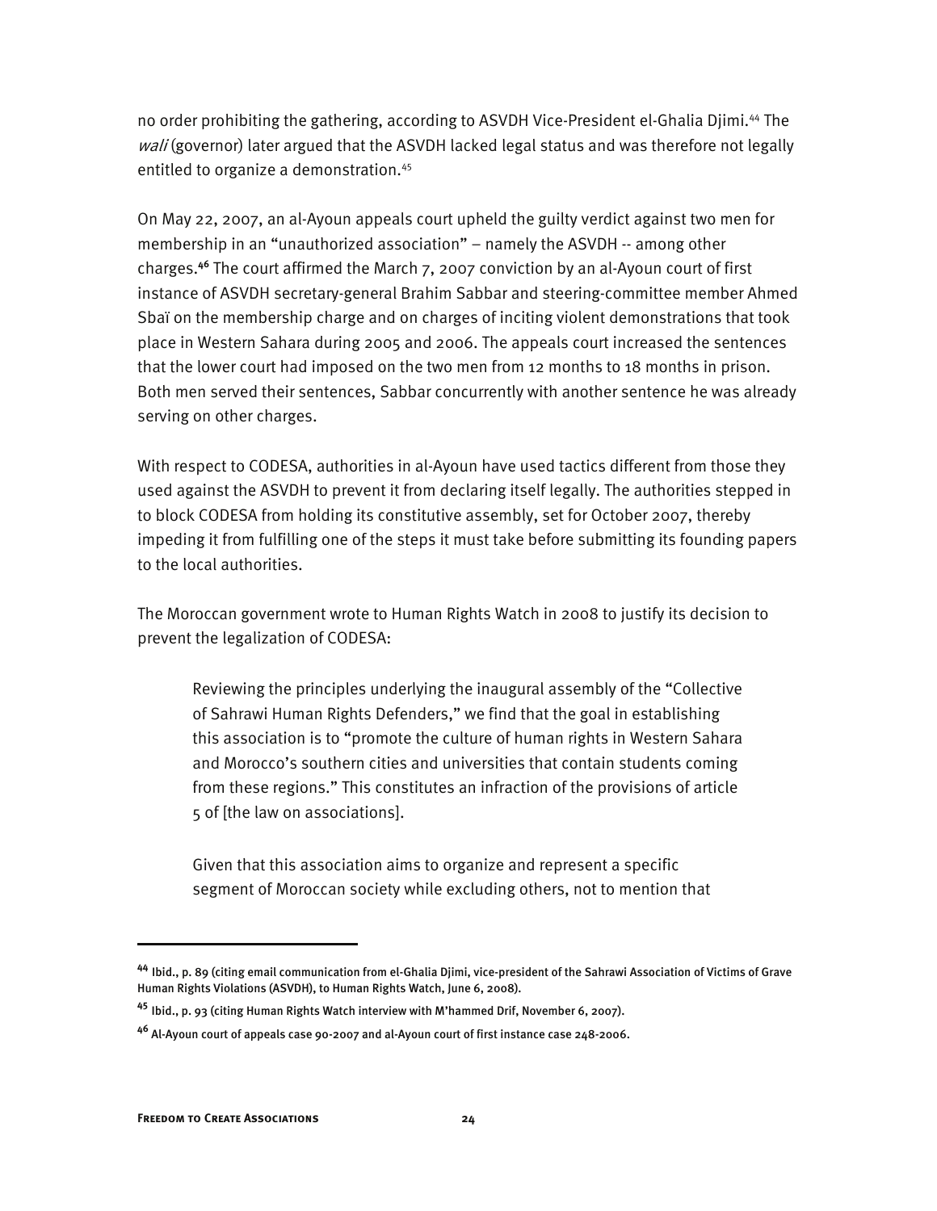no order prohibiting the gathering, according to ASVDH Vice-President el-Ghalia Djimi.[44] The *wali* (governor) later argued that the ASVDH lacked legal status and was therefore not legally entitled to organize a demonstration.[45]

On May 22, 2007, an al-Ayoun appeals court upheld the guilty verdict against two men for membership in an "unauthorized association" – namely the ASVDH -- among other charges.[46] The court affirmed the March 7, 2007 conviction by an al-Ayoun court of first instance of ASVDH secretary-general Brahim Sabbar and steering-committee member Ahmed Sbaï on the membership charge and on charges of inciting violent demonstrations that took place in Western Sahara during 2005 and 2006. The appeals court increased the sentences that the lower court had imposed on the two men from 12 months to 18 months in prison. Both men served their sentences, Sabbar concurrently with another sentence he was already serving on other charges.

With respect to CODESA, authorities in al-Ayoun have used tactics different from those they used against the ASVDH to prevent it from declaring itself legally. The authorities stepped in to block CODESA from holding its constitutive assembly, set for October 2007, thereby impeding it from fulfilling one of the steps it must take before submitting its founding papers to the local authorities.

The Moroccan government wrote to Human Rights Watch in 2008 to justify its decision to prevent the legalization of CODESA:

> Reviewing the principles underlying the inaugural assembly of the "Collective of Sahrawi Human Rights Defenders," we find that the goal in establishing this association is to "promote the culture of human rights in Western Sahara and Morocco's southern cities and universities that contain students coming from these regions." This constitutes an infraction of the provisions of article 5 of [the law on associations].
>
> Given that this association aims to organize and represent a specific segment of Moroccan society while excluding others, not to mention that

---

[44] Ibid., p. 89 (citing email communication from el-Ghalia Djimi, vice-president of the Sahrawi Association of Victims of Grave Human Rights Violations (ASVDH), to Human Rights Watch, June 6, 2008).

[45] Ibid., p. 93 (citing Human Rights Watch interview with M'hammed Drif, November 6, 2007).

[46] Al-Ayoun court of appeals case 90-2007 and al-Ayoun court of first instance case 248-2006.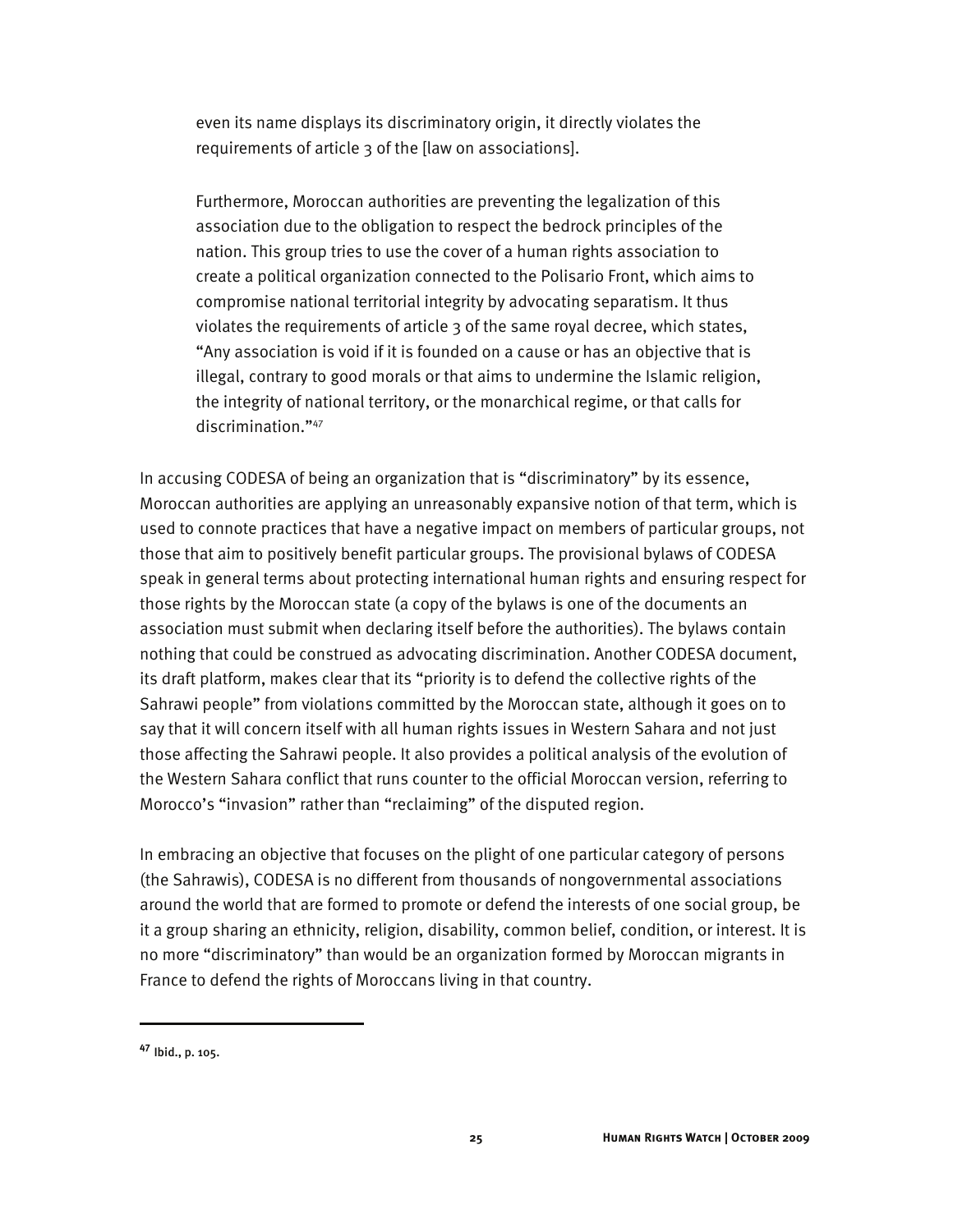> even its name displays its discriminatory origin, it directly violates the requirements of article 3 of the [law on associations].
>
> Furthermore, Moroccan authorities are preventing the legalization of this association due to the obligation to respect the bedrock principles of the nation. This group tries to use the cover of a human rights association to create a political organization connected to the Polisario Front, which aims to compromise national territorial integrity by advocating separatism. It thus violates the requirements of article 3 of the same royal decree, which states, "Any association is void if it is founded on a cause or has an objective that is illegal, contrary to good morals or that aims to undermine the Islamic religion, the integrity of national territory, or the monarchical regime, or that calls for discrimination."[47]

In accusing CODESA of being an organization that is "discriminatory" by its essence, Moroccan authorities are applying an unreasonably expansive notion of that term, which is used to connote practices that have a negative impact on members of particular groups, not those that aim to positively benefit particular groups. The provisional bylaws of CODESA speak in general terms about protecting international human rights and ensuring respect for those rights by the Moroccan state (a copy of the bylaws is one of the documents an association must submit when declaring itself before the authorities). The bylaws contain nothing that could be construed as advocating discrimination. Another CODESA document, its draft platform, makes clear that its "priority is to defend the collective rights of the Sahrawi people" from violations committed by the Moroccan state, although it goes on to say that it will concern itself with all human rights issues in Western Sahara and not just those affecting the Sahrawi people. It also provides a political analysis of the evolution of the Western Sahara conflict that runs counter to the official Moroccan version, referring to Morocco's "invasion" rather than "reclaiming" of the disputed region.

In embracing an objective that focuses on the plight of one particular category of persons (the Sahrawis), CODESA is no different from thousands of nongovernmental associations around the world that are formed to promote or defend the interests of one social group, be it a group sharing an ethnicity, religion, disability, common belief, condition, or interest. It is no more "discriminatory" than would be an organization formed by Moroccan migrants in France to defend the rights of Moroccans living in that country.

---

[47] Ibid., p. 105.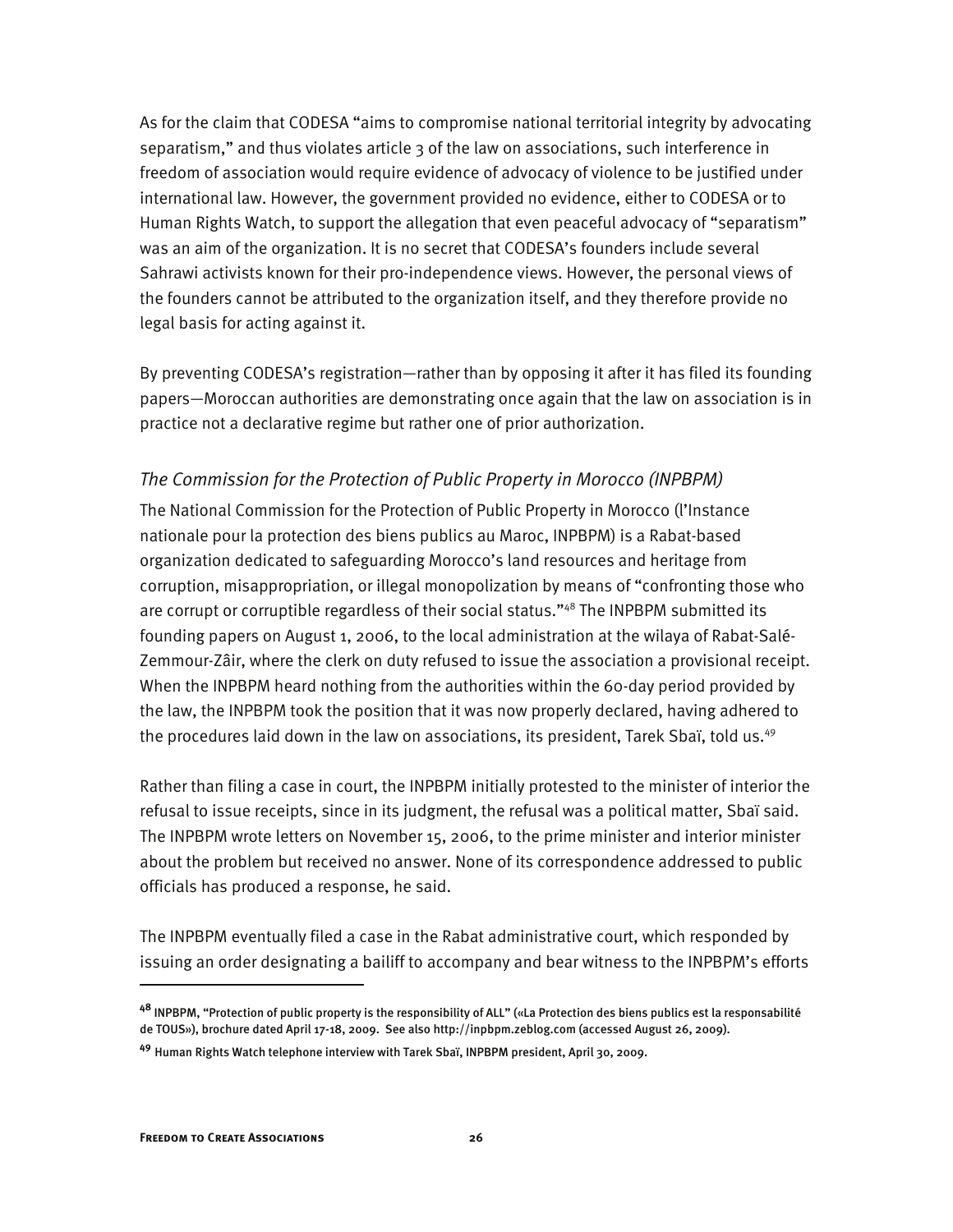As for the claim that CODESA "aims to compromise national territorial integrity by advocating separatism," and thus violates article 3 of the law on associations, such interference in freedom of association would require evidence of advocacy of violence to be justified under international law. However, the government provided no evidence, either to CODESA or to Human Rights Watch, to support the allegation that even peaceful advocacy of "separatism" was an aim of the organization. It is no secret that CODESA's founders include several Sahrawi activists known for their pro-independence views. However, the personal views of the founders cannot be attributed to the organization itself, and they therefore provide no legal basis for acting against it.

By preventing CODESA's registration—rather than by opposing it after it has filed its founding papers—Moroccan authorities are demonstrating once again that the law on association is in practice not a declarative regime but rather one of prior authorization.

### *The Commission for the Protection of Public Property in Morocco (INPBPM)*

The National Commission for the Protection of Public Property in Morocco (l'Instance nationale pour la protection des biens publics au Maroc, INPBPM) is a Rabat-based organization dedicated to safeguarding Morocco's land resources and heritage from corruption, misappropriation, or illegal monopolization by means of "confronting those who are corrupt or corruptible regardless of their social status."[48] The INPBPM submitted its founding papers on August 1, 2006, to the local administration at the wilaya of Rabat-Salé-Zemmour-Zâir, where the clerk on duty refused to issue the association a provisional receipt. When the INPBPM heard nothing from the authorities within the 60-day period provided by the law, the INPBPM took the position that it was now properly declared, having adhered to the procedures laid down in the law on associations, its president, Tarek Sbaï, told us.[49]

Rather than filing a case in court, the INPBPM initially protested to the minister of interior the refusal to issue receipts, since in its judgment, the refusal was a political matter, Sbaï said. The INPBPM wrote letters on November 15, 2006, to the prime minister and interior minister about the problem but received no answer. None of its correspondence addressed to public officials has produced a response, he said.

The INPBPM eventually filed a case in the Rabat administrative court, which responded by issuing an order designating a bailiff to accompany and bear witness to the INPBPM's efforts

---

[48] INPBPM, "Protection of public property is the responsibility of ALL" («La Protection des biens publics est la responsabilité de TOUS»), brochure dated April 17-18, 2009. See also http://inpbpm.zeblog.com (accessed August 26, 2009).

[49] Human Rights Watch telephone interview with Tarek Sbaï, INPBPM president, April 30, 2009.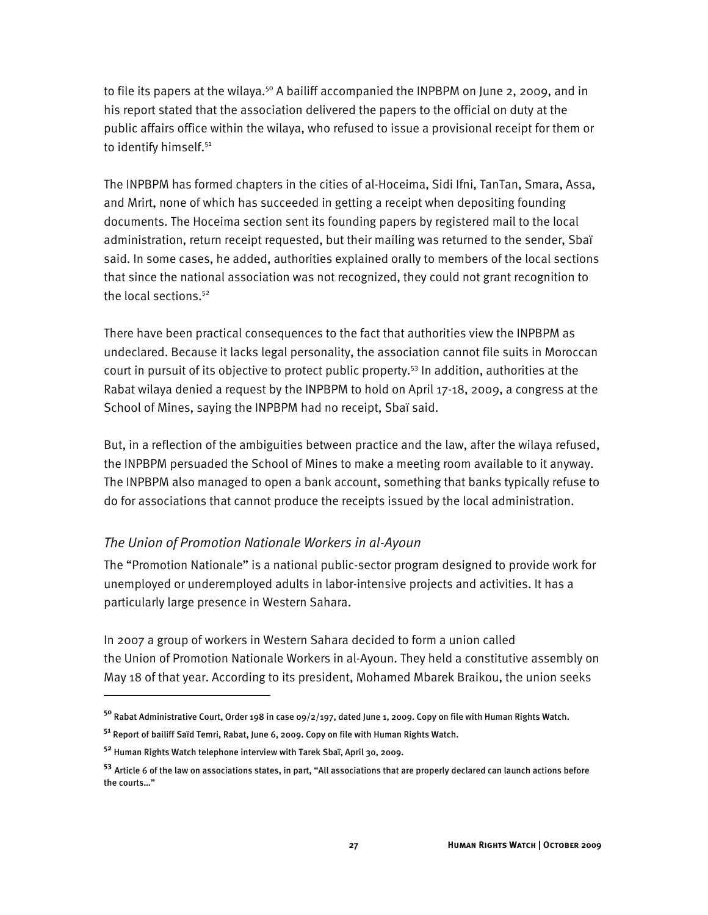to file its papers at the wilaya.[50] A bailiff accompanied the INPBPM on June 2, 2009, and in his report stated that the association delivered the papers to the official on duty at the public affairs office within the wilaya, who refused to issue a provisional receipt for them or to identify himself.[51]

The INPBPM has formed chapters in the cities of al-Hoceima, Sidi Ifni, TanTan, Smara, Assa, and Mrirt, none of which has succeeded in getting a receipt when depositing founding documents. The Hoceima section sent its founding papers by registered mail to the local administration, return receipt requested, but their mailing was returned to the sender, Sbaï said. In some cases, he added, authorities explained orally to members of the local sections that since the national association was not recognized, they could not grant recognition to the local sections.[52]

There have been practical consequences to the fact that authorities view the INPBPM as undeclared. Because it lacks legal personality, the association cannot file suits in Moroccan court in pursuit of its objective to protect public property.[53] In addition, authorities at the Rabat wilaya denied a request by the INPBPM to hold on April 17-18, 2009, a congress at the School of Mines, saying the INPBPM had no receipt, Sbaï said.

But, in a reflection of the ambiguities between practice and the law, after the wilaya refused, the INPBPM persuaded the School of Mines to make a meeting room available to it anyway. The INPBPM also managed to open a bank account, something that banks typically refuse to do for associations that cannot produce the receipts issued by the local administration.

### *The Union of Promotion Nationale Workers in al-Ayoun*

The "Promotion Nationale" is a national public-sector program designed to provide work for unemployed or underemployed adults in labor-intensive projects and activities. It has a particularly large presence in Western Sahara.

In 2007 a group of workers in Western Sahara decided to form a union called the Union of Promotion Nationale Workers in al-Ayoun. They held a constitutive assembly on May 18 of that year. According to its president, Mohamed Mbarek Braikou, the union seeks

---

[50] Rabat Administrative Court, Order 198 in case 09/2/197, dated June 1, 2009. Copy on file with Human Rights Watch.

[51] Report of bailiff Saïd Temri, Rabat, June 6, 2009. Copy on file with Human Rights Watch.

[52] Human Rights Watch telephone interview with Tarek Sbaï, April 30, 2009.

[53] Article 6 of the law on associations states, in part, "All associations that are properly declared can launch actions before the courts…"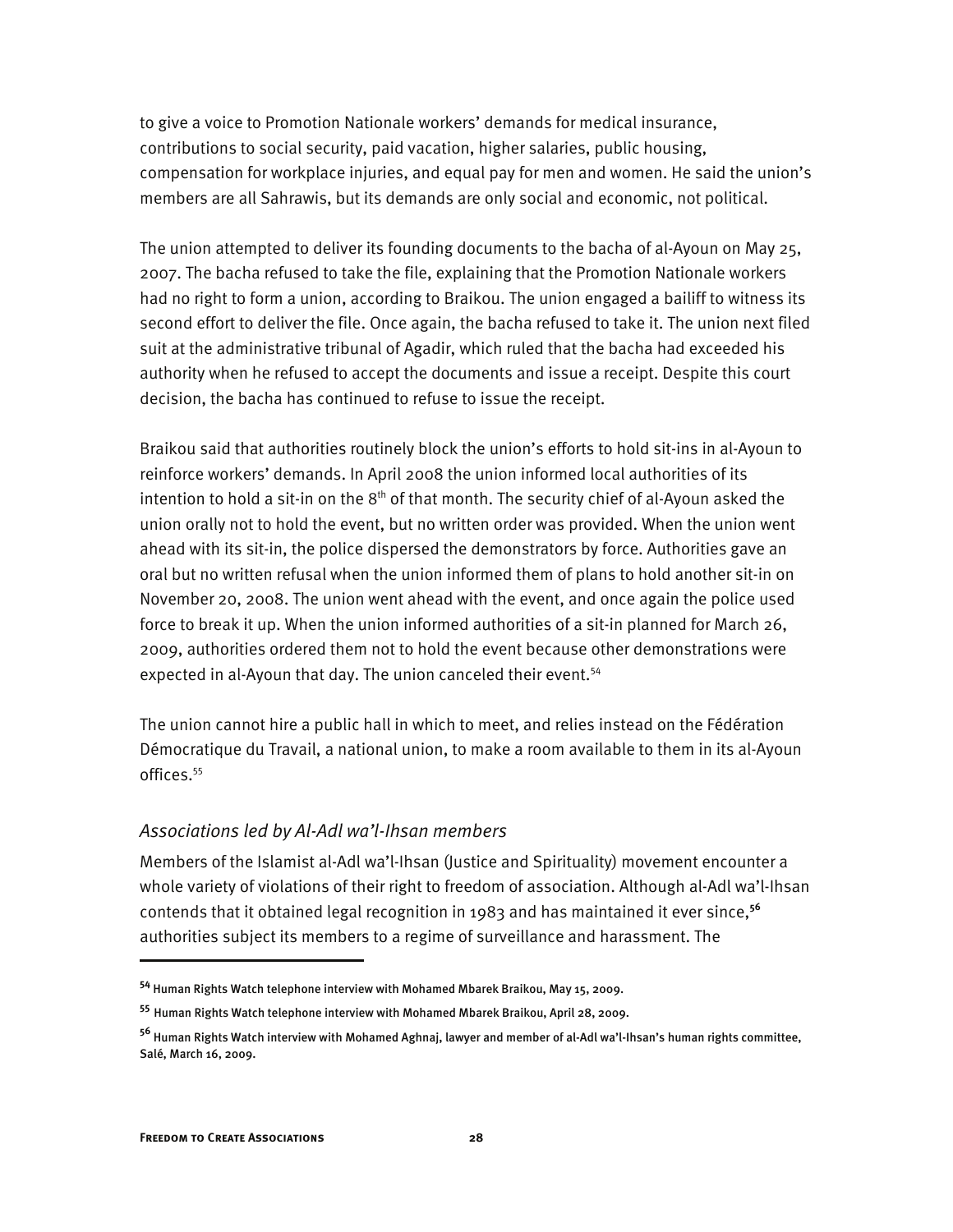to give a voice to Promotion Nationale workers' demands for medical insurance, contributions to social security, paid vacation, higher salaries, public housing, compensation for workplace injuries, and equal pay for men and women. He said the union's members are all Sahrawis, but its demands are only social and economic, not political.

The union attempted to deliver its founding documents to the bacha of al-Ayoun on May 25, 2007. The bacha refused to take the file, explaining that the Promotion Nationale workers had no right to form a union, according to Braikou. The union engaged a bailiff to witness its second effort to deliver the file. Once again, the bacha refused to take it. The union next filed suit at the administrative tribunal of Agadir, which ruled that the bacha had exceeded his authority when he refused to accept the documents and issue a receipt. Despite this court decision, the bacha has continued to refuse to issue the receipt.

Braikou said that authorities routinely block the union's efforts to hold sit-ins in al-Ayoun to reinforce workers' demands. In April 2008 the union informed local authorities of its intention to hold a sit-in on the 8th of that month. The security chief of al-Ayoun asked the union orally not to hold the event, but no written order was provided. When the union went ahead with its sit-in, the police dispersed the demonstrators by force. Authorities gave an oral but no written refusal when the union informed them of plans to hold another sit-in on November 20, 2008. The union went ahead with the event, and once again the police used force to break it up. When the union informed authorities of a sit-in planned for March 26, 2009, authorities ordered them not to hold the event because other demonstrations were expected in al-Ayoun that day. The union canceled their event.[54]

The union cannot hire a public hall in which to meet, and relies instead on the Fédération Démocratique du Travail, a national union, to make a room available to them in its al-Ayoun offices.[55]

### *Associations led by Al-Adl wa'l-Ihsan members*

Members of the Islamist al-Adl wa'l-Ihsan (Justice and Spirituality) movement encounter a whole variety of violations of their right to freedom of association. Although al-Adl wa'l-Ihsan contends that it obtained legal recognition in 1983 and has maintained it ever since,[56] authorities subject its members to a regime of surveillance and harassment. The

---

[54] Human Rights Watch telephone interview with Mohamed Mbarek Braikou, May 15, 2009.

[55] Human Rights Watch telephone interview with Mohamed Mbarek Braikou, April 28, 2009.

[56] Human Rights Watch interview with Mohamed Aghnaj, lawyer and member of al-Adl wa'l-Ihsan's human rights committee, Salé, March 16, 2009.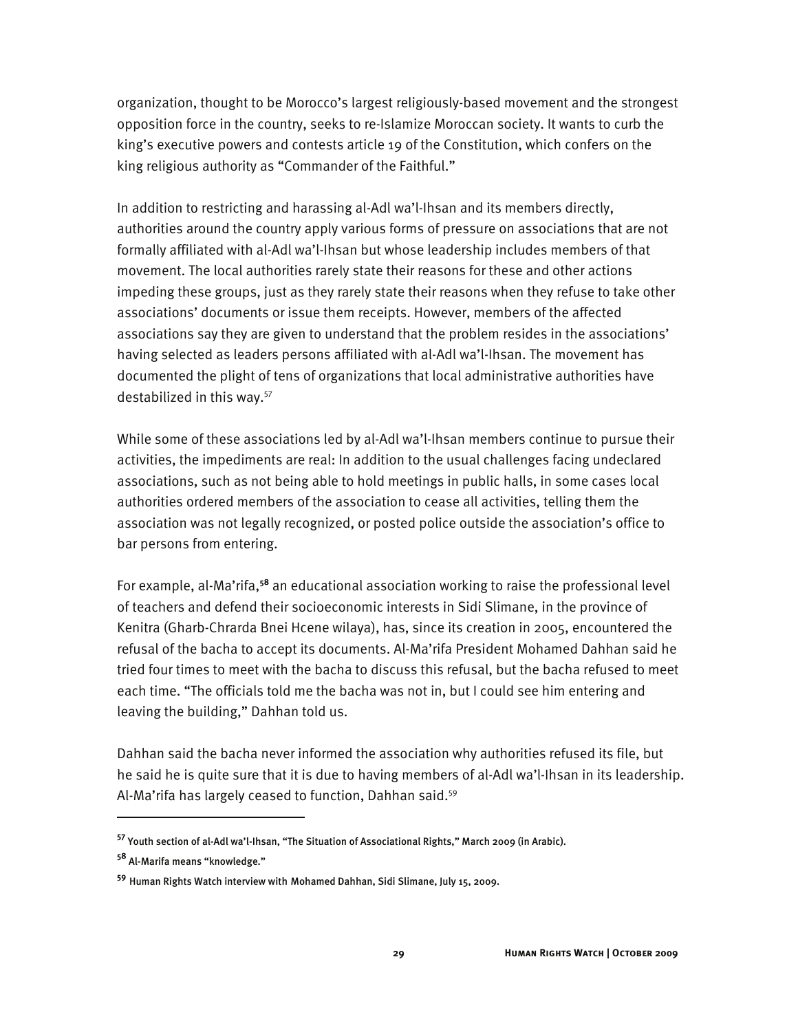organization, thought to be Morocco's largest religiously-based movement and the strongest opposition force in the country, seeks to re-Islamize Moroccan society. It wants to curb the king's executive powers and contests article 19 of the Constitution, which confers on the king religious authority as "Commander of the Faithful."

In addition to restricting and harassing al-Adl wa'l-Ihsan and its members directly, authorities around the country apply various forms of pressure on associations that are not formally affiliated with al-Adl wa'l-Ihsan but whose leadership includes members of that movement. The local authorities rarely state their reasons for these and other actions impeding these groups, just as they rarely state their reasons when they refuse to take other associations' documents or issue them receipts. However, members of the affected associations say they are given to understand that the problem resides in the associations' having selected as leaders persons affiliated with al-Adl wa'l-Ihsan. The movement has documented the plight of tens of organizations that local administrative authorities have destabilized in this way.[57]

While some of these associations led by al-Adl wa'l-Ihsan members continue to pursue their activities, the impediments are real: In addition to the usual challenges facing undeclared associations, such as not being able to hold meetings in public halls, in some cases local authorities ordered members of the association to cease all activities, telling them the association was not legally recognized, or posted police outside the association's office to bar persons from entering.

For example, al-Ma'rifa,[58] an educational association working to raise the professional level of teachers and defend their socioeconomic interests in Sidi Slimane, in the province of Kenitra (Gharb-Chrarda Bnei Hcene wilaya), has, since its creation in 2005, encountered the refusal of the bacha to accept its documents. Al-Ma'rifa President Mohamed Dahhan said he tried four times to meet with the bacha to discuss this refusal, but the bacha refused to meet each time. "The officials told me the bacha was not in, but I could see him entering and leaving the building," Dahhan told us.

Dahhan said the bacha never informed the association why authorities refused its file, but he said he is quite sure that it is due to having members of al-Adl wa'l-Ihsan in its leadership. Al-Ma'rifa has largely ceased to function, Dahhan said.[59]

---

[57] Youth section of al-Adl wa'l-Ihsan, "The Situation of Associational Rights," March 2009 (in Arabic).

[58] Al-Marifa means "knowledge."

[59] Human Rights Watch interview with Mohamed Dahhan, Sidi Slimane, July 15, 2009.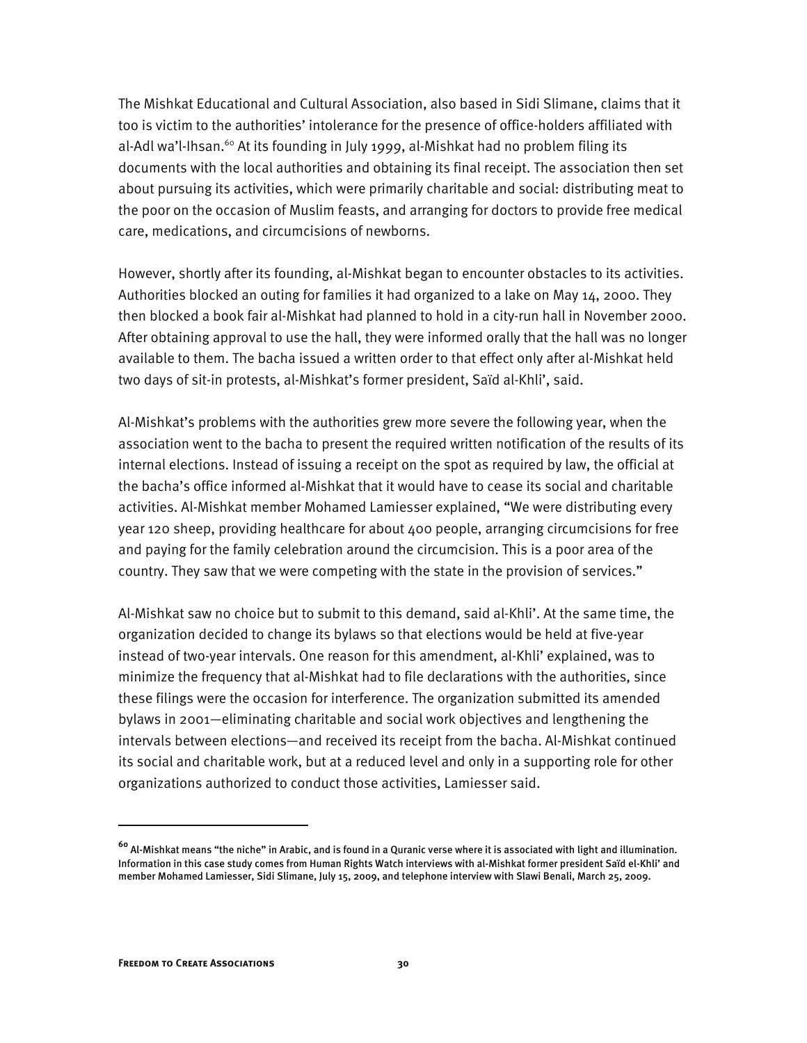The Mishkat Educational and Cultural Association, also based in Sidi Slimane, claims that it too is victim to the authorities' intolerance for the presence of office-holders affiliated with al-Adl wa'l-Ihsan.[60] At its founding in July 1999, al-Mishkat had no problem filing its documents with the local authorities and obtaining its final receipt. The association then set about pursuing its activities, which were primarily charitable and social: distributing meat to the poor on the occasion of Muslim feasts, and arranging for doctors to provide free medical care, medications, and circumcisions of newborns.

However, shortly after its founding, al-Mishkat began to encounter obstacles to its activities. Authorities blocked an outing for families it had organized to a lake on May 14, 2000. They then blocked a book fair al-Mishkat had planned to hold in a city-run hall in November 2000. After obtaining approval to use the hall, they were informed orally that the hall was no longer available to them. The bacha issued a written order to that effect only after al-Mishkat held two days of sit-in protests, al-Mishkat's former president, Saïd al-Khli', said.

Al-Mishkat's problems with the authorities grew more severe the following year, when the association went to the bacha to present the required written notification of the results of its internal elections. Instead of issuing a receipt on the spot as required by law, the official at the bacha's office informed al-Mishkat that it would have to cease its social and charitable activities. Al-Mishkat member Mohamed Lamiesser explained, "We were distributing every year 120 sheep, providing healthcare for about 400 people, arranging circumcisions for free and paying for the family celebration around the circumcision. This is a poor area of the country. They saw that we were competing with the state in the provision of services."

Al-Mishkat saw no choice but to submit to this demand, said al-Khli'. At the same time, the organization decided to change its bylaws so that elections would be held at five-year instead of two-year intervals. One reason for this amendment, al-Khli' explained, was to minimize the frequency that al-Mishkat had to file declarations with the authorities, since these filings were the occasion for interference. The organization submitted its amended bylaws in 2001—eliminating charitable and social work objectives and lengthening the intervals between elections—and received its receipt from the bacha. Al-Mishkat continued its social and charitable work, but at a reduced level and only in a supporting role for other organizations authorized to conduct those activities, Lamiesser said.

---

[60] Al-Mishkat means "the niche" in Arabic, and is found in a Quranic verse where it is associated with light and illumination. Information in this case study comes from Human Rights Watch interviews with al-Mishkat former president Saïd el-Khli' and member Mohamed Lamiesser, Sidi Slimane, July 15, 2009, and telephone interview with Slawi Benali, March 25, 2009.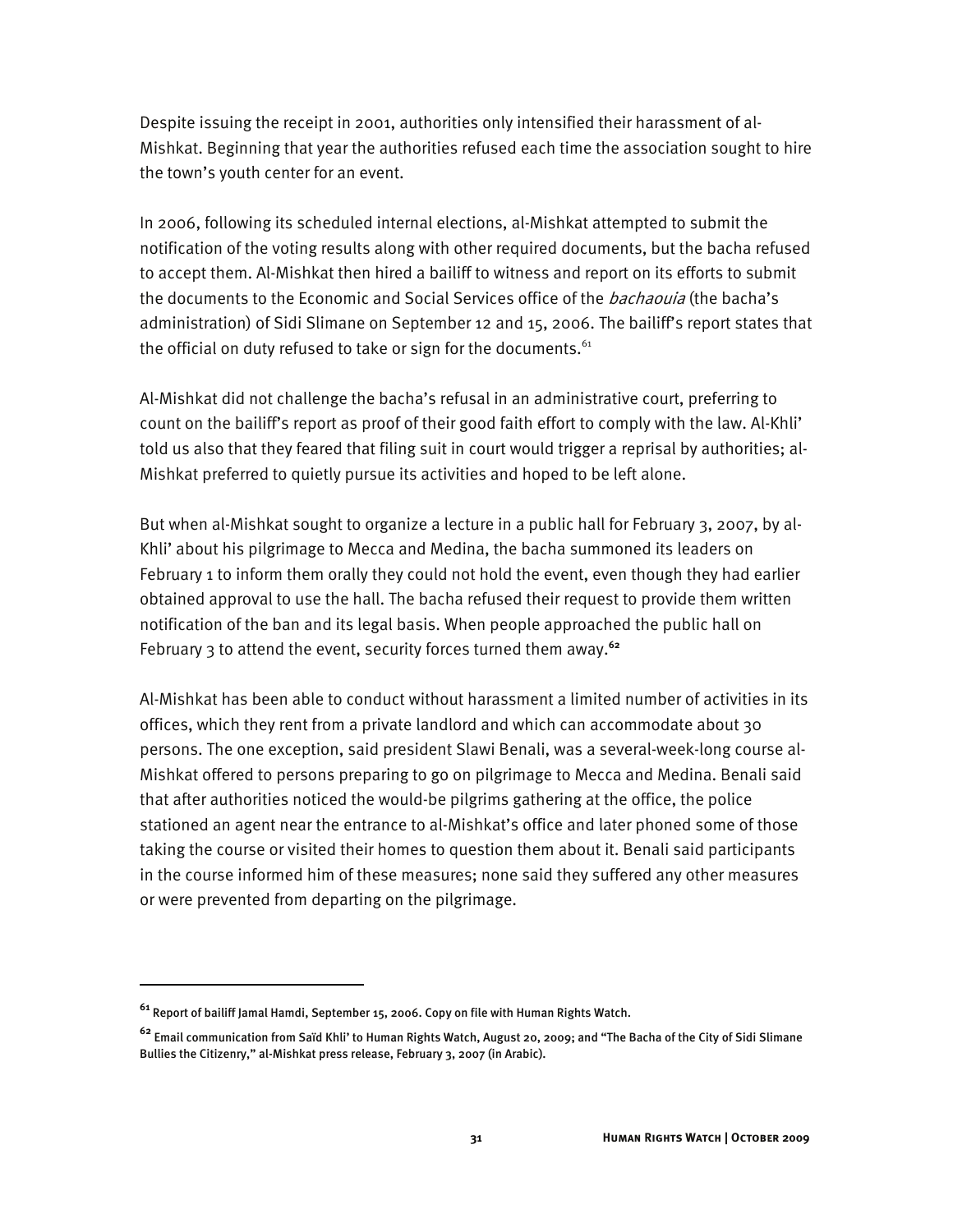Despite issuing the receipt in 2001, authorities only intensified their harassment of al-Mishkat. Beginning that year the authorities refused each time the association sought to hire the town's youth center for an event.

In 2006, following its scheduled internal elections, al-Mishkat attempted to submit the notification of the voting results along with other required documents, but the bacha refused to accept them. Al-Mishkat then hired a bailiff to witness and report on its efforts to submit the documents to the Economic and Social Services office of the *bachaouia* (the bacha's administration) of Sidi Slimane on September 12 and 15, 2006. The bailiff's report states that the official on duty refused to take or sign for the documents.[61]

Al-Mishkat did not challenge the bacha's refusal in an administrative court, preferring to count on the bailiff's report as proof of their good faith effort to comply with the law. Al-Khli' told us also that they feared that filing suit in court would trigger a reprisal by authorities; al-Mishkat preferred to quietly pursue its activities and hoped to be left alone.

But when al-Mishkat sought to organize a lecture in a public hall for February 3, 2007, by al-Khli' about his pilgrimage to Mecca and Medina, the bacha summoned its leaders on February 1 to inform them orally they could not hold the event, even though they had earlier obtained approval to use the hall. The bacha refused their request to provide them written notification of the ban and its legal basis. When people approached the public hall on February 3 to attend the event, security forces turned them away.[62]

Al-Mishkat has been able to conduct without harassment a limited number of activities in its offices, which they rent from a private landlord and which can accommodate about 30 persons. The one exception, said president Slawi Benali, was a several-week-long course al-Mishkat offered to persons preparing to go on pilgrimage to Mecca and Medina. Benali said that after authorities noticed the would-be pilgrims gathering at the office, the police stationed an agent near the entrance to al-Mishkat's office and later phoned some of those taking the course or visited their homes to question them about it. Benali said participants in the course informed him of these measures; none said they suffered any other measures or were prevented from departing on the pilgrimage.

---

[61] Report of bailiff Jamal Hamdi, September 15, 2006. Copy on file with Human Rights Watch.

[62] Email communication from Saïd Khli' to Human Rights Watch, August 20, 2009; and "The Bacha of the City of Sidi Slimane Bullies the Citizenry," al-Mishkat press release, February 3, 2007 (in Arabic).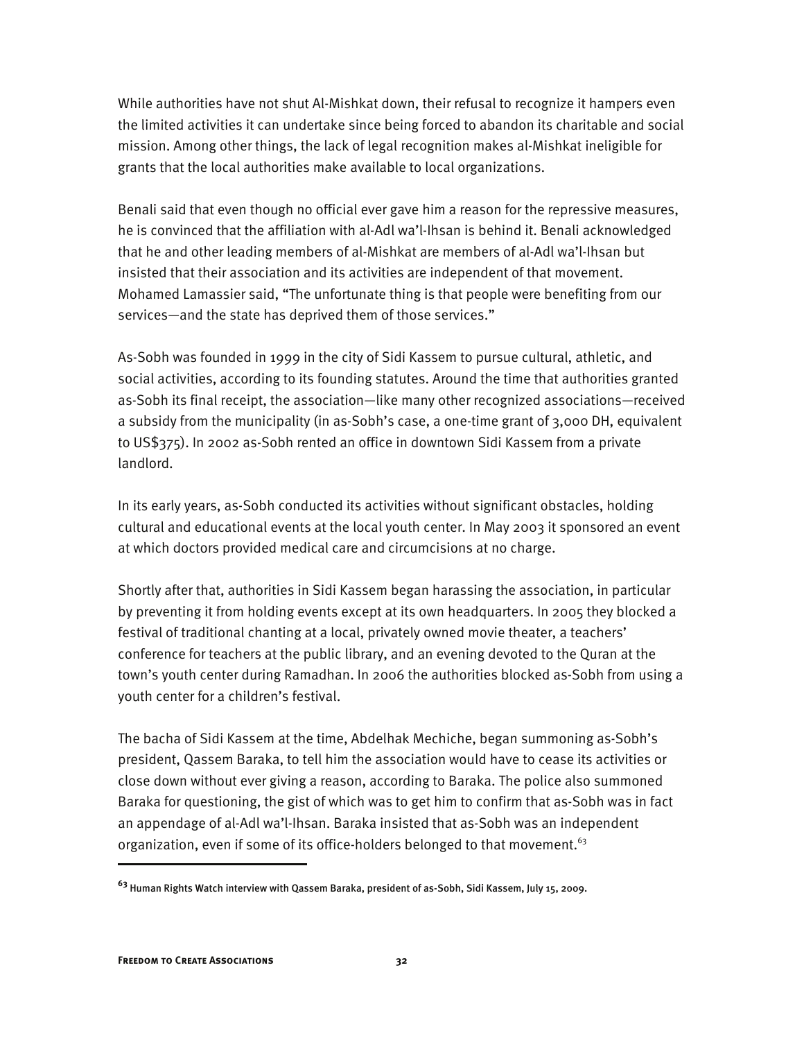While authorities have not shut Al-Mishkat down, their refusal to recognize it hampers even the limited activities it can undertake since being forced to abandon its charitable and social mission. Among other things, the lack of legal recognition makes al-Mishkat ineligible for grants that the local authorities make available to local organizations.

Benali said that even though no official ever gave him a reason for the repressive measures, he is convinced that the affiliation with al-Adl wa'l-Ihsan is behind it. Benali acknowledged that he and other leading members of al-Mishkat are members of al-Adl wa'l-Ihsan but insisted that their association and its activities are independent of that movement. Mohamed Lamassier said, "The unfortunate thing is that people were benefiting from our services—and the state has deprived them of those services."

As-Sobh was founded in 1999 in the city of Sidi Kassem to pursue cultural, athletic, and social activities, according to its founding statutes. Around the time that authorities granted as-Sobh its final receipt, the association—like many other recognized associations—received a subsidy from the municipality (in as-Sobh's case, a one-time grant of 3,000 DH, equivalent to US$375). In 2002 as-Sobh rented an office in downtown Sidi Kassem from a private landlord.

In its early years, as-Sobh conducted its activities without significant obstacles, holding cultural and educational events at the local youth center. In May 2003 it sponsored an event at which doctors provided medical care and circumcisions at no charge.

Shortly after that, authorities in Sidi Kassem began harassing the association, in particular by preventing it from holding events except at its own headquarters. In 2005 they blocked a festival of traditional chanting at a local, privately owned movie theater, a teachers' conference for teachers at the public library, and an evening devoted to the Quran at the town's youth center during Ramadhan. In 2006 the authorities blocked as-Sobh from using a youth center for a children's festival.

The bacha of Sidi Kassem at the time, Abdelhak Mechiche, began summoning as-Sobh's president, Qassem Baraka, to tell him the association would have to cease its activities or close down without ever giving a reason, according to Baraka. The police also summoned Baraka for questioning, the gist of which was to get him to confirm that as-Sobh was in fact an appendage of al-Adl wa'l-Ihsan. Baraka insisted that as-Sobh was an independent organization, even if some of its office-holders belonged to that movement.[63]

---

[63] Human Rights Watch interview with Qassem Baraka, president of as-Sobh, Sidi Kassem, July 15, 2009.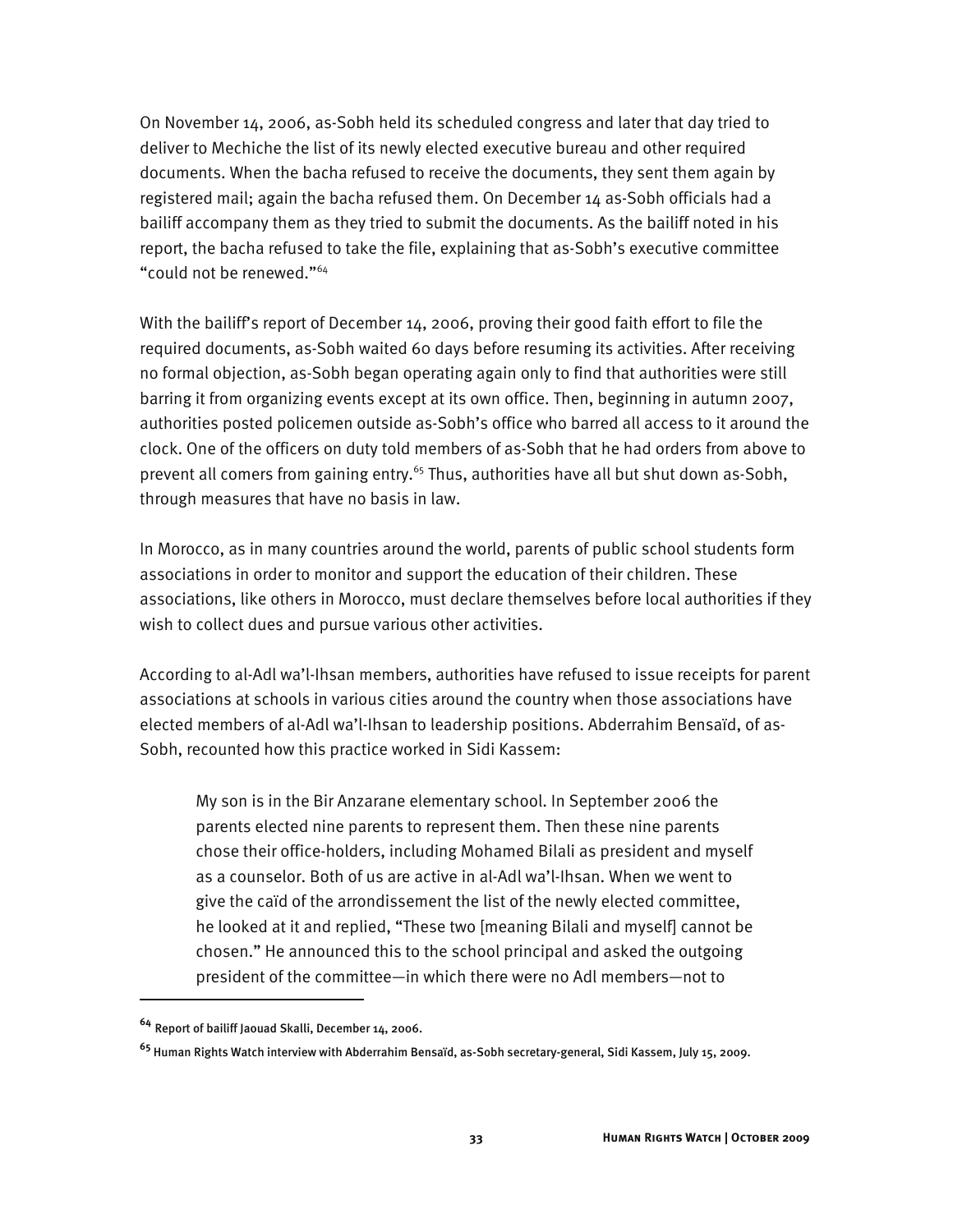On November 14, 2006, as-Sobh held its scheduled congress and later that day tried to deliver to Mechiche the list of its newly elected executive bureau and other required documents. When the bacha refused to receive the documents, they sent them again by registered mail; again the bacha refused them. On December 14 as-Sobh officials had a bailiff accompany them as they tried to submit the documents. As the bailiff noted in his report, the bacha refused to take the file, explaining that as-Sobh's executive committee "could not be renewed."[64]

With the bailiff's report of December 14, 2006, proving their good faith effort to file the required documents, as-Sobh waited 60 days before resuming its activities. After receiving no formal objection, as-Sobh began operating again only to find that authorities were still barring it from organizing events except at its own office. Then, beginning in autumn 2007, authorities posted policemen outside as-Sobh's office who barred all access to it around the clock. One of the officers on duty told members of as-Sobh that he had orders from above to prevent all comers from gaining entry.[65] Thus, authorities have all but shut down as-Sobh, through measures that have no basis in law.

In Morocco, as in many countries around the world, parents of public school students form associations in order to monitor and support the education of their children. These associations, like others in Morocco, must declare themselves before local authorities if they wish to collect dues and pursue various other activities.

According to al-Adl wa'l-Ihsan members, authorities have refused to issue receipts for parent associations at schools in various cities around the country when those associations have elected members of al-Adl wa'l-Ihsan to leadership positions. Abderrahim Bensaïd, of as-Sobh, recounted how this practice worked in Sidi Kassem:

> My son is in the Bir Anzarane elementary school. In September 2006 the parents elected nine parents to represent them. Then these nine parents chose their office-holders, including Mohamed Bilali as president and myself as a counselor. Both of us are active in al-Adl wa'l-Ihsan. When we went to give the caïd of the arrondissement the list of the newly elected committee, he looked at it and replied, "These two [meaning Bilali and myself] cannot be chosen." He announced this to the school principal and asked the outgoing president of the committee—in which there were no Adl members—not to

---

[64] Report of bailiff Jaouad Skalli, December 14, 2006.

[65] Human Rights Watch interview with Abderrahim Bensaïd, as-Sobh secretary-general, Sidi Kassem, July 15, 2009.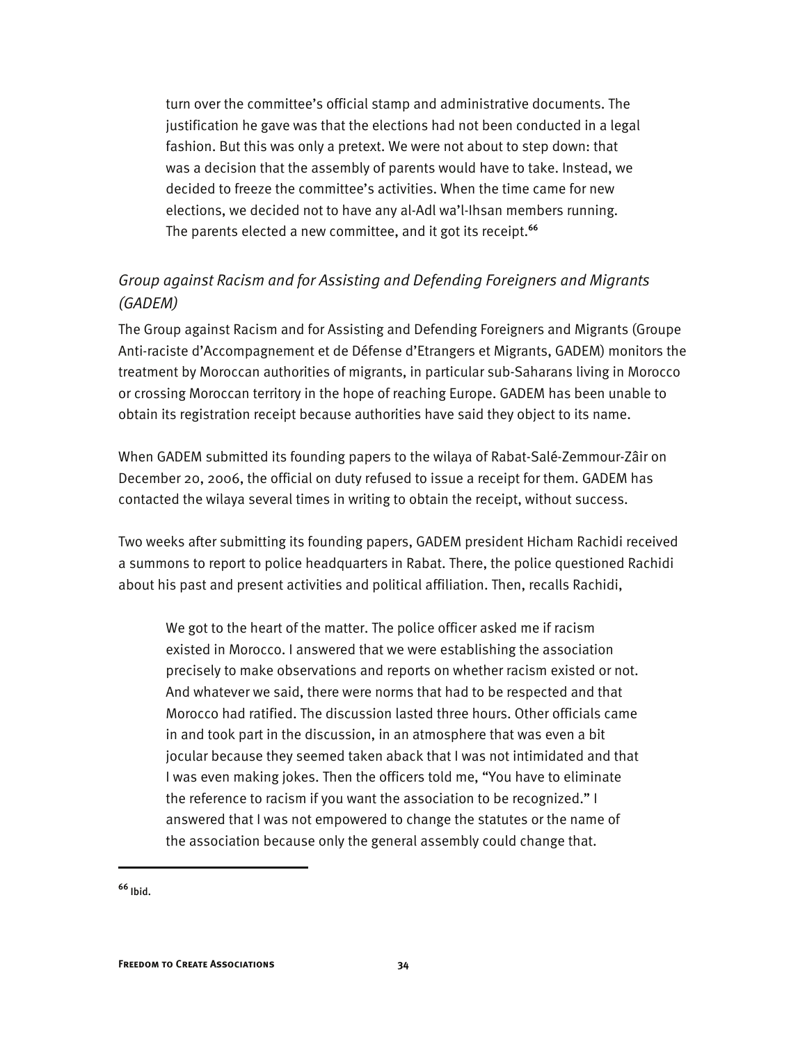> turn over the committee's official stamp and administrative documents. The justification he gave was that the elections had not been conducted in a legal fashion. But this was only a pretext. We were not about to step down: that was a decision that the assembly of parents would have to take. Instead, we decided to freeze the committee's activities. When the time came for new elections, we decided not to have any al-Adl wa'l-Ihsan members running. The parents elected a new committee, and it got its receipt.[66]

### *Group against Racism and for Assisting and Defending Foreigners and Migrants (GADEM)*

The Group against Racism and for Assisting and Defending Foreigners and Migrants (Groupe Anti-raciste d'Accompagnement et de Défense d'Etrangers et Migrants, GADEM) monitors the treatment by Moroccan authorities of migrants, in particular sub-Saharans living in Morocco or crossing Moroccan territory in the hope of reaching Europe. GADEM has been unable to obtain its registration receipt because authorities have said they object to its name.

When GADEM submitted its founding papers to the wilaya of Rabat-Salé-Zemmour-Zâir on December 20, 2006, the official on duty refused to issue a receipt for them. GADEM has contacted the wilaya several times in writing to obtain the receipt, without success.

Two weeks after submitting its founding papers, GADEM president Hicham Rachidi received a summons to report to police headquarters in Rabat. There, the police questioned Rachidi about his past and present activities and political affiliation. Then, recalls Rachidi,

> We got to the heart of the matter. The police officer asked me if racism existed in Morocco. I answered that we were establishing the association precisely to make observations and reports on whether racism existed or not. And whatever we said, there were norms that had to be respected and that Morocco had ratified. The discussion lasted three hours. Other officials came in and took part in the discussion, in an atmosphere that was even a bit jocular because they seemed taken aback that I was not intimidated and that I was even making jokes. Then the officers told me, "You have to eliminate the reference to racism if you want the association to be recognized." I answered that I was not empowered to change the statutes or the name of the association because only the general assembly could change that.

---

[66] Ibid.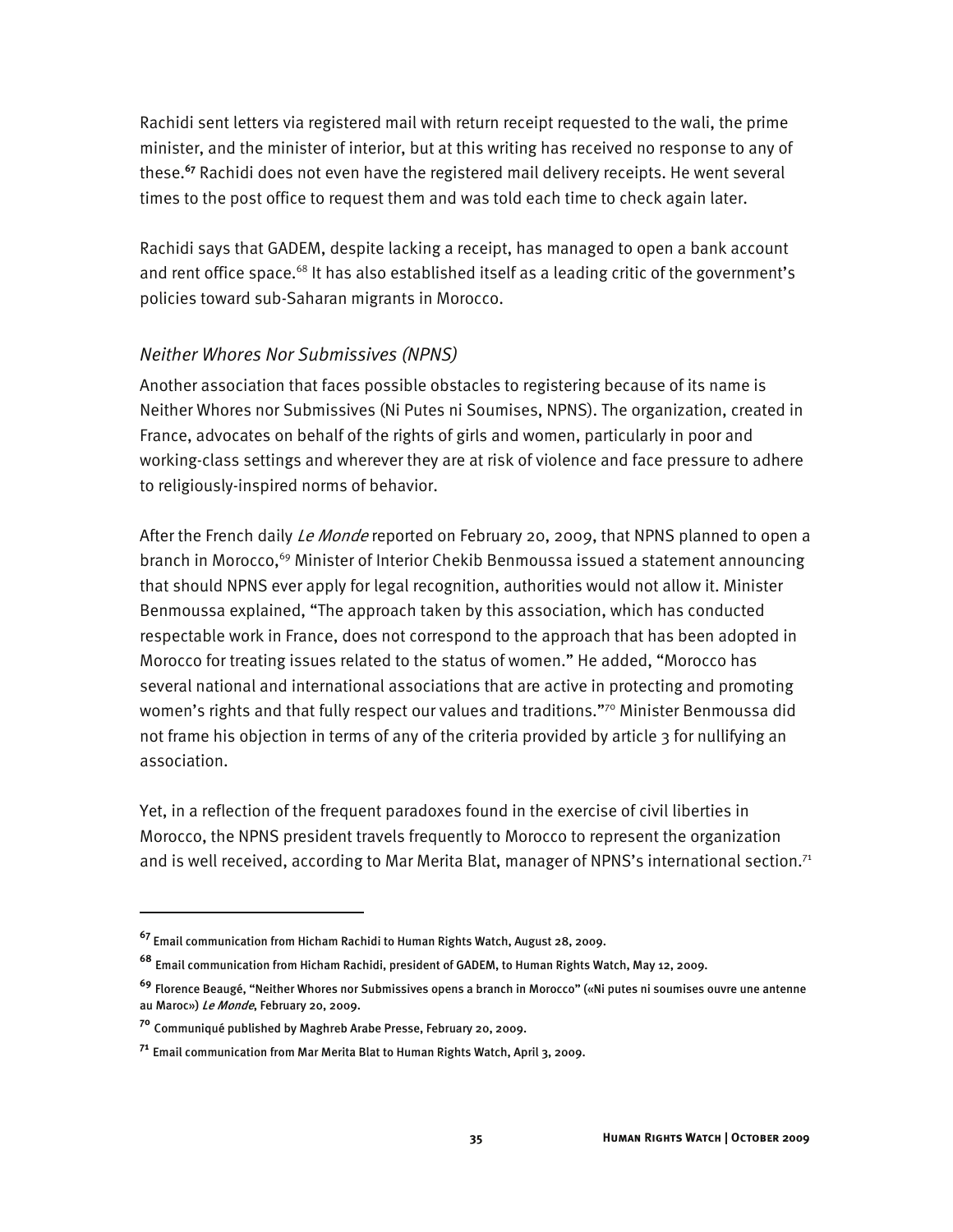Rachidi sent letters via registered mail with return receipt requested to the wali, the prime minister, and the minister of interior, but at this writing has received no response to any of these.[67] Rachidi does not even have the registered mail delivery receipts. He went several times to the post office to request them and was told each time to check again later.

Rachidi says that GADEM, despite lacking a receipt, has managed to open a bank account and rent office space.[68] It has also established itself as a leading critic of the government's policies toward sub-Saharan migrants in Morocco.

### *Neither Whores Nor Submissives (NPNS)*

Another association that faces possible obstacles to registering because of its name is Neither Whores nor Submissives (Ni Putes ni Soumises, NPNS). The organization, created in France, advocates on behalf of the rights of girls and women, particularly in poor and working-class settings and wherever they are at risk of violence and face pressure to adhere to religiously-inspired norms of behavior.

After the French daily *Le Monde* reported on February 20, 2009, that NPNS planned to open a branch in Morocco,[69] Minister of Interior Chekib Benmoussa issued a statement announcing that should NPNS ever apply for legal recognition, authorities would not allow it. Minister Benmoussa explained, "The approach taken by this association, which has conducted respectable work in France, does not correspond to the approach that has been adopted in Morocco for treating issues related to the status of women." He added, "Morocco has several national and international associations that are active in protecting and promoting women's rights and that fully respect our values and traditions."[70] Minister Benmoussa did not frame his objection in terms of any of the criteria provided by article 3 for nullifying an association.

Yet, in a reflection of the frequent paradoxes found in the exercise of civil liberties in Morocco, the NPNS president travels frequently to Morocco to represent the organization and is well received, according to Mar Merita Blat, manager of NPNS's international section.[71]

---

[67] Email communication from Hicham Rachidi to Human Rights Watch, August 28, 2009.

[68] Email communication from Hicham Rachidi, president of GADEM, to Human Rights Watch, May 12, 2009.

[69] Florence Beaugé, "Neither Whores nor Submissives opens a branch in Morocco" («Ni putes ni soumises ouvre une antenne au Maroc») *Le Monde*, February 20, 2009.

[70] Communiqué published by Maghreb Arabe Presse, February 20, 2009.

[71] Email communication from Mar Merita Blat to Human Rights Watch, April 3, 2009.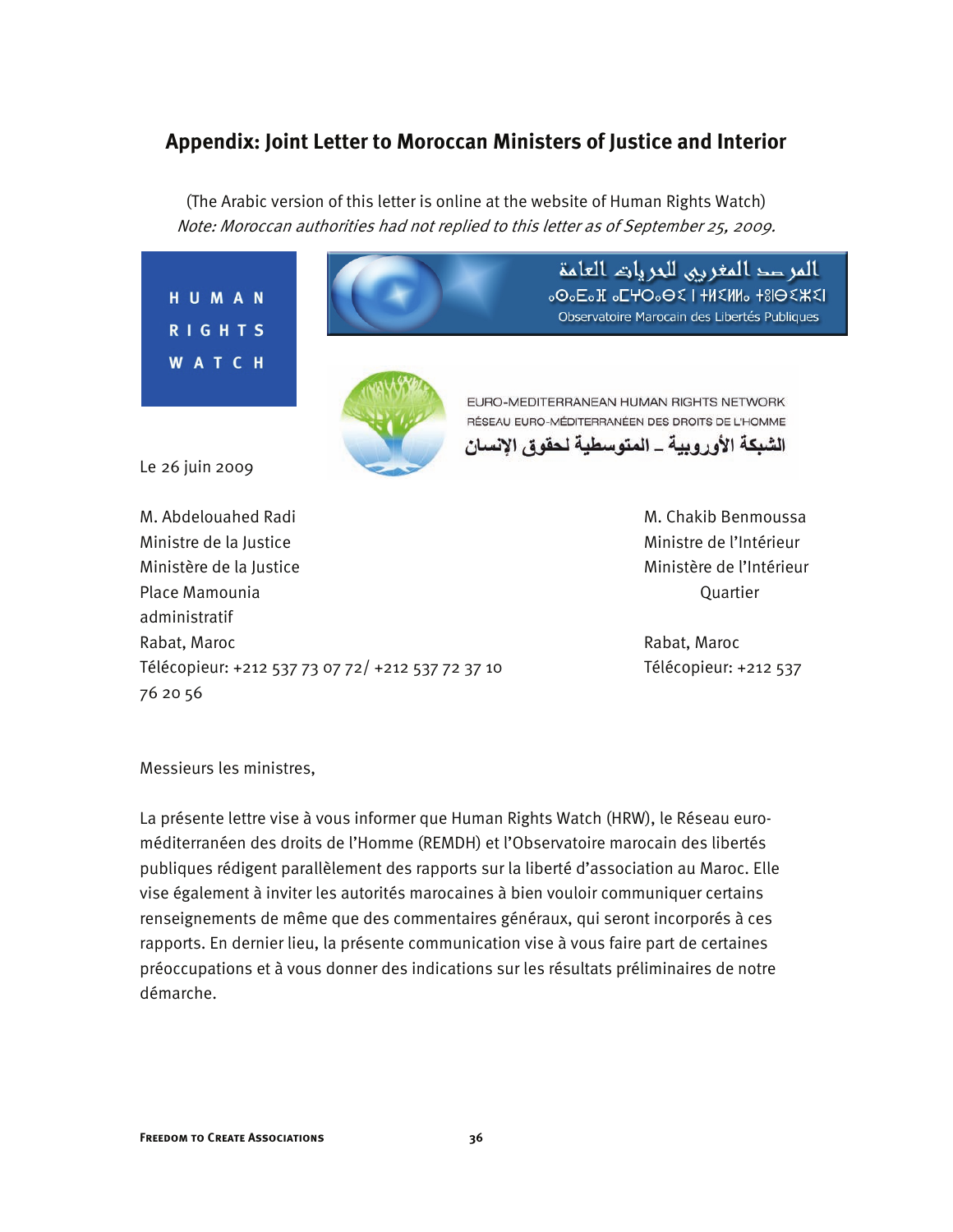## Appendix: Joint Letter to Moroccan Ministers of Justice and Interior

(The Arabic version of this letter is online at the website of Human Rights Watch)

*Note: Moroccan authorities had not replied to this letter as of September 25, 2009.*

HUMAN RIGHTS WATCH

المرصد المغربي للحريات العامة

ⴰⵙⴰⵎⵓ ⴰⵎⵖⵔⴰⴱⵉ ⵏ ⵜⵍⴻⵍⵍⵉⵡⵉⵏ ⵜⵉⵎⴰⵢⵏⵓⵜⵉⵏ

Observatoire Marocain des Libertés Publiques

EURO-MEDITERRANEAN HUMAN RIGHTS NETWORK

RÉSEAU EURO-MÉDITERRANÉEN DES DROITS DE L'HOMME

الشبكة الأوروبية ـ المتوسطية لحقوق الإنسان

Le 26 juin 2009

M. Abdelouahed Radi
Ministre de la Justice
Ministère de la Justice
Place Mamounia
Rabat, Maroc
Télécopieur: +212 537 73 07 72/ +212 537 72 37 10

M. Chakib Benmoussa
Ministre de l'Intérieur
Ministère de l'Intérieur
Quartier administratif
Rabat, Maroc
Télécopieur: +212 537 76 20 56

Messieurs les ministres,

La présente lettre vise à vous informer que Human Rights Watch (HRW), le Réseau euro-méditerranéen des droits de l'Homme (REMDH) et l'Observatoire marocain des libertés publiques rédigent parallèlement des rapports sur la liberté d'association au Maroc. Elle vise également à inviter les autorités marocaines à bien vouloir communiquer certains renseignements de même que des commentaires généraux, qui seront incorporés à ces rapports. En dernier lieu, la présente communication vise à vous faire part de certaines préoccupations et à vous donner des indications sur les résultats préliminaires de notre démarche.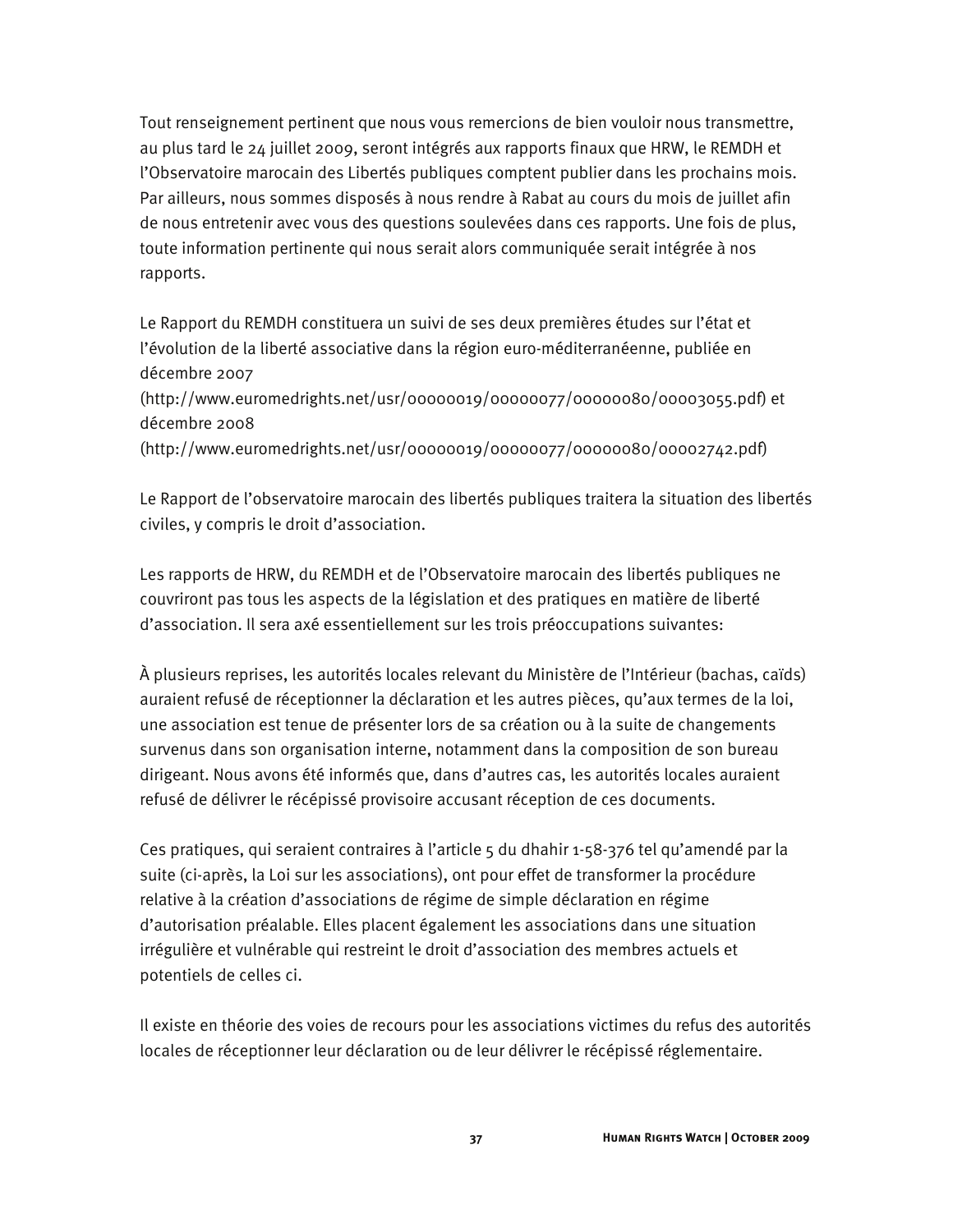Tout renseignement pertinent que nous vous remercions de bien vouloir nous transmettre, au plus tard le 24 juillet 2009, seront intégrés aux rapports finaux que HRW, le REMDH et l'Observatoire marocain des Libertés publiques comptent publier dans les prochains mois. Par ailleurs, nous sommes disposés à nous rendre à Rabat au cours du mois de juillet afin de nous entretenir avec vous des questions soulevées dans ces rapports. Une fois de plus, toute information pertinente qui nous serait alors communiquée serait intégrée à nos rapports.

Le Rapport du REMDH constituera un suivi de ses deux premières études sur l'état et l'évolution de la liberté associative dans la région euro-méditerranéenne, publiée en décembre 2007 (http://www.euromedrights.net/usr/00000019/00000077/00000080/00003055.pdf) et décembre 2008 (http://www.euromedrights.net/usr/00000019/00000077/00000080/00002742.pdf)

Le Rapport de l'observatoire marocain des libertés publiques traitera la situation des libertés civiles, y compris le droit d'association.

Les rapports de HRW, du REMDH et de l'Observatoire marocain des libertés publiques ne couvriront pas tous les aspects de la législation et des pratiques en matière de liberté d'association. Il sera axé essentiellement sur les trois préoccupations suivantes:

À plusieurs reprises, les autorités locales relevant du Ministère de l'Intérieur (bachas, caïds) auraient refusé de réceptionner la déclaration et les autres pièces, qu'aux termes de la loi, une association est tenue de présenter lors de sa création ou à la suite de changements survenus dans son organisation interne, notamment dans la composition de son bureau dirigeant. Nous avons été informés que, dans d'autres cas, les autorités locales auraient refusé de délivrer le récépissé provisoire accusant réception de ces documents.

Ces pratiques, qui seraient contraires à l'article 5 du dhahir 1-58-376 tel qu'amendé par la suite (ci-après, la Loi sur les associations), ont pour effet de transformer la procédure relative à la création d'associations de régime de simple déclaration en régime d'autorisation préalable. Elles placent également les associations dans une situation irrégulière et vulnérable qui restreint le droit d'association des membres actuels et potentiels de celles ci.

Il existe en théorie des voies de recours pour les associations victimes du refus des autorités locales de réceptionner leur déclaration ou de leur délivrer le récépissé réglementaire.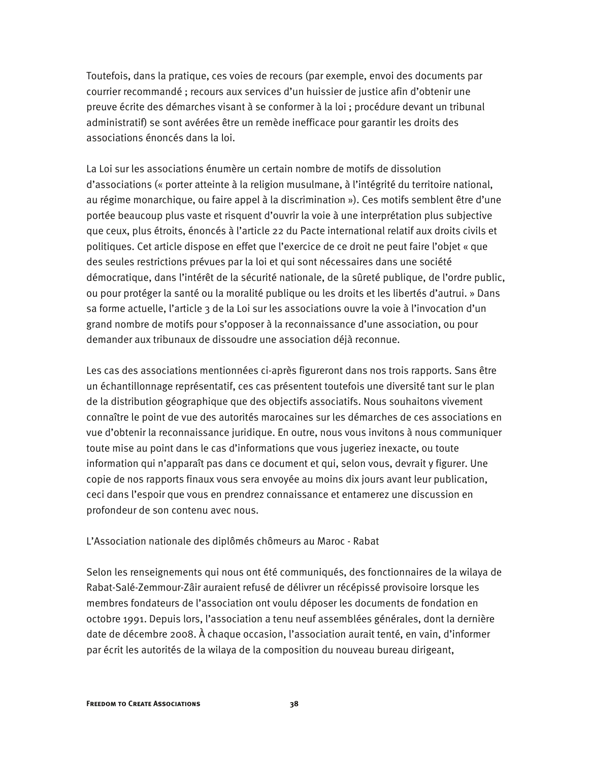Toutefois, dans la pratique, ces voies de recours (par exemple, envoi des documents par courrier recommandé ; recours aux services d'un huissier de justice afin d'obtenir une preuve écrite des démarches visant à se conformer à la loi ; procédure devant un tribunal administratif) se sont avérées être un remède inefficace pour garantir les droits des associations énoncés dans la loi.

La Loi sur les associations énumère un certain nombre de motifs de dissolution d'associations (« porter atteinte à la religion musulmane, à l'intégrité du territoire national, au régime monarchique, ou faire appel à la discrimination »). Ces motifs semblent être d'une portée beaucoup plus vaste et risquent d'ouvrir la voie à une interprétation plus subjective que ceux, plus étroits, énoncés à l'article 22 du Pacte international relatif aux droits civils et politiques. Cet article dispose en effet que l'exercice de ce droit ne peut faire l'objet « que des seules restrictions prévues par la loi et qui sont nécessaires dans une société démocratique, dans l'intérêt de la sécurité nationale, de la sûreté publique, de l'ordre public, ou pour protéger la santé ou la moralité publique ou les droits et les libertés d'autrui. » Dans sa forme actuelle, l'article 3 de la Loi sur les associations ouvre la voie à l'invocation d'un grand nombre de motifs pour s'opposer à la reconnaissance d'une association, ou pour demander aux tribunaux de dissoudre une association déjà reconnue.

Les cas des associations mentionnées ci-après figureront dans nos trois rapports. Sans être un échantillonnage représentatif, ces cas présentent toutefois une diversité tant sur le plan de la distribution géographique que des objectifs associatifs. Nous souhaitons vivement connaître le point de vue des autorités marocaines sur les démarches de ces associations en vue d'obtenir la reconnaissance juridique. En outre, nous vous invitons à nous communiquer toute mise au point dans le cas d'informations que vous jugeriez inexacte, ou toute information qui n'apparaît pas dans ce document et qui, selon vous, devrait y figurer. Une copie de nos rapports finaux vous sera envoyée au moins dix jours avant leur publication, ceci dans l'espoir que vous en prendrez connaissance et entamerez une discussion en profondeur de son contenu avec nous.

L'Association nationale des diplômés chômeurs au Maroc - Rabat

Selon les renseignements qui nous ont été communiqués, des fonctionnaires de la wilaya de Rabat-Salé-Zemmour-Zâir auraient refusé de délivrer un récépissé provisoire lorsque les membres fondateurs de l'association ont voulu déposer les documents de fondation en octobre 1991. Depuis lors, l'association a tenu neuf assemblées générales, dont la dernière date de décembre 2008. À chaque occasion, l'association aurait tenté, en vain, d'informer par écrit les autorités de la wilaya de la composition du nouveau bureau dirigeant,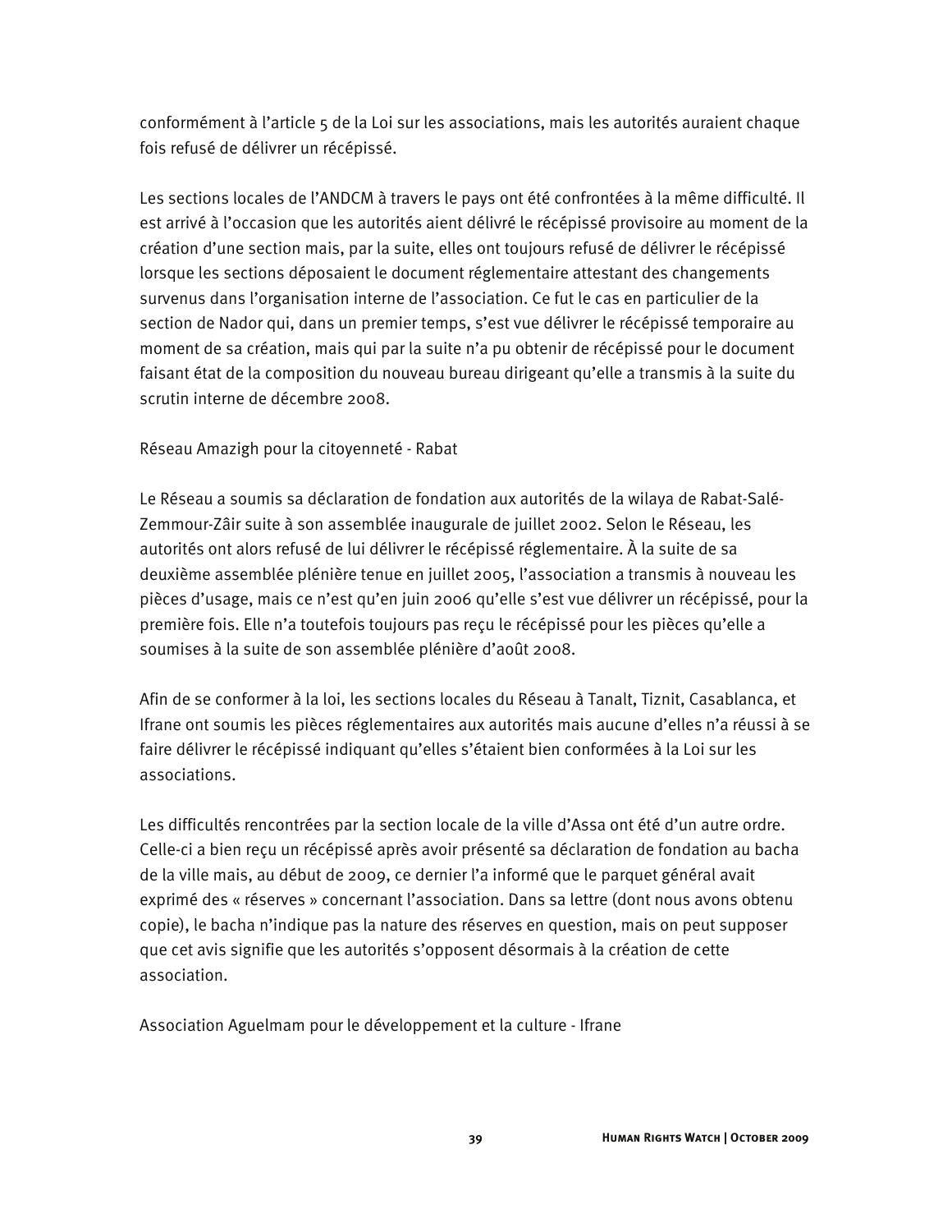conformément à l'article 5 de la Loi sur les associations, mais les autorités auraient chaque fois refusé de délivrer un récépissé.

Les sections locales de l'ANDCM à travers le pays ont été confrontées à la même difficulté. Il est arrivé à l'occasion que les autorités aient délivré le récépissé provisoire au moment de la création d'une section mais, par la suite, elles ont toujours refusé de délivrer le récépissé lorsque les sections déposaient le document réglementaire attestant des changements survenus dans l'organisation interne de l'association. Ce fut le cas en particulier de la section de Nador qui, dans un premier temps, s'est vue délivrer le récépissé temporaire au moment de sa création, mais qui par la suite n'a pu obtenir de récépissé pour le document faisant état de la composition du nouveau bureau dirigeant qu'elle a transmis à la suite du scrutin interne de décembre 2008.

Réseau Amazigh pour la citoyenneté - Rabat

Le Réseau a soumis sa déclaration de fondation aux autorités de la wilaya de Rabat-Salé-Zemmour-Zâir suite à son assemblée inaugurale de juillet 2002. Selon le Réseau, les autorités ont alors refusé de lui délivrer le récépissé réglementaire. À la suite de sa deuxième assemblée plénière tenue en juillet 2005, l'association a transmis à nouveau les pièces d'usage, mais ce n'est qu'en juin 2006 qu'elle s'est vue délivrer un récépissé, pour la première fois. Elle n'a toutefois toujours pas reçu le récépissé pour les pièces qu'elle a soumises à la suite de son assemblée plénière d'août 2008.

Afin de se conformer à la loi, les sections locales du Réseau à Tanalt, Tiznit, Casablanca, et Ifrane ont soumis les pièces réglementaires aux autorités mais aucune d'elles n'a réussi à se faire délivrer le récépissé indiquant qu'elles s'étaient bien conformées à la Loi sur les associations.

Les difficultés rencontrées par la section locale de la ville d'Assa ont été d'un autre ordre. Celle-ci a bien reçu un récépissé après avoir présenté sa déclaration de fondation au bacha de la ville mais, au début de 2009, ce dernier l'a informé que le parquet général avait exprimé des « réserves » concernant l'association. Dans sa lettre (dont nous avons obtenu copie), le bacha n'indique pas la nature des réserves en question, mais on peut supposer que cet avis signifie que les autorités s'opposent désormais à la création de cette association.

Association Aguelmam pour le développement et la culture - Ifrane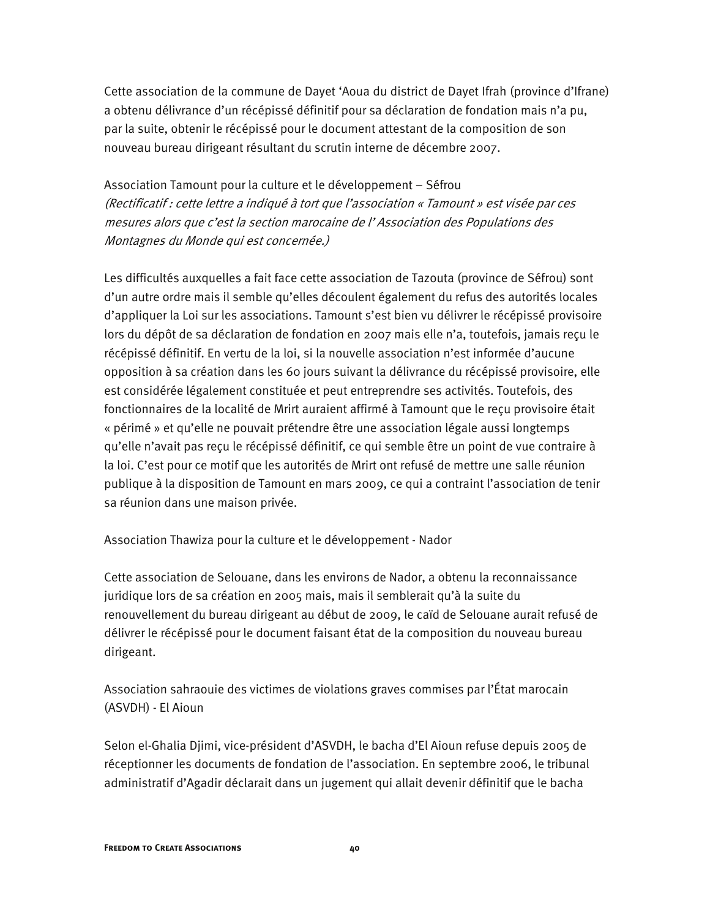Cette association de la commune de Dayet 'Aoua du district de Dayet Ifrah (province d'Ifrane) a obtenu délivrance d'un récépissé définitif pour sa déclaration de fondation mais n'a pu, par la suite, obtenir le récépissé pour le document attestant de la composition de son nouveau bureau dirigeant résultant du scrutin interne de décembre 2007.

Association Tamount pour la culture et le développement – Séfrou

*(Rectificatif : cette lettre a indiqué à tort que l'association « Tamount » est visée par ces mesures alors que c'est la section marocaine de l' Association des Populations des Montagnes du Monde qui est concernée.)*

Les difficultés auxquelles a fait face cette association de Tazouta (province de Séfrou) sont d'un autre ordre mais il semble qu'elles découlent également du refus des autorités locales d'appliquer la Loi sur les associations. Tamount s'est bien vu délivrer le récépissé provisoire lors du dépôt de sa déclaration de fondation en 2007 mais elle n'a, toutefois, jamais reçu le récépissé définitif. En vertu de la loi, si la nouvelle association n'est informée d'aucune opposition à sa création dans les 60 jours suivant la délivrance du récépissé provisoire, elle est considérée légalement constituée et peut entreprendre ses activités. Toutefois, des fonctionnaires de la localité de Mrirt auraient affirmé à Tamount que le reçu provisoire était « périmé » et qu'elle ne pouvait prétendre être une association légale aussi longtemps qu'elle n'avait pas reçu le récépissé définitif, ce qui semble être un point de vue contraire à la loi. C'est pour ce motif que les autorités de Mrirt ont refusé de mettre une salle réunion publique à la disposition de Tamount en mars 2009, ce qui a contraint l'association de tenir sa réunion dans une maison privée.

Association Thawiza pour la culture et le développement - Nador

Cette association de Selouane, dans les environs de Nador, a obtenu la reconnaissance juridique lors de sa création en 2005 mais, mais il semblerait qu'à la suite du renouvellement du bureau dirigeant au début de 2009, le caïd de Selouane aurait refusé de délivrer le récépissé pour le document faisant état de la composition du nouveau bureau dirigeant.

Association sahraouie des victimes de violations graves commises par l'État marocain (ASVDH) - El Aioun

Selon el-Ghalia Djimi, vice-président d'ASVDH, le bacha d'El Aioun refuse depuis 2005 de réceptionner les documents de fondation de l'association. En septembre 2006, le tribunal administratif d'Agadir déclarait dans un jugement qui allait devenir définitif que le bacha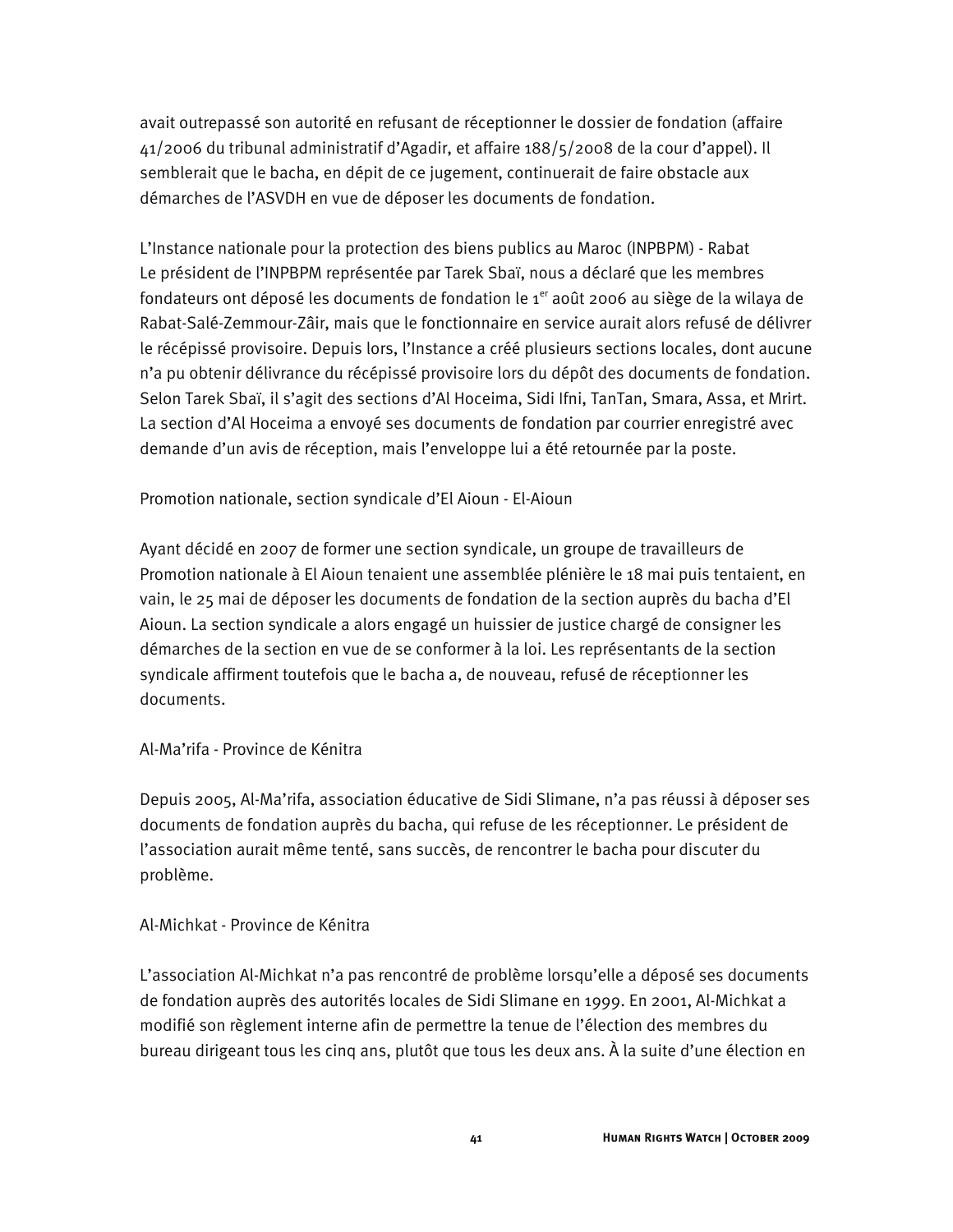avait outrepassé son autorité en refusant de réceptionner le dossier de fondation (affaire 41/2006 du tribunal administratif d'Agadir, et affaire 188/5/2008 de la cour d'appel). Il semblerait que le bacha, en dépit de ce jugement, continuerait de faire obstacle aux démarches de l'ASVDH en vue de déposer les documents de fondation.

L'Instance nationale pour la protection des biens publics au Maroc (INPBPM) - Rabat

Le président de l'INPBPM représentée par Tarek Sbaï, nous a déclaré que les membres fondateurs ont déposé les documents de fondation le 1er août 2006 au siège de la wilaya de Rabat-Salé-Zemmour-Zâir, mais que le fonctionnaire en service aurait alors refusé de délivrer le récépissé provisoire. Depuis lors, l'Instance a créé plusieurs sections locales, dont aucune n'a pu obtenir délivrance du récépissé provisoire lors du dépôt des documents de fondation. Selon Tarek Sbaï, il s'agit des sections d'Al Hoceima, Sidi Ifni, TanTan, Smara, Assa, et Mrirt. La section d'Al Hoceima a envoyé ses documents de fondation par courrier enregistré avec demande d'un avis de réception, mais l'enveloppe lui a été retournée par la poste.

Promotion nationale, section syndicale d'El Aioun - El-Aioun

Ayant décidé en 2007 de former une section syndicale, un groupe de travailleurs de Promotion nationale à El Aioun tenaient une assemblée plénière le 18 mai puis tentaient, en vain, le 25 mai de déposer les documents de fondation de la section auprès du bacha d'El Aioun. La section syndicale a alors engagé un huissier de justice chargé de consigner les démarches de la section en vue de se conformer à la loi. Les représentants de la section syndicale affirment toutefois que le bacha a, de nouveau, refusé de réceptionner les documents.

Al-Ma'rifa - Province de Kénitra

Depuis 2005, Al-Ma'rifa, association éducative de Sidi Slimane, n'a pas réussi à déposer ses documents de fondation auprès du bacha, qui refuse de les réceptionner. Le président de l'association aurait même tenté, sans succès, de rencontrer le bacha pour discuter du problème.

Al-Michkat - Province de Kénitra

L'association Al-Michkat n'a pas rencontré de problème lorsqu'elle a déposé ses documents de fondation auprès des autorités locales de Sidi Slimane en 1999. En 2001, Al-Michkat a modifié son règlement interne afin de permettre la tenue de l'élection des membres du bureau dirigeant tous les cinq ans, plutôt que tous les deux ans. À la suite d'une élection en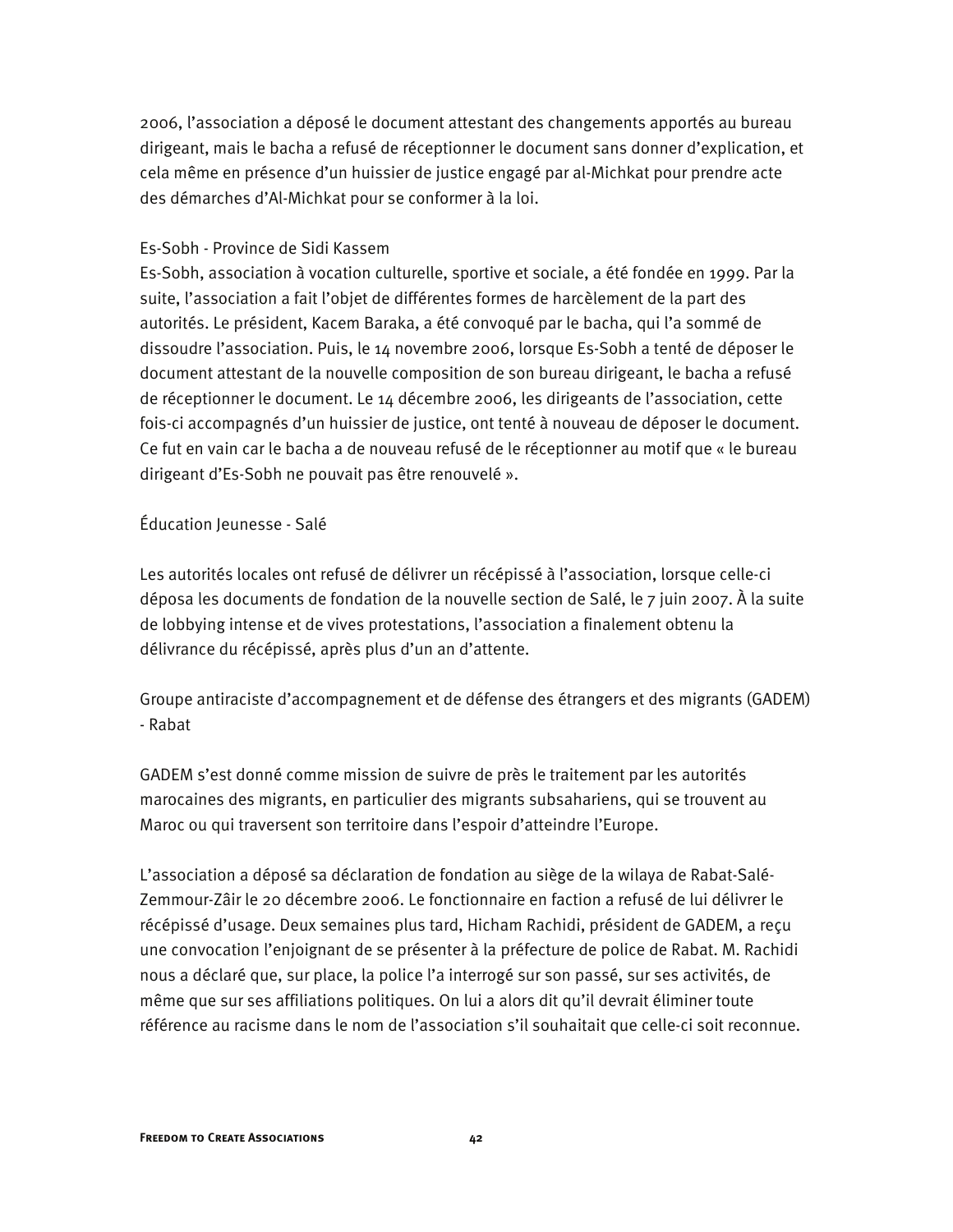2006, l'association a déposé le document attestant des changements apportés au bureau dirigeant, mais le bacha a refusé de réceptionner le document sans donner d'explication, et cela même en présence d'un huissier de justice engagé par al-Michkat pour prendre acte des démarches d'Al-Michkat pour se conformer à la loi.

Es-Sobh - Province de Sidi Kassem

Es-Sobh, association à vocation culturelle, sportive et sociale, a été fondée en 1999. Par la suite, l'association a fait l'objet de différentes formes de harcèlement de la part des autorités. Le président, Kacem Baraka, a été convoqué par le bacha, qui l'a sommé de dissoudre l'association. Puis, le 14 novembre 2006, lorsque Es-Sobh a tenté de déposer le document attestant de la nouvelle composition de son bureau dirigeant, le bacha a refusé de réceptionner le document. Le 14 décembre 2006, les dirigeants de l'association, cette fois-ci accompagnés d'un huissier de justice, ont tenté à nouveau de déposer le document. Ce fut en vain car le bacha a de nouveau refusé de le réceptionner au motif que « le bureau dirigeant d'Es-Sobh ne pouvait pas être renouvelé ».

Éducation Jeunesse - Salé

Les autorités locales ont refusé de délivrer un récépissé à l'association, lorsque celle-ci déposa les documents de fondation de la nouvelle section de Salé, le 7 juin 2007. À la suite de lobbying intense et de vives protestations, l'association a finalement obtenu la délivrance du récépissé, après plus d'un an d'attente.

Groupe antiraciste d'accompagnement et de défense des étrangers et des migrants (GADEM) - Rabat

GADEM s'est donné comme mission de suivre de près le traitement par les autorités marocaines des migrants, en particulier des migrants subsahariens, qui se trouvent au Maroc ou qui traversent son territoire dans l'espoir d'atteindre l'Europe.

L'association a déposé sa déclaration de fondation au siège de la wilaya de Rabat-Salé-Zemmour-Zâir le 20 décembre 2006. Le fonctionnaire en faction a refusé de lui délivrer le récépissé d'usage. Deux semaines plus tard, Hicham Rachidi, président de GADEM, a reçu une convocation l'enjoignant de se présenter à la préfecture de police de Rabat. M. Rachidi nous a déclaré que, sur place, la police l'a interrogé sur son passé, sur ses activités, de même que sur ses affiliations politiques. On lui a alors dit qu'il devrait éliminer toute référence au racisme dans le nom de l'association s'il souhaitait que celle-ci soit reconnue.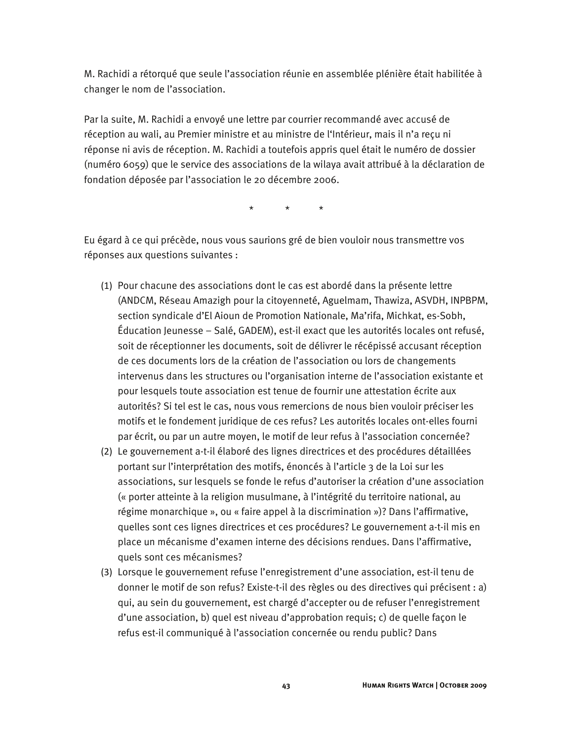M. Rachidi a rétorqué que seule l'association réunie en assemblée plénière était habilitée à changer le nom de l'association.

Par la suite, M. Rachidi a envoyé une lettre par courrier recommandé avec accusé de réception au wali, au Premier ministre et au ministre de l'Intérieur, mais il n'a reçu ni réponse ni avis de réception. M. Rachidi a toutefois appris quel était le numéro de dossier (numéro 6059) que le service des associations de la wilaya avait attribué à la déclaration de fondation déposée par l'association le 20 décembre 2006.

\* \* \*

Eu égard à ce qui précède, nous vous saurions gré de bien vouloir nous transmettre vos réponses aux questions suivantes :

(1) Pour chacune des associations dont le cas est abordé dans la présente lettre (ANDCM, Réseau Amazigh pour la citoyenneté, Aguelmam, Thawiza, ASVDH, INPBPM, section syndicale d'El Aioun de Promotion Nationale, Ma'rifa, Michkat, es-Sobh, Éducation Jeunesse – Salé, GADEM), est-il exact que les autorités locales ont refusé, soit de réceptionner les documents, soit de délivrer le récépissé accusant réception de ces documents lors de la création de l'association ou lors de changements intervenus dans les structures ou l'organisation interne de l'association existante et pour lesquels toute association est tenue de fournir une attestation écrite aux autorités? Si tel est le cas, nous vous remercions de nous bien vouloir préciser les motifs et le fondement juridique de ces refus? Les autorités locales ont-elles fourni par écrit, ou par un autre moyen, le motif de leur refus à l'association concernée?

(2) Le gouvernement a-t-il élaboré des lignes directrices et des procédures détaillées portant sur l'interprétation des motifs, énoncés à l'article 3 de la Loi sur les associations, sur lesquels se fonde le refus d'autoriser la création d'une association (« porter atteinte à la religion musulmane, à l'intégrité du territoire national, au régime monarchique », ou « faire appel à la discrimination »)? Dans l'affirmative, quelles sont ces lignes directrices et ces procédures? Le gouvernement a-t-il mis en place un mécanisme d'examen interne des décisions rendues. Dans l'affirmative, quels sont ces mécanismes?

(3) Lorsque le gouvernement refuse l'enregistrement d'une association, est-il tenu de donner le motif de son refus? Existe-t-il des règles ou des directives qui précisent : a) qui, au sein du gouvernement, est chargé d'accepter ou de refuser l'enregistrement d'une association, b) quel est niveau d'approbation requis; c) de quelle façon le refus est-il communiqué à l'association concernée ou rendu public? Dans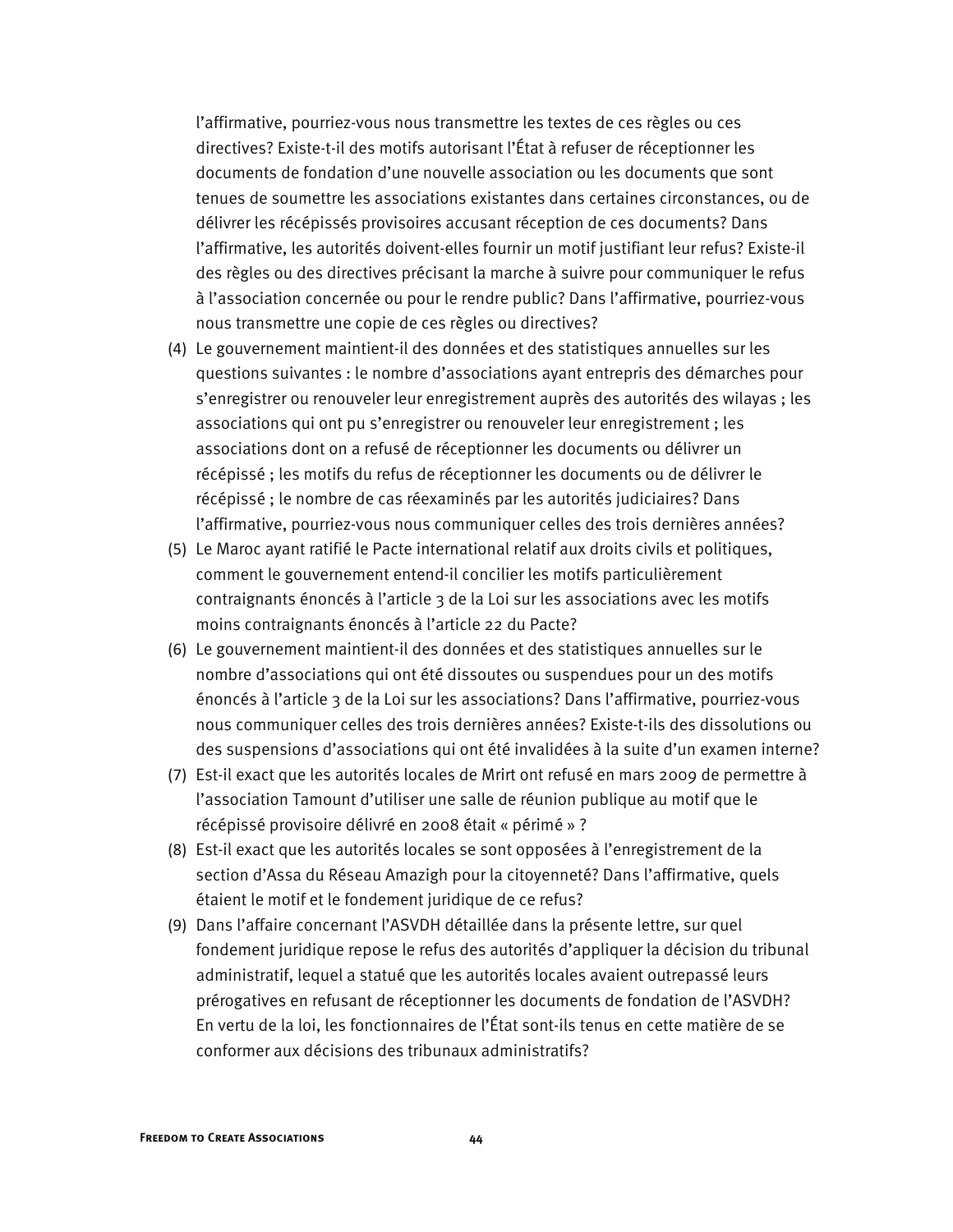l'affirmative, pourriez-vous nous transmettre les textes de ces règles ou ces directives? Existe-t-il des motifs autorisant l'État à refuser de réceptionner les documents de fondation d'une nouvelle association ou les documents que sont tenues de soumettre les associations existantes dans certaines circonstances, ou de délivrer les récépissés provisoires accusant réception de ces documents? Dans l'affirmative, les autorités doivent-elles fournir un motif justifiant leur refus? Existe-il des règles ou des directives précisant la marche à suivre pour communiquer le refus à l'association concernée ou pour le rendre public? Dans l'affirmative, pourriez-vous nous transmettre une copie de ces règles ou directives?

(4) Le gouvernement maintient-il des données et des statistiques annuelles sur les questions suivantes : le nombre d'associations ayant entrepris des démarches pour s'enregistrer ou renouveler leur enregistrement auprès des autorités des wilayas ; les associations qui ont pu s'enregistrer ou renouveler leur enregistrement ; les associations dont on a refusé de réceptionner les documents ou délivrer un récépissé ; les motifs du refus de réceptionner les documents ou de délivrer le récépissé ; le nombre de cas réexaminés par les autorités judiciaires? Dans l'affirmative, pourriez-vous nous communiquer celles des trois dernières années?

(5) Le Maroc ayant ratifié le Pacte international relatif aux droits civils et politiques, comment le gouvernement entend-il concilier les motifs particulièrement contraignants énoncés à l'article 3 de la Loi sur les associations avec les motifs moins contraignants énoncés à l'article 22 du Pacte?

(6) Le gouvernement maintient-il des données et des statistiques annuelles sur le nombre d'associations qui ont été dissoutes ou suspendues pour un des motifs énoncés à l'article 3 de la Loi sur les associations? Dans l'affirmative, pourriez-vous nous communiquer celles des trois dernières années? Existe-t-ils des dissolutions ou des suspensions d'associations qui ont été invalidées à la suite d'un examen interne?

(7) Est-il exact que les autorités locales de Mrirt ont refusé en mars 2009 de permettre à l'association Tamount d'utiliser une salle de réunion publique au motif que le récépissé provisoire délivré en 2008 était « périmé » ?

(8) Est-il exact que les autorités locales se sont opposées à l'enregistrement de la section d'Assa du Réseau Amazigh pour la citoyenneté? Dans l'affirmative, quels étaient le motif et le fondement juridique de ce refus?

(9) Dans l'affaire concernant l'ASVDH détaillée dans la présente lettre, sur quel fondement juridique repose le refus des autorités d'appliquer la décision du tribunal administratif, lequel a statué que les autorités locales avaient outrepassé leurs prérogatives en refusant de réceptionner les documents de fondation de l'ASVDH? En vertu de la loi, les fonctionnaires de l'État sont-ils tenus en cette matière de se conformer aux décisions des tribunaux administratifs?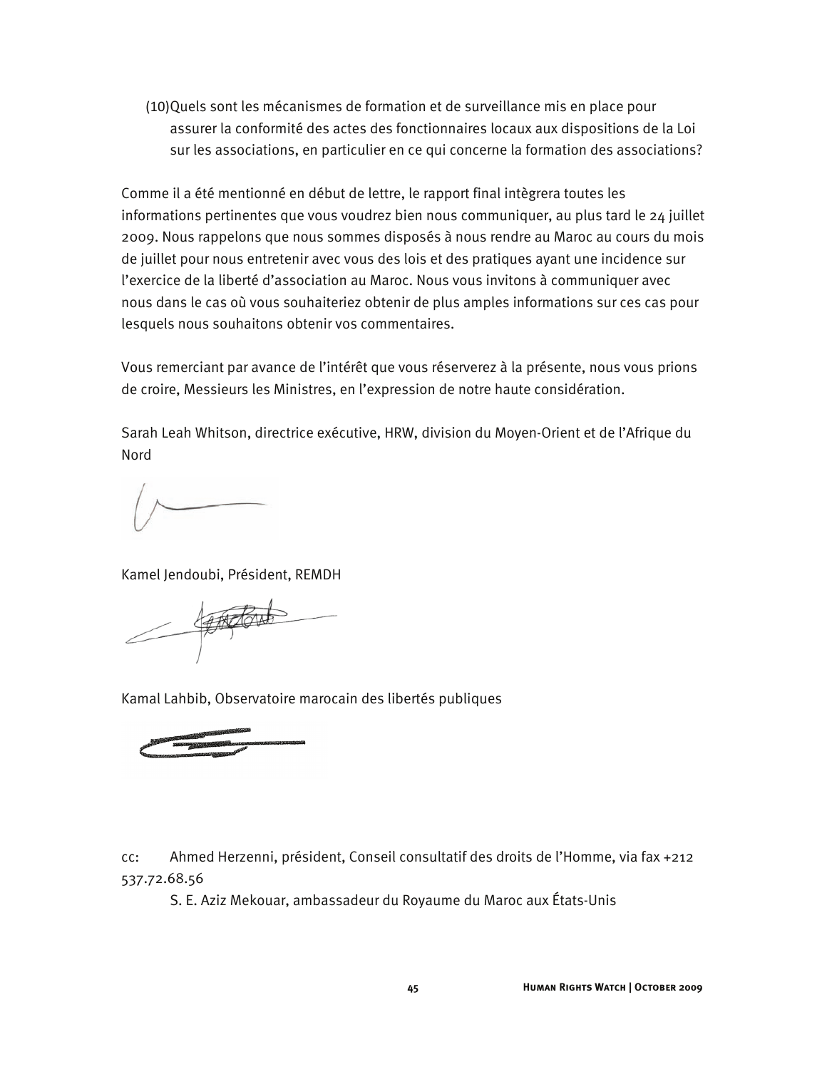(10) Quels sont les mécanismes de formation et de surveillance mis en place pour assurer la conformité des actes des fonctionnaires locaux aux dispositions de la Loi sur les associations, en particulier en ce qui concerne la formation des associations?

Comme il a été mentionné en début de lettre, le rapport final intègrera toutes les informations pertinentes que vous voudrez bien nous communiquer, au plus tard le 24 juillet 2009. Nous rappelons que nous sommes disposés à nous rendre au Maroc au cours du mois de juillet pour nous entretenir avec vous des lois et des pratiques ayant une incidence sur l'exercice de la liberté d'association au Maroc. Nous vous invitons à communiquer avec nous dans le cas où vous souhaiteriez obtenir de plus amples informations sur ces cas pour lesquels nous souhaitons obtenir vos commentaires.

Vous remerciant par avance de l'intérêt que vous réserverez à la présente, nous vous prions de croire, Messieurs les Ministres, en l'expression de notre haute considération.

Sarah Leah Whitson, directrice exécutive, HRW, division du Moyen-Orient et de l'Afrique du Nord

Kamel Jendoubi, Président, REMDH

Kamal Lahbib, Observatoire marocain des libertés publiques

cc: Ahmed Herzenni, président, Conseil consultatif des droits de l'Homme, via fax +212 537.72.68.56

S. E. Aziz Mekouar, ambassadeur du Royaume du Maroc aux États-Unis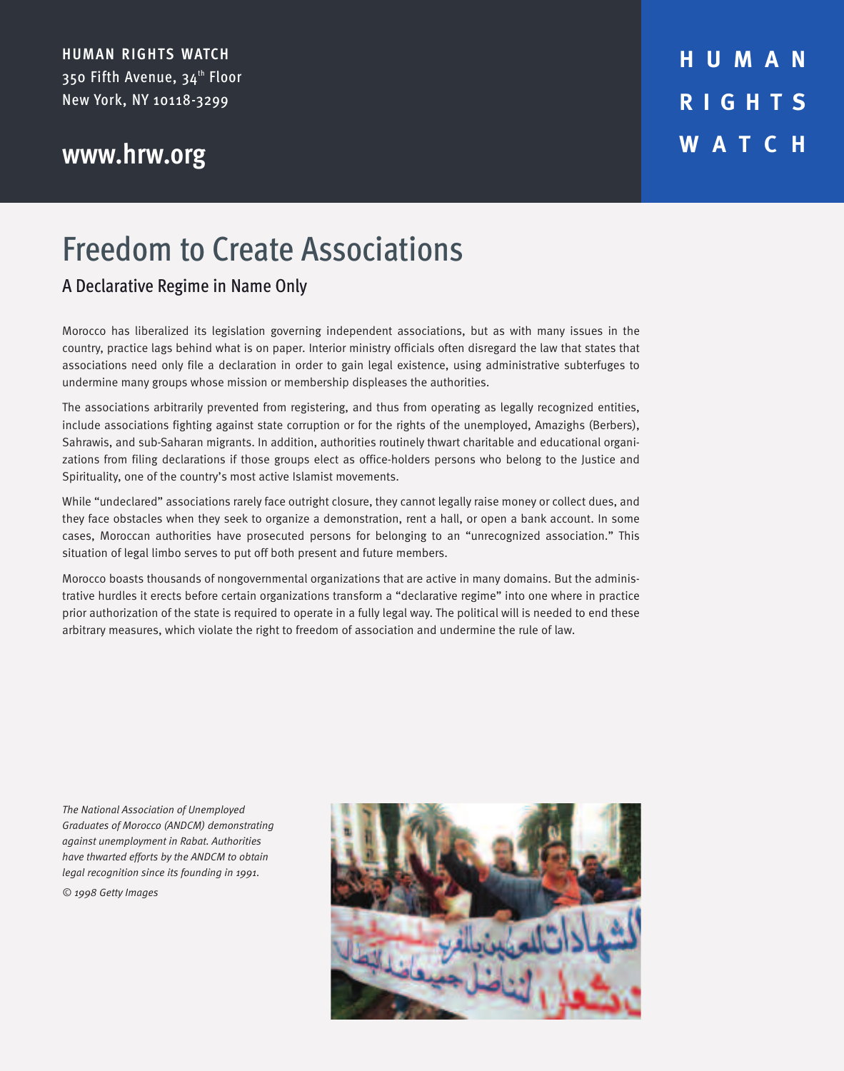**HUMAN RIGHTS WATCH**
350 Fifth Avenue, 34th Floor
New York, NY 10118-3299

**www.hrw.org**

**HUMAN RIGHTS WATCH**

# Freedom to Create Associations

## A Declarative Regime in Name Only

Morocco has liberalized its legislation governing independent associations, but as with many issues in the country, practice lags behind what is on paper. Interior ministry officials often disregard the law that states that associations need only file a declaration in order to gain legal existence, using administrative subterfuges to undermine many groups whose mission or membership displeases the authorities.

The associations arbitrarily prevented from registering, and thus from operating as legally recognized entities, include associations fighting against state corruption or for the rights of the unemployed, Amazighs (Berbers), Sahrawis, and sub-Saharan migrants. In addition, authorities routinely thwart charitable and educational organizations from filing declarations if those groups elect as office-holders persons who belong to the Justice and Spirituality, one of the country's most active Islamist movements.

While "undeclared" associations rarely face outright closure, they cannot legally raise money or collect dues, and they face obstacles when they seek to organize a demonstration, rent a hall, or open a bank account. In some cases, Moroccan authorities have prosecuted persons for belonging to an "unrecognized association." This situation of legal limbo serves to put off both present and future members.

Morocco boasts thousands of nongovernmental organizations that are active in many domains. But the administrative hurdles it erects before certain organizations transform a "declarative regime" into one where in practice prior authorization of the state is required to operate in a fully legal way. The political will is needed to end these arbitrary measures, which violate the right to freedom of association and undermine the rule of law.

*The National Association of Unemployed Graduates of Morocco (ANDCM) demonstrating against unemployment in Rabat. Authorities have thwarted efforts by the ANDCM to obtain legal recognition since its founding in 1991.*

*© 1998 Getty Images*